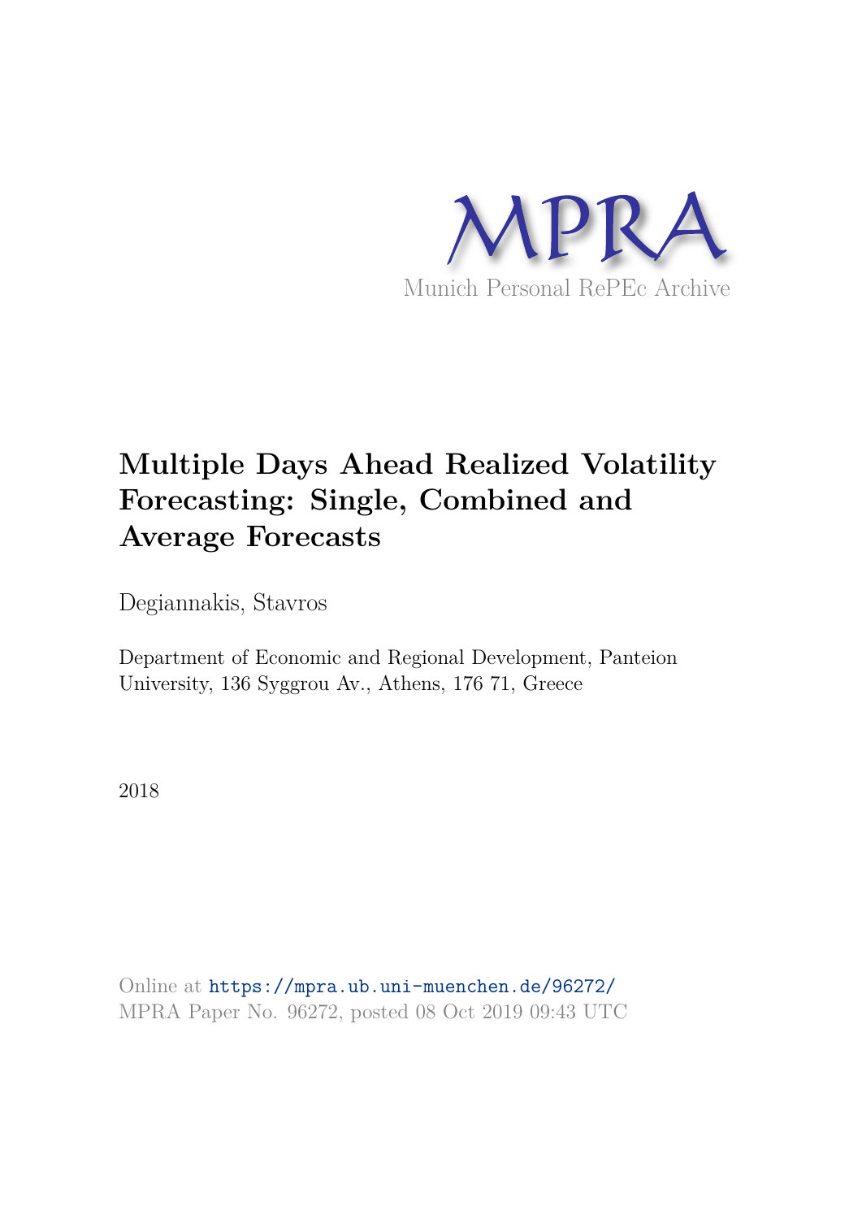MPRA

Munich Personal RePEc Archive

# Multiple Days Ahead Realized Volatility Forecasting: Single, Combined and Average Forecasts

Degiannakis, Stavros

Department of Economic and Regional Development, Panteion University, 136 Syggrou Av., Athens, 176 71, Greece

2018

Online at https://mpra.ub.uni-muenchen.de/96272/
MPRA Paper No. 96272, posted 08 Oct 2019 09:43 UTC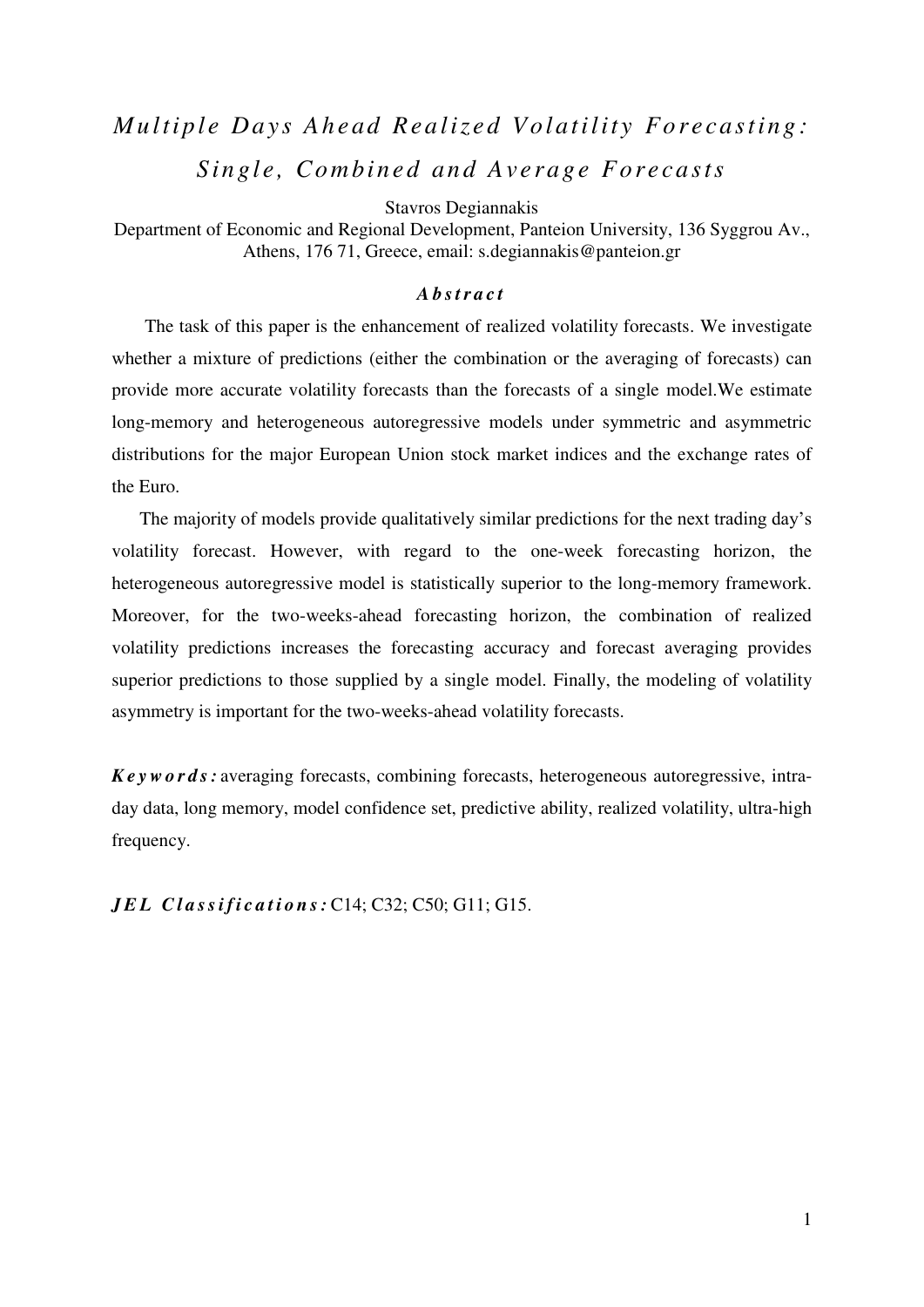// Multiple Days Ahead Realized Volatility Forecasting:
// Single, Combined and Average Forecasts

# *Multiple Days Ahead Realized Volatility Forecasting: Single, Combined and Average Forecasts*

Stavros Degiannakis

Department of Economic and Regional Development, Panteion University, 136 Syggrou Av., Athens, 176 71, Greece, email: s.degiannakis@panteion.gr

### *Abstract*

The task of this paper is the enhancement of realized volatility forecasts. We investigate whether a mixture of predictions (either the combination or the averaging of forecasts) can provide more accurate volatility forecasts than the forecasts of a single model.We estimate long-memory and heterogeneous autoregressive models under symmetric and asymmetric distributions for the major European Union stock market indices and the exchange rates of the Euro.

The majority of models provide qualitatively similar predictions for the next trading day's volatility forecast. However, with regard to the one-week forecasting horizon, the heterogeneous autoregressive model is statistically superior to the long-memory framework. Moreover, for the two-weeks-ahead forecasting horizon, the combination of realized volatility predictions increases the forecasting accuracy and forecast averaging provides superior predictions to those supplied by a single model. Finally, the modeling of volatility asymmetry is important for the two-weeks-ahead volatility forecasts.

***Keywords:*** averaging forecasts, combining forecasts, heterogeneous autoregressive, intra-day data, long memory, model confidence set, predictive ability, realized volatility, ultra-high frequency.

***JEL Classifications:*** C14; C32; C50; G11; G15.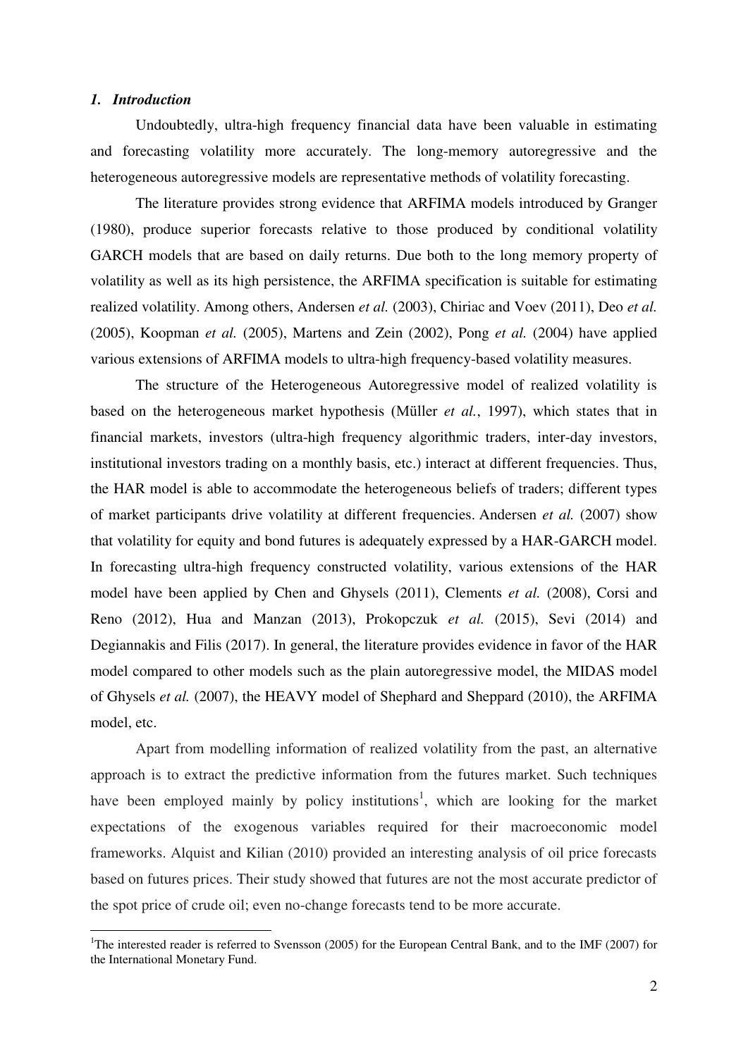## *1. Introduction*

Undoubtedly, ultra-high frequency financial data have been valuable in estimating and forecasting volatility more accurately. The long-memory autoregressive and the heterogeneous autoregressive models are representative methods of volatility forecasting.

The literature provides strong evidence that ARFIMA models introduced by Granger (1980), produce superior forecasts relative to those produced by conditional volatility GARCH models that are based on daily returns. Due both to the long memory property of volatility as well as its high persistence, the ARFIMA specification is suitable for estimating realized volatility. Among others, Andersen *et al.* (2003), Chiriac and Voev (2011), Deo *et al.* (2005), Koopman *et al.* (2005), Martens and Zein (2002), Pong *et al.* (2004) have applied various extensions of ARFIMA models to ultra-high frequency-based volatility measures.

The structure of the Heterogeneous Autoregressive model of realized volatility is based on the heterogeneous market hypothesis (Müller *et al.*, 1997), which states that in financial markets, investors (ultra-high frequency algorithmic traders, inter-day investors, institutional investors trading on a monthly basis, etc.) interact at different frequencies. Thus, the HAR model is able to accommodate the heterogeneous beliefs of traders; different types of market participants drive volatility at different frequencies. Andersen *et al.* (2007) show that volatility for equity and bond futures is adequately expressed by a HAR-GARCH model. In forecasting ultra-high frequency constructed volatility, various extensions of the HAR model have been applied by Chen and Ghysels (2011), Clements *et al.* (2008), Corsi and Reno (2012), Hua and Manzan (2013), Prokopczuk *et al.* (2015), Sevi (2014) and Degiannakis and Filis (2017). In general, the literature provides evidence in favor of the HAR model compared to other models such as the plain autoregressive model, the MIDAS model of Ghysels *et al.* (2007), the HEAVY model of Shephard and Sheppard (2010), the ARFIMA model, etc.

Apart from modelling information of realized volatility from the past, an alternative approach is to extract the predictive information from the futures market. Such techniques have been employed mainly by policy institutions[1], which are looking for the market expectations of the exogenous variables required for their macroeconomic model frameworks. Alquist and Kilian (2010) provided an interesting analysis of oil price forecasts based on futures prices. Their study showed that futures are not the most accurate predictor of the spot price of crude oil; even no-change forecasts tend to be more accurate.

[1] The interested reader is referred to Svensson (2005) for the European Central Bank, and to the IMF (2007) for the International Monetary Fund.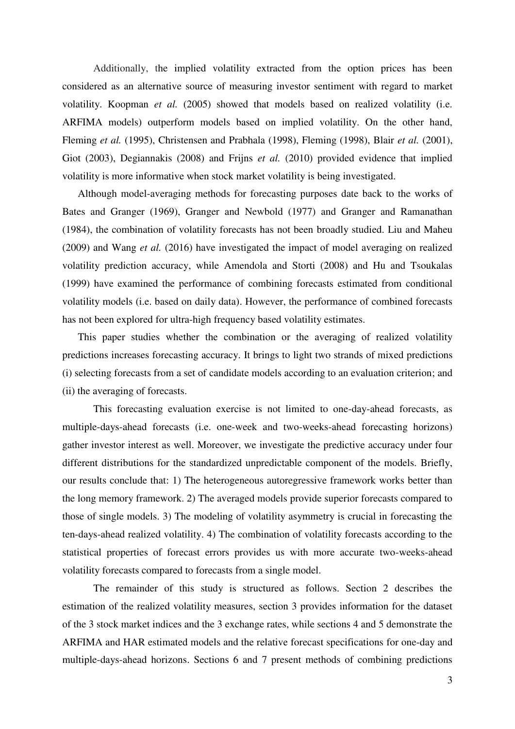Additionally, the implied volatility extracted from the option prices has been considered as an alternative source of measuring investor sentiment with regard to market volatility. Koopman *et al.* (2005) showed that models based on realized volatility (i.e. ARFIMA models) outperform models based on implied volatility. On the other hand, Fleming *et al.* (1995), Christensen and Prabhala (1998), Fleming (1998), Blair *et al.* (2001), Giot (2003), Degiannakis (2008) and Frijns *et al.* (2010) provided evidence that implied volatility is more informative when stock market volatility is being investigated.

Although model-averaging methods for forecasting purposes date back to the works of Bates and Granger (1969), Granger and Newbold (1977) and Granger and Ramanathan (1984), the combination of volatility forecasts has not been broadly studied. Liu and Maheu (2009) and Wang *et al.* (2016) have investigated the impact of model averaging on realized volatility prediction accuracy, while Amendola and Storti (2008) and Hu and Tsoukalas (1999) have examined the performance of combining forecasts estimated from conditional volatility models (i.e. based on daily data). However, the performance of combined forecasts has not been explored for ultra-high frequency based volatility estimates.

This paper studies whether the combination or the averaging of realized volatility predictions increases forecasting accuracy. It brings to light two strands of mixed predictions (i) selecting forecasts from a set of candidate models according to an evaluation criterion; and (ii) the averaging of forecasts.

This forecasting evaluation exercise is not limited to one-day-ahead forecasts, as multiple-days-ahead forecasts (i.e. one-week and two-weeks-ahead forecasting horizons) gather investor interest as well. Moreover, we investigate the predictive accuracy under four different distributions for the standardized unpredictable component of the models. Briefly, our results conclude that: 1) The heterogeneous autoregressive framework works better than the long memory framework. 2) The averaged models provide superior forecasts compared to those of single models. 3) The modeling of volatility asymmetry is crucial in forecasting the ten-days-ahead realized volatility. 4) The combination of volatility forecasts according to the statistical properties of forecast errors provides us with more accurate two-weeks-ahead volatility forecasts compared to forecasts from a single model.

The remainder of this study is structured as follows. Section 2 describes the estimation of the realized volatility measures, section 3 provides information for the dataset of the 3 stock market indices and the 3 exchange rates, while sections 4 and 5 demonstrate the ARFIMA and HAR estimated models and the relative forecast specifications for one-day and multiple-days-ahead horizons. Sections 6 and 7 present methods of combining predictions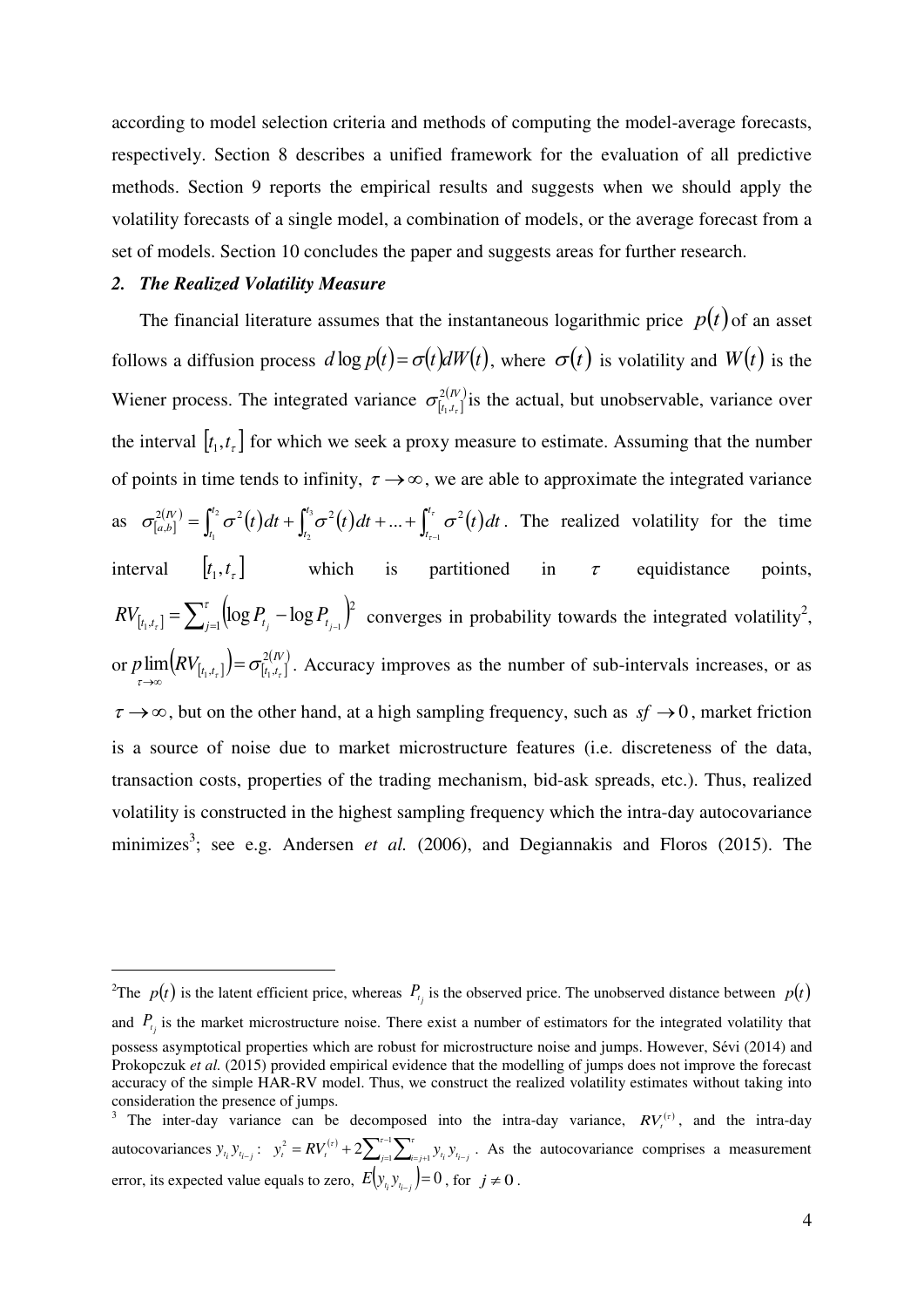according to model selection criteria and methods of computing the model-average forecasts, respectively. Section 8 describes a unified framework for the evaluation of all predictive methods. Section 9 reports the empirical results and suggests when we should apply the volatility forecasts of a single model, a combination of models, or the average forecast from a set of models. Section 10 concludes the paper and suggests areas for further research.

## *2. The Realized Volatility Measure*

The financial literature assumes that the instantaneous logarithmic price $p(t)$ of an asset follows a diffusion process $d\log p(t) = \sigma(t)dW(t)$, where $\sigma(t)$ is volatility and $W(t)$ is the Wiener process. The integrated variance $\sigma^{2(IV)}_{[t_1,t_\tau]}$ is the actual, but unobservable, variance over the interval $[t_1,t_\tau]$ for which we seek a proxy measure to estimate. Assuming that the number of points in time tends to infinity, $\tau \to \infty$, we are able to approximate the integrated variance as $\sigma^{2(IV)}_{[a,b]} = \int_{t_1}^{t_2}\sigma^2(t)dt + \int_{t_2}^{t_3}\sigma^2(t)dt + ... + \int_{t_{\tau-1}}^{t_\tau}\sigma^2(t)dt$. The realized volatility for the time interval $[t_1,t_\tau]$ which is partitioned in $\tau$ equidistance points, $RV_{[t_1,t_\tau]} = \sum_{j=1}^{\tau}\left(\log P_{t_j} - \log P_{t_{j-1}}\right)^2$ converges in probability towards the integrated volatility[2], or $p\lim_{\tau\to\infty}\left(RV_{[t_1,t_\tau]}\right) = \sigma^{2(IV)}_{[t_1,t_\tau]}$. Accuracy improves as the number of sub-intervals increases, or as $\tau \to \infty$, but on the other hand, at a high sampling frequency, such as $sf \to 0$, market friction is a source of noise due to market microstructure features (i.e. discreteness of the data, transaction costs, properties of the trading mechanism, bid-ask spreads, etc.). Thus, realized volatility is constructed in the highest sampling frequency which the intra-day autocovariance minimizes[3]; see e.g. Andersen *et al.* (2006), and Degiannakis and Floros (2015). The

---

[2]The $p(t)$ is the latent efficient price, whereas $P_{t_j}$ is the observed price. The unobserved distance between $p(t)$ and $P_{t_j}$ is the market microstructure noise. There exist a number of estimators for the integrated volatility that possess asymptotical properties which are robust for microstructure noise and jumps. However, Sévi (2014) and Prokopczuk *et al.* (2015) provided empirical evidence that the modelling of jumps does not improve the forecast accuracy of the simple HAR-RV model. Thus, we construct the realized volatility estimates without taking into consideration the presence of jumps.

[3] The inter-day variance can be decomposed into the intra-day variance, $RV_t^{(\tau)}$, and the intra-day autocovariances $y_{t_i}y_{t_{i-j}}$: $y_t^2 = RV_t^{(\tau)} + 2\sum_{j=1}^{\tau-1}\sum_{i=j+1}^{\tau} y_{t_i}y_{t_{i-j}}$. As the autocovariance comprises a measurement error, its expected value equals to zero, $E\left(y_{t_i}y_{t_{i-j}}\right) = 0$, for $j \neq 0$.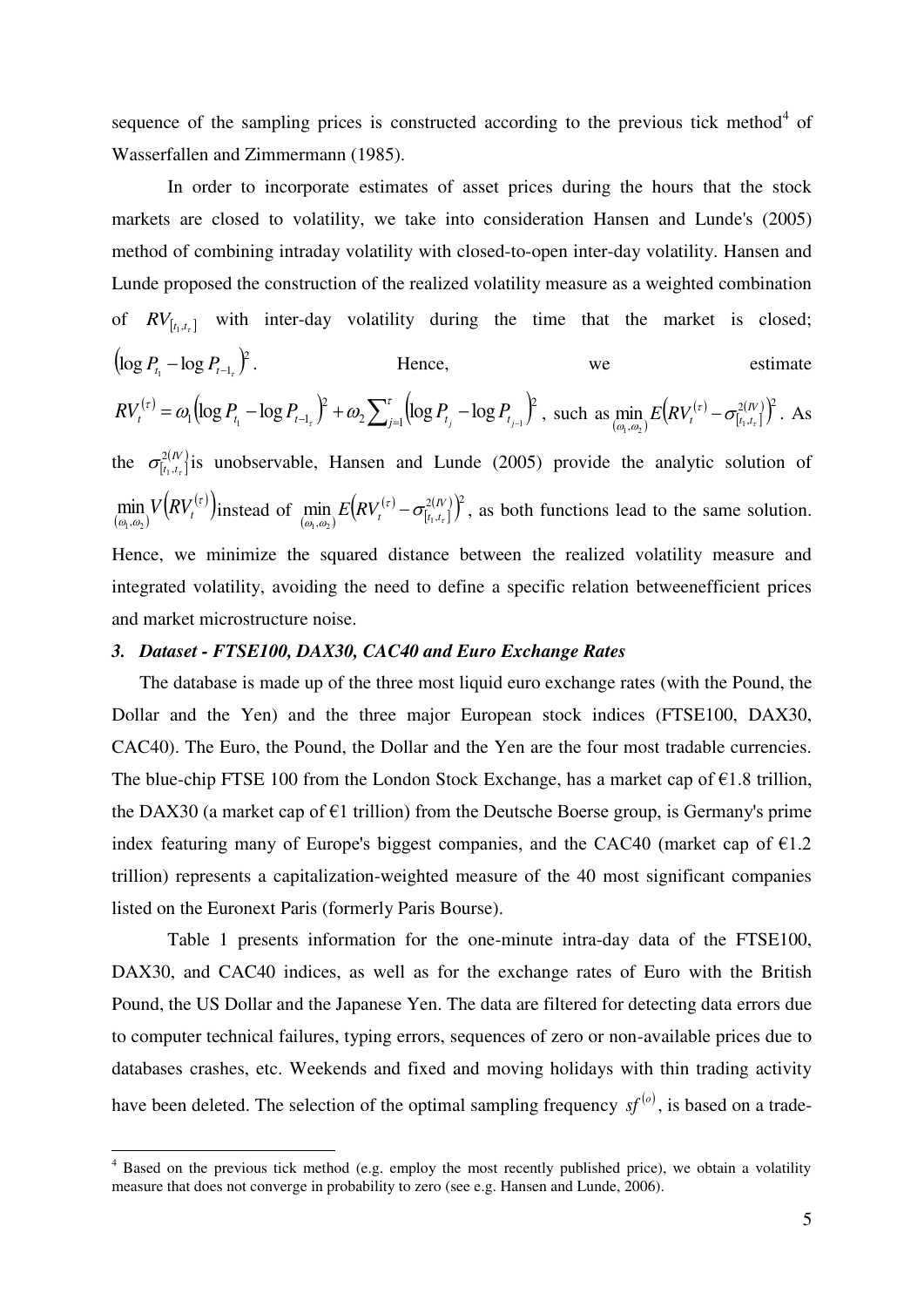sequence of the sampling prices is constructed according to the previous tick method[4] of Wasserfallen and Zimmermann (1985).

In order to incorporate estimates of asset prices during the hours that the stock markets are closed to volatility, we take into consideration Hansen and Lunde's (2005) method of combining intraday volatility with closed-to-open inter-day volatility. Hansen and Lunde proposed the construction of the realized volatility measure as a weighted combination of $RV_{[t_1,t_\tau]}$ with inter-day volatility during the time that the market is closed; $\left(\log P_{t_1} - \log P_{t-1_\tau}\right)^2$. Hence, we estimate $RV_t^{(\tau)} = \omega_1\left(\log P_{t_1} - \log P_{t-1_\tau}\right)^2 + \omega_2\sum_{j=1}^{\tau}\left(\log P_{t_j} - \log P_{t_{j-1}}\right)^2$, such as $\min_{(\omega_1,\omega_2)} E\left(RV_t^{(\tau)} - \sigma_{[t_1,t_\tau]}^{2(IV)}\right)^2$. As the $\sigma_{[t_1,t_\tau]}^{2(IV)}$ is unobservable, Hansen and Lunde (2005) provide the analytic solution of $\min_{(\omega_1,\omega_2)} V\left(RV_t^{(\tau)}\right)$ instead of $\min_{(\omega_1,\omega_2)} E\left(RV_t^{(\tau)} - \sigma_{[t_1,t_\tau]}^{2(IV)}\right)^2$, as both functions lead to the same solution. Hence, we minimize the squared distance between the realized volatility measure and integrated volatility, avoiding the need to define a specific relation betweenefficient prices and market microstructure noise.

### 3. *Dataset - FTSE100, DAX30, CAC40 and Euro Exchange Rates*

The database is made up of the three most liquid euro exchange rates (with the Pound, the Dollar and the Yen) and the three major European stock indices (FTSE100, DAX30, CAC40). The Euro, the Pound, the Dollar and the Yen are the four most tradable currencies. The blue-chip FTSE 100 from the London Stock Exchange, has a market cap of €1.8 trillion, the DAX30 (a market cap of €1 trillion) from the Deutsche Boerse group, is Germany's prime index featuring many of Europe's biggest companies, and the CAC40 (market cap of €1.2 trillion) represents a capitalization-weighted measure of the 40 most significant companies listed on the Euronext Paris (formerly Paris Bourse).

Table 1 presents information for the one-minute intra-day data of the FTSE100, DAX30, and CAC40 indices, as well as for the exchange rates of Euro with the British Pound, the US Dollar and the Japanese Yen. The data are filtered for detecting data errors due to computer technical failures, typing errors, sequences of zero or non-available prices due to databases crashes, etc. Weekends and fixed and moving holidays with thin trading activity have been deleted. The selection of the optimal sampling frequency $sf^{(o)}$, is based on a trade-

[4] Based on the previous tick method (e.g. employ the most recently published price), we obtain a volatility measure that does not converge in probability to zero (see e.g. Hansen and Lunde, 2006).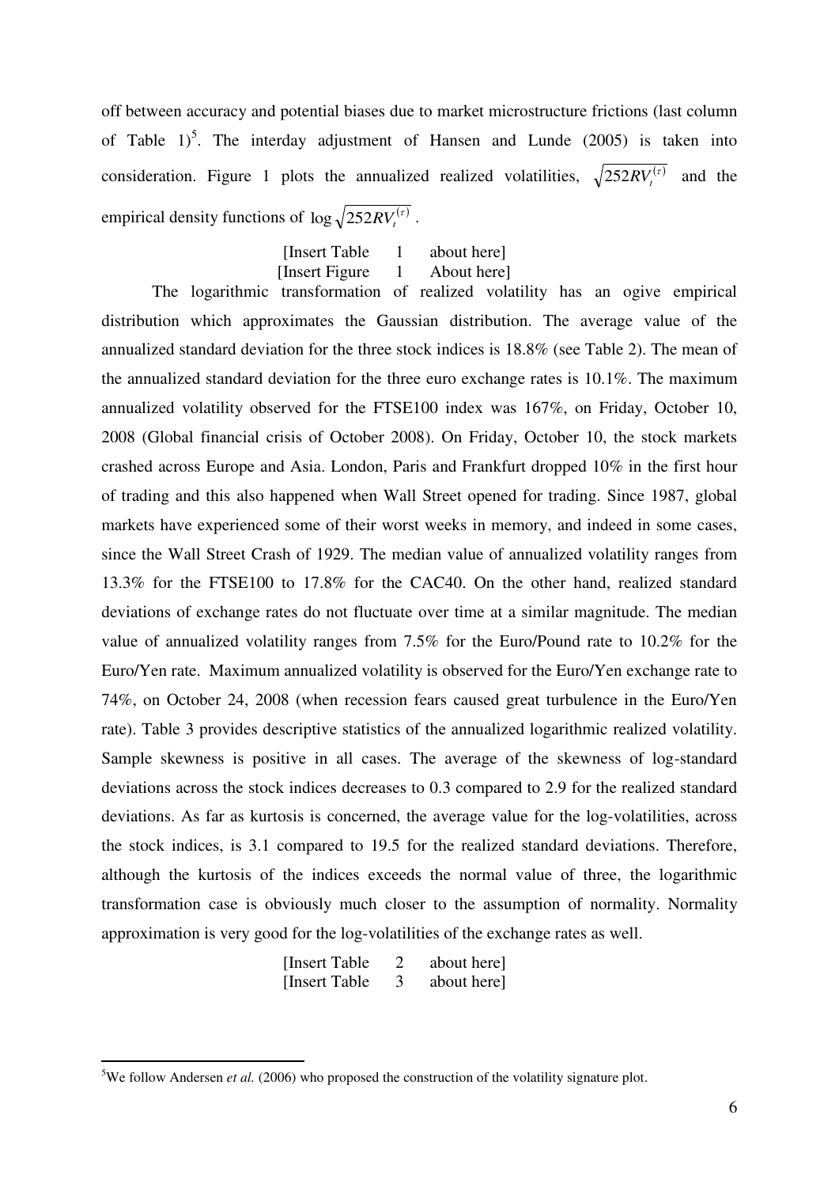off between accuracy and potential biases due to market microstructure frictions (last column of Table 1)[5]. The interday adjustment of Hansen and Lunde (2005) is taken into consideration. Figure 1 plots the annualized realized volatilities, $\sqrt{252RV_t^{(\tau)}}$ and the empirical density functions of $\log\sqrt{252RV_t^{(\tau)}}$.

[Insert Table 1 about here]
[Insert Figure 1 About here]

The logarithmic transformation of realized volatility has an ogive empirical distribution which approximates the Gaussian distribution. The average value of the annualized standard deviation for the three stock indices is 18.8% (see Table 2). The mean of the annualized standard deviation for the three euro exchange rates is 10.1%. The maximum annualized volatility observed for the FTSE100 index was 167%, on Friday, October 10, 2008 (Global financial crisis of October 2008). On Friday, October 10, the stock markets crashed across Europe and Asia. London, Paris and Frankfurt dropped 10% in the first hour of trading and this also happened when Wall Street opened for trading. Since 1987, global markets have experienced some of their worst weeks in memory, and indeed in some cases, since the Wall Street Crash of 1929. The median value of annualized volatility ranges from 13.3% for the FTSE100 to 17.8% for the CAC40. On the other hand, realized standard deviations of exchange rates do not fluctuate over time at a similar magnitude. The median value of annualized volatility ranges from 7.5% for the Euro/Pound rate to 10.2% for the Euro/Yen rate. Maximum annualized volatility is observed for the Euro/Yen exchange rate to 74%, on October 24, 2008 (when recession fears caused great turbulence in the Euro/Yen rate). Table 3 provides descriptive statistics of the annualized logarithmic realized volatility. Sample skewness is positive in all cases. The average of the skewness of log-standard deviations across the stock indices decreases to 0.3 compared to 2.9 for the realized standard deviations. As far as kurtosis is concerned, the average value for the log-volatilities, across the stock indices, is 3.1 compared to 19.5 for the realized standard deviations. Therefore, although the kurtosis of the indices exceeds the normal value of three, the logarithmic transformation case is obviously much closer to the assumption of normality. Normality approximation is very good for the log-volatilities of the exchange rates as well.

[Insert Table 2 about here]
[Insert Table 3 about here]

---

[5] We follow Andersen *et al.* (2006) who proposed the construction of the volatility signature plot.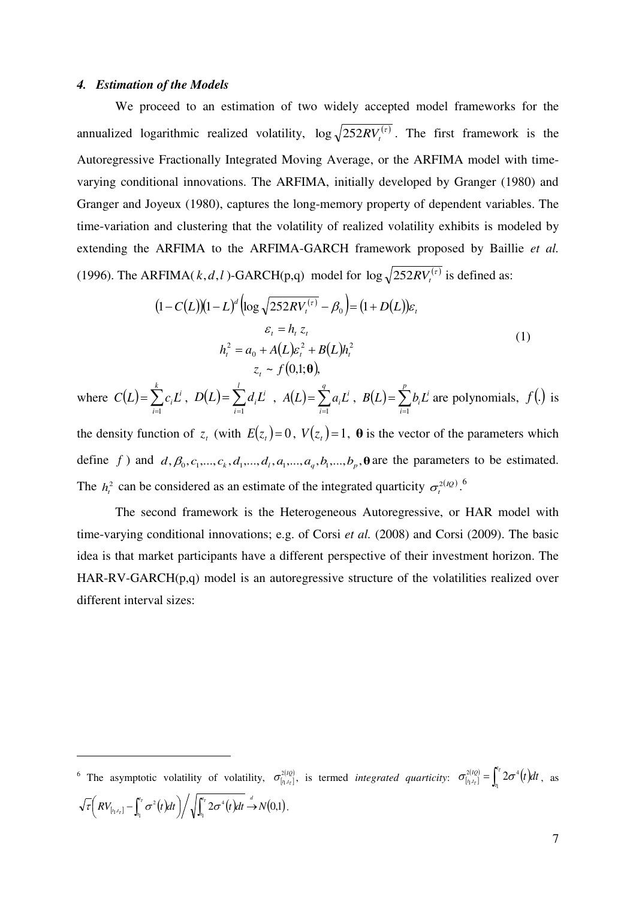#### *4. Estimation of the Models*

We proceed to an estimation of two widely accepted model frameworks for the annualized logarithmic realized volatility, $\log \sqrt{252 RV_t^{(\tau)}}$. The first framework is the Autoregressive Fractionally Integrated Moving Average, or the ARFIMA model with time-varying conditional innovations. The ARFIMA, initially developed by Granger (1980) and Granger and Joyeux (1980), captures the long-memory property of dependent variables. The time-variation and clustering that the volatility of realized volatility exhibits is modeled by extending the ARFIMA to the ARFIMA-GARCH framework proposed by Baillie *et al.* (1996). The ARFIMA($k,d,l$)-GARCH(p,q) model for $\log \sqrt{252 RV_t^{(\tau)}}$ is defined as:

$$
\begin{gathered}
(1 - C(L))(1 - L)^d \left( \log \sqrt{252 RV_t^{(\tau)}} - \beta_0 \right) = (1 + D(L))\varepsilon_t \\
\varepsilon_t = h_t \, z_t \\
h_t^2 = a_0 + A(L)\varepsilon_t^2 + B(L)h_t^2 \\
z_t \sim f(0,1;\boldsymbol{\theta}),
\end{gathered}
\tag{1}
$$

where $C(L) = \sum_{i=1}^{k} c_i L^i$, $D(L) = \sum_{i=1}^{l} d_i L^i$, $A(L) = \sum_{i=1}^{q} a_i L^i$, $B(L) = \sum_{i=1}^{p} b_i L^i$ are polynomials, $f(.)$ is the density function of $z_t$ (with $E(z_t) = 0$, $V(z_t) = 1$, $\boldsymbol{\theta}$ is the vector of the parameters which define $f$) and $d, \beta_0, c_1, \ldots, c_k, d_1, \ldots, d_l, a_1, \ldots, a_q, b_1, \ldots, b_p, \boldsymbol{\theta}$ are the parameters to be estimated. The $h_t^2$ can be considered as an estimate of the integrated quarticity $\sigma_t^{2(IQ)}$.[6]

The second framework is the Heterogeneous Autoregressive, or HAR model with time-varying conditional innovations; e.g. of Corsi *et al.* (2008) and Corsi (2009). The basic idea is that market participants have a different perspective of their investment horizon. The HAR-RV-GARCH(p,q) model is an autoregressive structure of the volatilities realized over different interval sizes:

---

[6] The asymptotic volatility of volatility, $\sigma_{[t_1,t_\tau]}^{2(IQ)}$, is termed *integrated quarticity*: $\sigma_{[t_1,t_\tau]}^{2(IQ)} = \int_{t_1}^{t_\tau} 2\sigma^4(t)dt$, as $\sqrt{\tau}\left( RV_{[t_1,t_\tau]} - \int_{t_1}^{t_\tau} \sigma^2(t)dt \right) \Big/ \sqrt{\int_{t_1}^{t_\tau} 2\sigma^4(t)dt} \xrightarrow{d} N(0,1)$.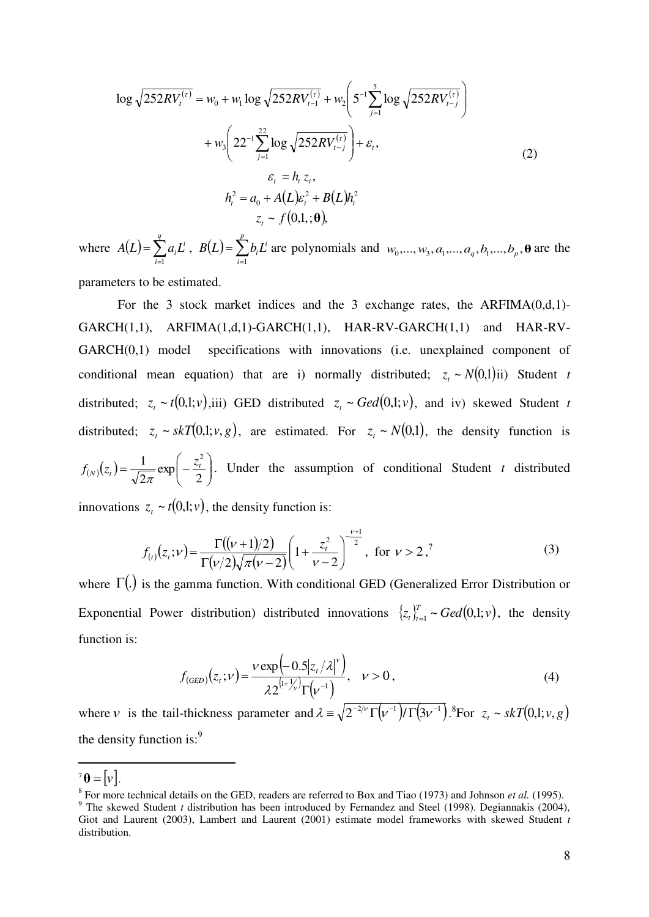$$
\begin{aligned}
\log\sqrt{252RV_t^{(\tau)}} &= w_0 + w_1 \log\sqrt{252RV_{t-1}^{(\tau)}} + w_2\left(5^{-1}\sum_{j=1}^{5}\log\sqrt{252RV_{t-j}^{(\tau)}}\right) \\
&\quad + w_3\left(22^{-1}\sum_{j=1}^{22}\log\sqrt{252RV_{t-j}^{(\tau)}}\right) + \varepsilon_t, \\
\varepsilon_t &= h_t z_t, \\
h_t^2 &= a_0 + A(L)\varepsilon_t^2 + B(L)h_t^2 \\
z_t &\sim f(0,1,;\mathbf{\theta}),
\end{aligned}
\tag{2}
$$

where $A(L)=\sum_{i=1}^{q} a_i L^i$, $B(L)=\sum_{i=1}^{p} b_i L^i$ are polynomials and $w_0,...,w_3,a_1,...,a_q,b_1,...,b_p,\mathbf{\theta}$ are the parameters to be estimated.

For the 3 stock market indices and the 3 exchange rates, the ARFIMA(0,d,1)-GARCH(1,1), ARFIMA(1,d,1)-GARCH(1,1), HAR-RV-GARCH(1,1) and HAR-RV-GARCH(0,1) model specifications with innovations (i.e. unexplained component of conditional mean equation) that are i) normally distributed; $z_t \sim N(0,1)$ii) Student *t* distributed; $z_t \sim t(0,1;v)$,iii) GED distributed $z_t \sim Ged(0,1;v)$, and iv) skewed Student *t* distributed; $z_t \sim skT(0,1;v,g)$, are estimated. For $z_t \sim N(0,1)$, the density function is $f_{(N)}(z_t)=\frac{1}{\sqrt{2\pi}}\exp\left(-\frac{z_t^2}{2}\right)$. Under the assumption of conditional Student *t* distributed innovations $z_t \sim t(0,1;v)$, the density function is:

$$
f_{(t)}(z_t;v)=\frac{\Gamma((v+1)/2)}{\Gamma(v/2)\sqrt{\pi(v-2)}}\left(1+\frac{z_t^2}{v-2}\right)^{-\frac{v+1}{2}}, \text{ for } v>2, \text{[7]} \tag{3}
$$

where $\Gamma(.)$ is the gamma function. With conditional GED (Generalized Error Distribution or Exponential Power distribution) distributed innovations $\{z_t\}_{t=1}^{T} \sim Ged(0,1;v)$, the density function is:

$$
f_{(GED)}(z_t;v)=\frac{v\exp\left(-0.5\left|z_t/\lambda\right|^v\right)}{\lambda 2^{\left(1+1/v\right)}\Gamma(v^{-1})}, \quad v>0, \tag{4}
$$

where $v$ is the tail-thickness parameter and $\lambda \equiv \sqrt{2^{-2/v}\Gamma(v^{-1})/\Gamma(3v^{-1})}$.[8]For $z_t \sim skT(0,1;v,g)$ the density function is:[9]

---

[7] $\mathbf{\theta}=[v]$.

[8] For more technical details on the GED, readers are referred to Box and Tiao (1973) and Johnson *et al.* (1995).

[9] The skewed Student *t* distribution has been introduced by Fernandez and Steel (1998). Degiannakis (2004), Giot and Laurent (2003), Lambert and Laurent (2001) estimate model frameworks with skewed Student *t* distribution.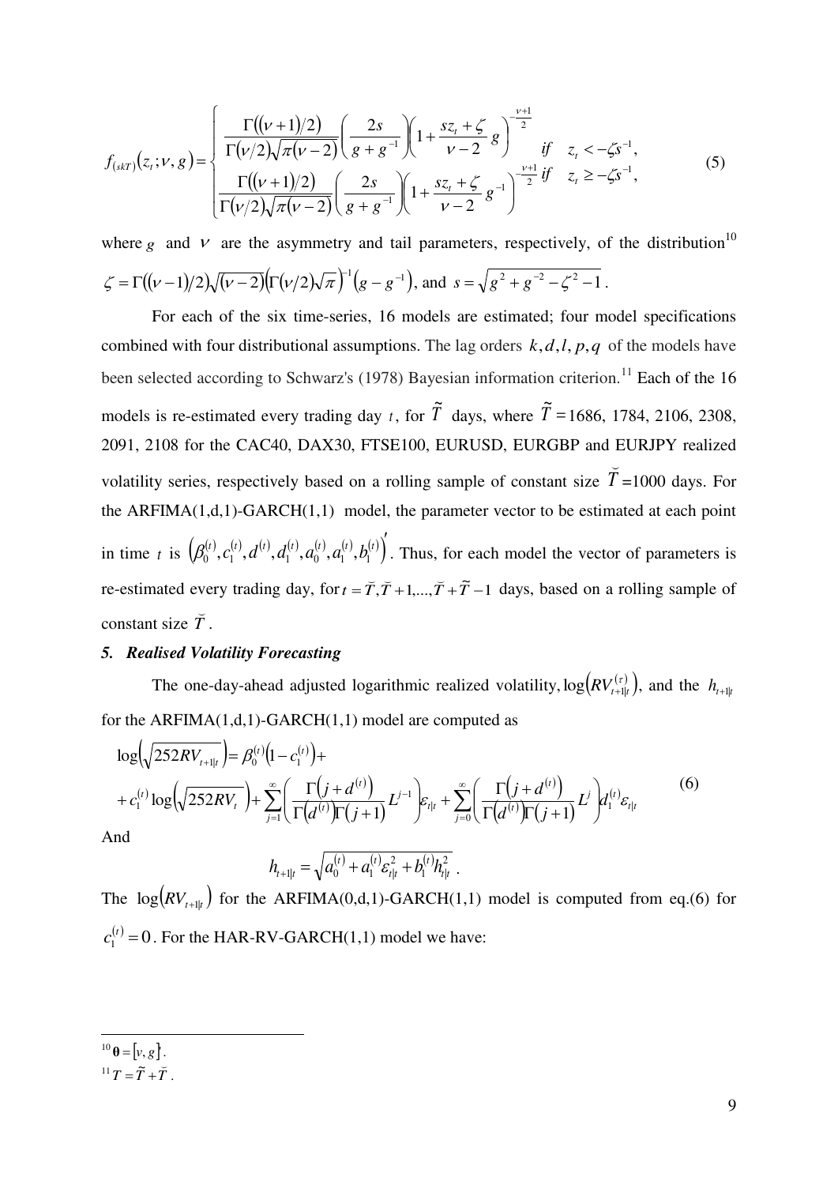$$
f_{(skT)}(z_t;\nu,g)=\begin{cases}\dfrac{\Gamma((\nu+1)/2)}{\Gamma(\nu/2)\sqrt{\pi(\nu-2)}}\left(\dfrac{2s}{g+g^{-1}}\right)\left(1+\dfrac{sz_t+\zeta}{\nu-2}g\right)^{-\frac{\nu+1}{2}} & if \quad z_t<-\zeta s^{-1},\\ \dfrac{\Gamma((\nu+1)/2)}{\Gamma(\nu/2)\sqrt{\pi(\nu-2)}}\left(\dfrac{2s}{g+g^{-1}}\right)\left(1+\dfrac{sz_t+\zeta}{\nu-2}g^{-1}\right)^{-\frac{\nu+1}{2}} & if \quad z_t\geq-\zeta s^{-1},\end{cases} \tag{5}
$$

where $g$ and $\nu$ are the asymmetry and tail parameters, respectively, of the distribution[10] $\zeta=\Gamma((\nu-1)/2)\sqrt{(\nu-2)}\left(\Gamma(\nu/2)\sqrt{\pi}\right)^{-1}\left(g-g^{-1}\right)$, and $s=\sqrt{g^2+g^{-2}-\zeta^2-1}$.

For each of the six time-series, 16 models are estimated; four model specifications combined with four distributional assumptions. The lag orders $k,d,l,p,q$ of the models have been selected according to Schwarz's (1978) Bayesian information criterion.[11] Each of the 16 models is re-estimated every trading day $t$, for $\tilde{T}$ days, where $\tilde{T}=$1686, 1784, 2106, 2308, 2091, 2108 for the CAC40, DAX30, FTSE100, EURUSD, EURGBP and EURJPY realized volatility series, respectively based on a rolling sample of constant size $\breve{T}=$1000 days. For the ARFIMA(1,d,1)-GARCH(1,1) model, the parameter vector to be estimated at each point in time $t$ is $\left(\beta_0^{(t)},c_1^{(t)},d^{(t)},d_1^{(t)},a_0^{(t)},a_1^{(t)},b_1^{(t)}\right)'$. Thus, for each model the vector of parameters is re-estimated every trading day, for $t=\breve{T},\breve{T}+1,...,\breve{T}+\tilde{T}-1$ days, based on a rolling sample of constant size $\breve{T}$.

### 5. Realised Volatility Forecasting

The one-day-ahead adjusted logarithmic realized volatility, $\log\left(RV_{t+1|t}^{(\tau)}\right)$, and the $h_{t+1|t}$ for the ARFIMA(1,d,1)-GARCH(1,1) model are computed as

$$
\begin{aligned}
&\log\left(\sqrt{252RV_{t+1|t}}\right)=\beta_0^{(t)}\left(1-c_1^{(t)}\right)+\\
&+c_1^{(t)}\log\left(\sqrt{252RV_t}\right)+\sum_{j=1}^{\infty}\left(\frac{\Gamma\left(j+d^{(t)}\right)}{\Gamma\left(d^{(t)}\right)\Gamma(j+1)}L^{j-1}\right)\varepsilon_{t|t}+\sum_{j=0}^{\infty}\left(\frac{\Gamma\left(j+d^{(t)}\right)}{\Gamma\left(d^{(t)}\right)\Gamma(j+1)}L^{j}\right)d_1^{(t)}\varepsilon_{t|t}
\end{aligned} \tag{6}
$$

And

$$
h_{t+1|t}=\sqrt{a_0^{(t)}+a_1^{(t)}\varepsilon_{t|t}^2+b_1^{(t)}h_{t|t}^2}\,.
$$

The $\log\left(RV_{t+1|t}\right)$ for the ARFIMA(0,d,1)-GARCH(1,1) model is computed from eq.(6) for $c_1^{(t)}=0$. For the HAR-RV-GARCH(1,1) model we have:

---

[10] $\boldsymbol{\theta}=[\nu,g]$.

[11] $T=\tilde{T}+\breve{T}$.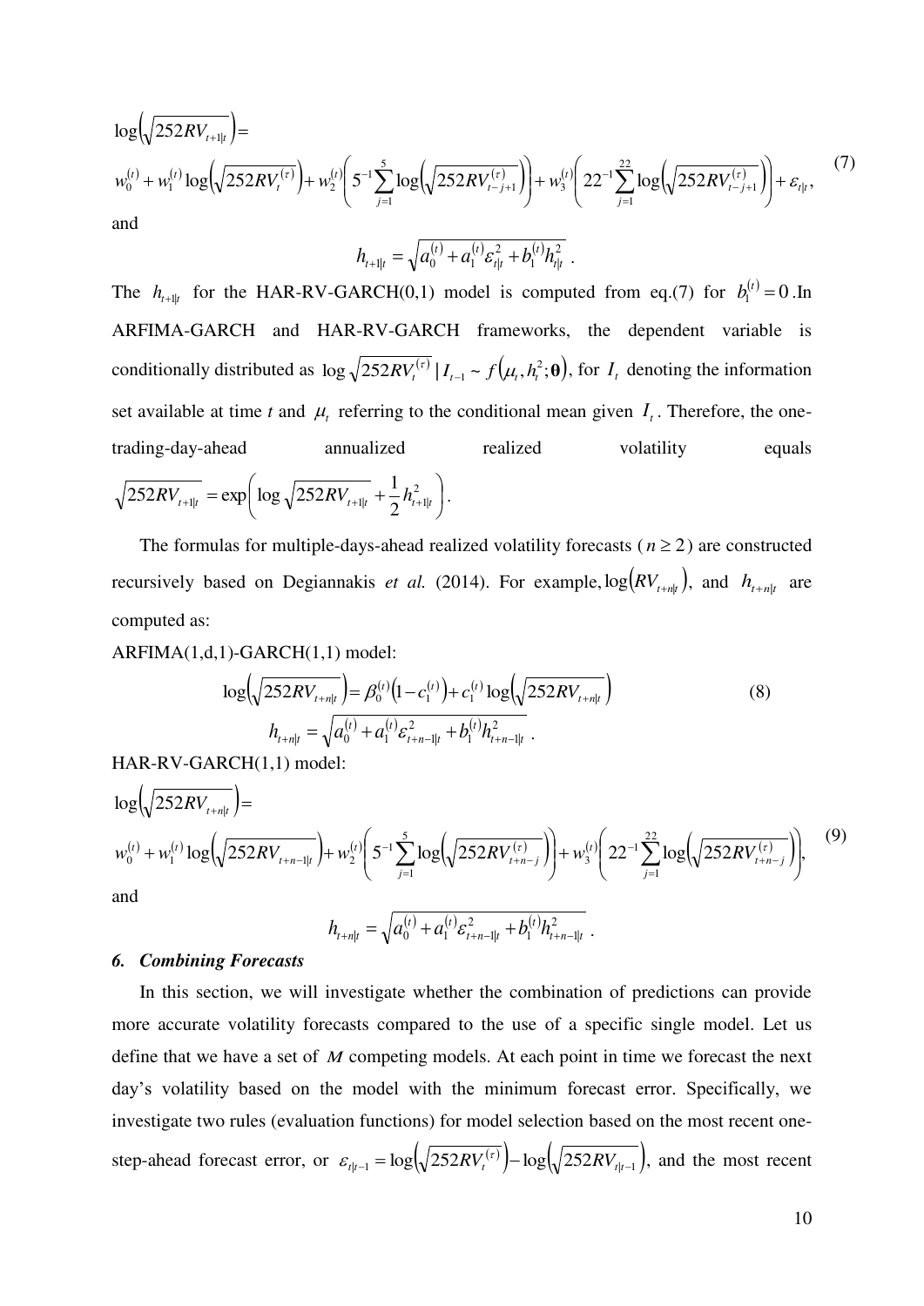$$\log\left(\sqrt{252RV_{t+1|t}}\right) = w_0^{(t)} + w_1^{(t)}\log\left(\sqrt{252RV_t^{(\tau)}}\right) + w_2^{(t)}\left(5^{-1}\sum_{j=1}^{5}\log\left(\sqrt{252RV_{t-j+1}^{(\tau)}}\right)\right) + w_3^{(t)}\left(22^{-1}\sum_{j=1}^{22}\log\left(\sqrt{252RV_{t-j+1}^{(\tau)}}\right)\right) + \varepsilon_{t|t}, \tag{7}$$

and

$$h_{t+1|t} = \sqrt{a_0^{(t)} + a_1^{(t)}\varepsilon_{t|t}^2 + b_1^{(t)}h_{t|t}^2}\ .$$

The $h_{t+1|t}$ for the HAR-RV-GARCH(0,1) model is computed from eq.(7) for $b_1^{(t)} = 0$ .In ARFIMA-GARCH and HAR-RV-GARCH frameworks, the dependent variable is conditionally distributed as $\log\sqrt{252RV_t^{(\tau)}} \mid I_{t-1} \sim f\left(\mu_t, h_t^2; \mathbf{\theta}\right)$, for $I_t$ denoting the information set available at time *t* and $\mu_t$ referring to the conditional mean given $I_t$. Therefore, the one-trading-day-ahead annualized realized volatility equals $\sqrt{252RV_{t+1|t}} = \exp\left(\log\sqrt{252RV_{t+1|t}} + \frac{1}{2}h_{t+1|t}^2\right)$.

The formulas for multiple-days-ahead realized volatility forecasts ($n \geq 2$) are constructed recursively based on Degiannakis *et al.* (2014). For example, $\log\left(RV_{t+n|t}\right)$, and $h_{t+n|t}$ are computed as:

ARFIMA(1,d,1)-GARCH(1,1) model:

$$\log\left(\sqrt{252RV_{t+n|t}}\right) = \beta_0^{(t)}\left(1 - c_1^{(t)}\right) + c_1^{(t)}\log\left(\sqrt{252RV_{t+n|t}}\right) \tag{8}$$

$$h_{t+n|t} = \sqrt{a_0^{(t)} + a_1^{(t)}\varepsilon_{t+n-1|t}^2 + b_1^{(t)}h_{t+n-1|t}^2}\ .$$

HAR-RV-GARCH(1,1) model:

$$\log\left(\sqrt{252RV_{t+n|t}}\right) = w_0^{(t)} + w_1^{(t)}\log\left(\sqrt{252RV_{t+n-1|t}}\right) + w_2^{(t)}\left(5^{-1}\sum_{j=1}^{5}\log\left(\sqrt{252RV_{t+n-j}^{(\tau)}}\right)\right) + w_3^{(t)}\left(22^{-1}\sum_{j=1}^{22}\log\left(\sqrt{252RV_{t+n-j}^{(\tau)}}\right)\right), \tag{9}$$

and

$$h_{t+n|t} = \sqrt{a_0^{(t)} + a_1^{(t)}\varepsilon_{t+n-1|t}^2 + b_1^{(t)}h_{t+n-1|t}^2}\ .$$

### *6. Combining Forecasts*

In this section, we will investigate whether the combination of predictions can provide more accurate volatility forecasts compared to the use of a specific single model. Let us define that we have a set of $M$ competing models. At each point in time we forecast the next day's volatility based on the model with the minimum forecast error. Specifically, we investigate two rules (evaluation functions) for model selection based on the most recent one-step-ahead forecast error, or $\varepsilon_{t|t-1} = \log\left(\sqrt{252RV_t^{(\tau)}}\right) - \log\left(\sqrt{252RV_{t|t-1}}\right)$, and the most recent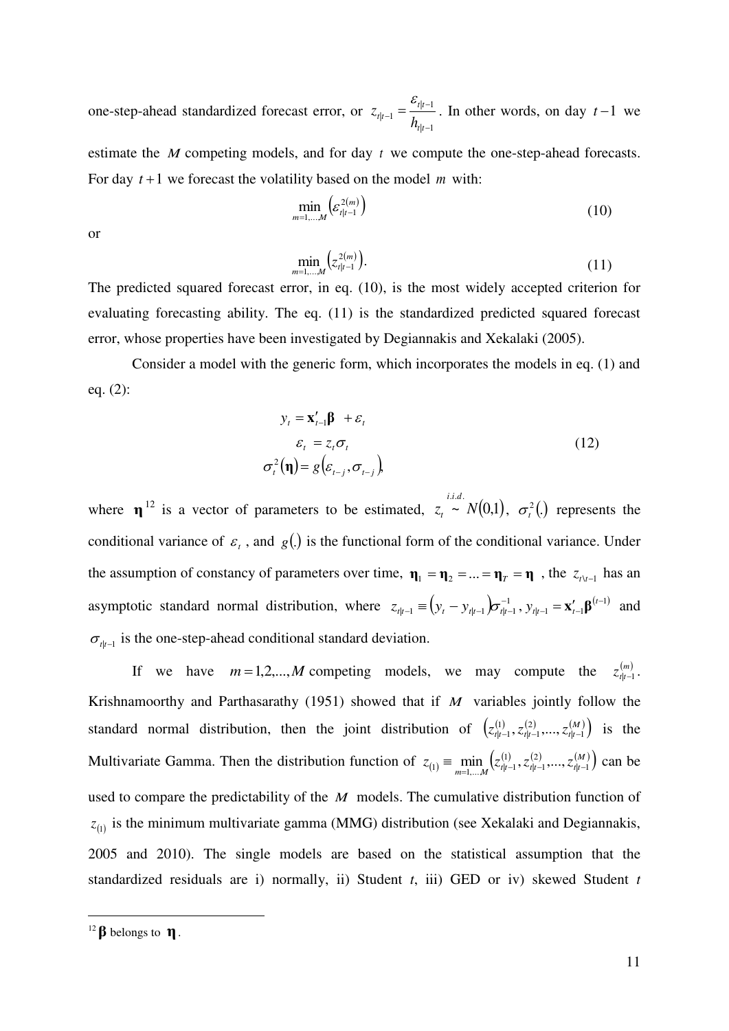one-step-ahead standardized forecast error, or $z_{t|t-1} = \frac{\varepsilon_{t|t-1}}{h_{t|t-1}}$. In other words, on day $t-1$ we estimate the $M$ competing models, and for day $t$ we compute the one-step-ahead forecasts. For day $t+1$ we forecast the volatility based on the model $m$ with:

$$\min_{m=1,\ldots,M}\left(\varepsilon_{t|t-1}^{2(m)}\right) \tag{10}$$

or

$$\min_{m=1,\ldots,M}\left(z_{t|t-1}^{2(m)}\right). \tag{11}$$

The predicted squared forecast error, in eq. (10), is the most widely accepted criterion for evaluating forecasting ability. The eq. (11) is the standardized predicted squared forecast error, whose properties have been investigated by Degiannakis and Xekalaki (2005).

Consider a model with the generic form, which incorporates the models in eq. (1) and eq. (2):

$$\begin{aligned} y_t &= \mathbf{x}'_{t-1}\boldsymbol{\beta} + \varepsilon_t \\ \varepsilon_t &= z_t \sigma_t \\ \sigma_t^2(\boldsymbol{\eta}) &= g\left(\varepsilon_{t-j}, \sigma_{t-j}\right), \end{aligned} \tag{12}$$

where $\boldsymbol{\eta}$[12] is a vector of parameters to be estimated, $z_t \overset{i.i.d.}{\sim} N(0,1)$, $\sigma_t^2(.)$ represents the conditional variance of $\varepsilon_t$, and $g(.)$ is the functional form of the conditional variance. Under the assumption of constancy of parameters over time, $\boldsymbol{\eta}_1 = \boldsymbol{\eta}_2 = \ldots = \boldsymbol{\eta}_T = \boldsymbol{\eta}$, the $z_{t\backslash t-1}$ has an asymptotic standard normal distribution, where $z_{t|t-1} \equiv \left(y_t - y_{t|t-1}\right)\sigma_{t|t-1}^{-1}$, $y_{t|t-1} = \mathbf{x}'_{t-1}\boldsymbol{\beta}^{(t-1)}$ and $\sigma_{t|t-1}$ is the one-step-ahead conditional standard deviation.

If we have $m = 1,2,\ldots,M$ competing models, we may compute the $z_{t|t-1}^{(m)}$. Krishnamoorthy and Parthasarathy (1951) showed that if $M$ variables jointly follow the standard normal distribution, then the joint distribution of $\left(z_{t|t-1}^{(1)}, z_{t|t-1}^{(2)}, \ldots, z_{t|t-1}^{(M)}\right)$ is the Multivariate Gamma. Then the distribution function of $z_{(1)} \equiv \min_{m=1,\ldots,M}\left(z_{t|t-1}^{(1)}, z_{t|t-1}^{(2)}, \ldots, z_{t|t-1}^{(M)}\right)$ can be used to compare the predictability of the $M$ models. The cumulative distribution function of $z_{(1)}$ is the minimum multivariate gamma (MMG) distribution (see Xekalaki and Degiannakis, 2005 and 2010). The single models are based on the statistical assumption that the standardized residuals are i) normally, ii) Student *t*, iii) GED or iv) skewed Student *t*

---

[12] $\boldsymbol{\beta}$ belongs to $\boldsymbol{\eta}$.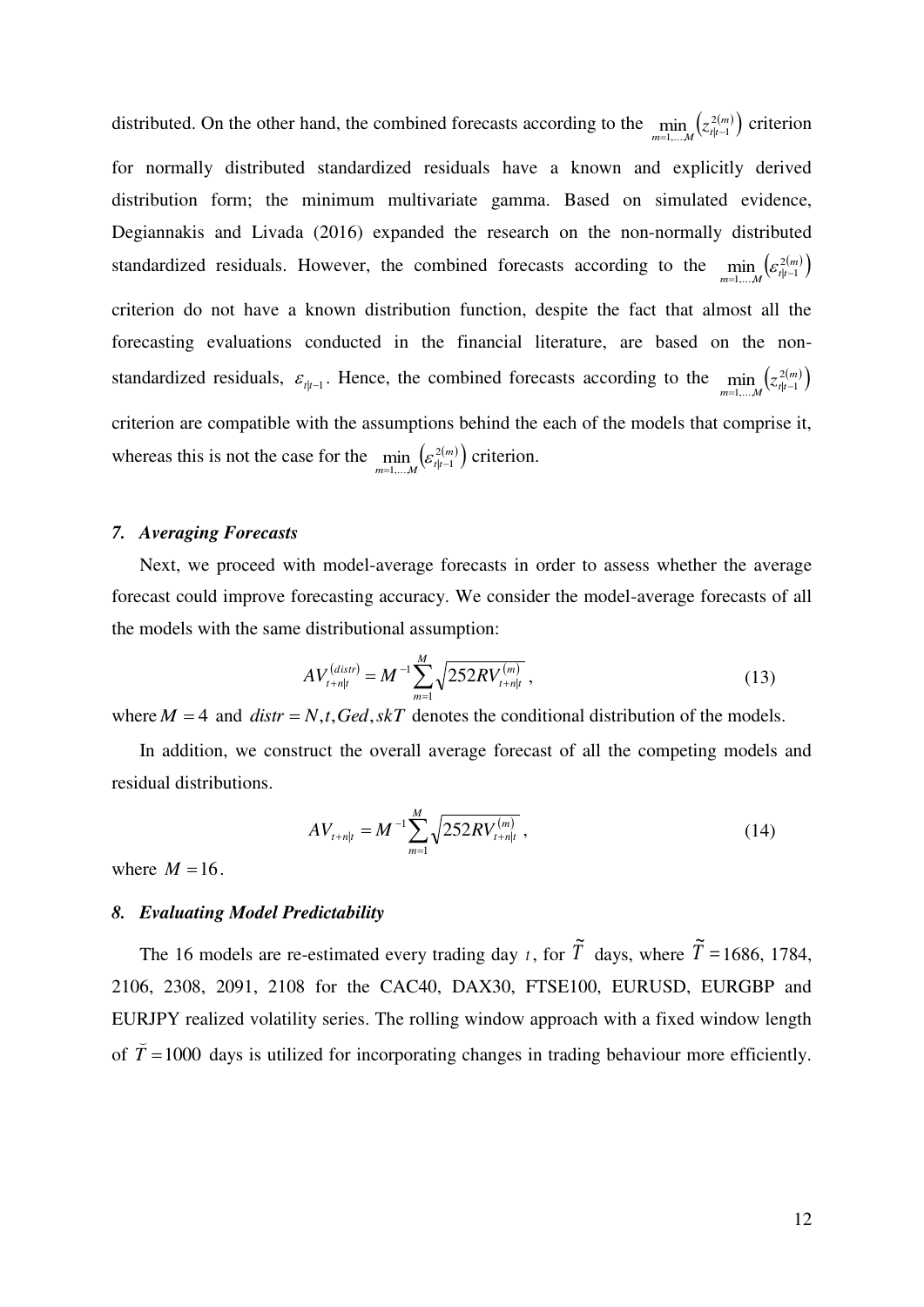distributed. On the other hand, the combined forecasts according to the $\min\limits_{m=1,\ldots,M}\left(z^{2(m)}_{t|t-1}\right)$ criterion for normally distributed standardized residuals have a known and explicitly derived distribution form; the minimum multivariate gamma. Based on simulated evidence, Degiannakis and Livada (2016) expanded the research on the non-normally distributed standardized residuals. However, the combined forecasts according to the $\min\limits_{m=1,\ldots,M}\left(\varepsilon^{2(m)}_{t|t-1}\right)$ criterion do not have a known distribution function, despite the fact that almost all the forecasting evaluations conducted in the financial literature, are based on the non-standardized residuals, $\varepsilon_{t|t-1}$. Hence, the combined forecasts according to the $\min\limits_{m=1,\ldots,M}\left(z^{2(m)}_{t|t-1}\right)$ criterion are compatible with the assumptions behind the each of the models that comprise it, whereas this is not the case for the $\min\limits_{m=1,\ldots,M}\left(\varepsilon^{2(m)}_{t|t-1}\right)$ criterion.

## *7. Averaging Forecasts*

Next, we proceed with model-average forecasts in order to assess whether the average forecast could improve forecasting accuracy. We consider the model-average forecasts of all the models with the same distributional assumption:

$$AV^{(distr)}_{t+n|t} = M^{-1}\sum_{m=1}^{M}\sqrt{252RV^{(m)}_{t+n|t}}\,, \tag{13}$$

where $M = 4$ and $distr = N, t, Ged, skT$ denotes the conditional distribution of the models.

In addition, we construct the overall average forecast of all the competing models and residual distributions.

$$AV_{t+n|t} = M^{-1}\sum_{m=1}^{M}\sqrt{252RV^{(m)}_{t+n|t}}\,, \tag{14}$$

where $M = 16$.

## *8. Evaluating Model Predictability*

The 16 models are re-estimated every trading day $t$, for $\tilde{T}$ days, where $\tilde{T} = 1686$, 1784, 2106, 2308, 2091, 2108 for the CAC40, DAX30, FTSE100, EURUSD, EURGBP and EURJPY realized volatility series. The rolling window approach with a fixed window length of $\breve{T} = 1000$ days is utilized for incorporating changes in trading behaviour more efficiently.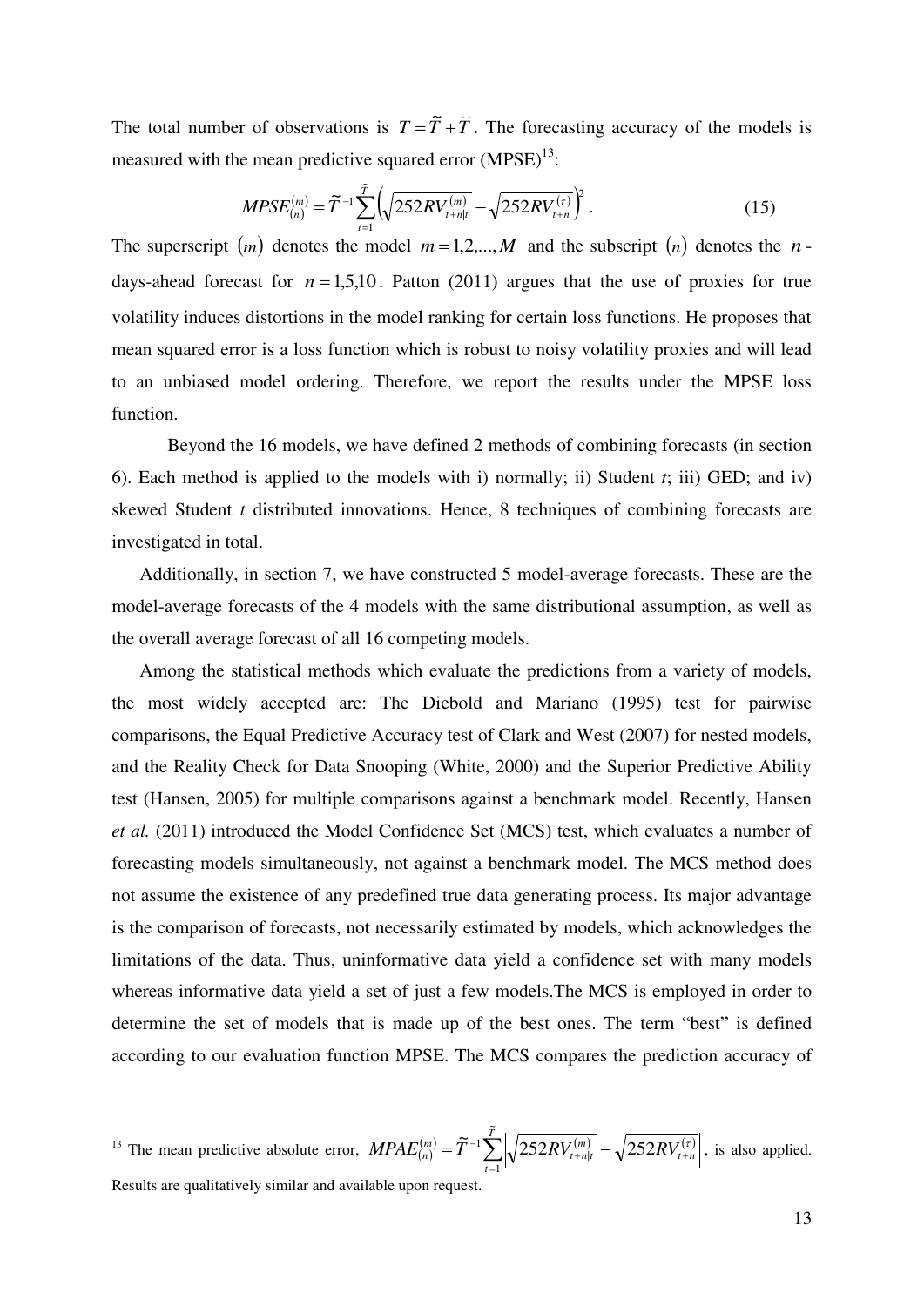The total number of observations is $T = \tilde{T} + \breve{T}$. The forecasting accuracy of the models is measured with the mean predictive squared error (MPSE)[13]:

$$MPSE_{(n)}^{(m)} = \tilde{T}^{-1} \sum_{t=1}^{\tilde{T}} \left( \sqrt{252 RV_{t+n|t}^{(m)}} - \sqrt{252 RV_{t+n}^{(\tau)}} \right)^2 . \tag{15}$$

The superscript $(m)$ denotes the model $m = 1,2,...,M$ and the subscript $(n)$ denotes the $n$-days-ahead forecast for $n = 1,5,10$. Patton (2011) argues that the use of proxies for true volatility induces distortions in the model ranking for certain loss functions. He proposes that mean squared error is a loss function which is robust to noisy volatility proxies and will lead to an unbiased model ordering. Therefore, we report the results under the MPSE loss function.

Beyond the 16 models, we have defined 2 methods of combining forecasts (in section 6). Each method is applied to the models with i) normally; ii) Student *t*; iii) GED; and iv) skewed Student *t* distributed innovations. Hence, 8 techniques of combining forecasts are investigated in total.

Additionally, in section 7, we have constructed 5 model-average forecasts. These are the model-average forecasts of the 4 models with the same distributional assumption, as well as the overall average forecast of all 16 competing models.

Among the statistical methods which evaluate the predictions from a variety of models, the most widely accepted are: The Diebold and Mariano (1995) test for pairwise comparisons, the Equal Predictive Accuracy test of Clark and West (2007) for nested models, and the Reality Check for Data Snooping (White, 2000) and the Superior Predictive Ability test (Hansen, 2005) for multiple comparisons against a benchmark model. Recently, Hansen *et al.* (2011) introduced the Model Confidence Set (MCS) test, which evaluates a number of forecasting models simultaneously, not against a benchmark model. The MCS method does not assume the existence of any predefined true data generating process. Its major advantage is the comparison of forecasts, not necessarily estimated by models, which acknowledges the limitations of the data. Thus, uninformative data yield a confidence set with many models whereas informative data yield a set of just a few models.The MCS is employed in order to determine the set of models that is made up of the best ones. The term "best" is defined according to our evaluation function MPSE. The MCS compares the prediction accuracy of

---

[13] The mean predictive absolute error, $MPAE_{(n)}^{(m)} = \tilde{T}^{-1} \sum_{t=1}^{\tilde{T}} \left| \sqrt{252 RV_{t+n|t}^{(m)}} - \sqrt{252 RV_{t+n}^{(\tau)}} \right|$, is also applied. Results are qualitatively similar and available upon request.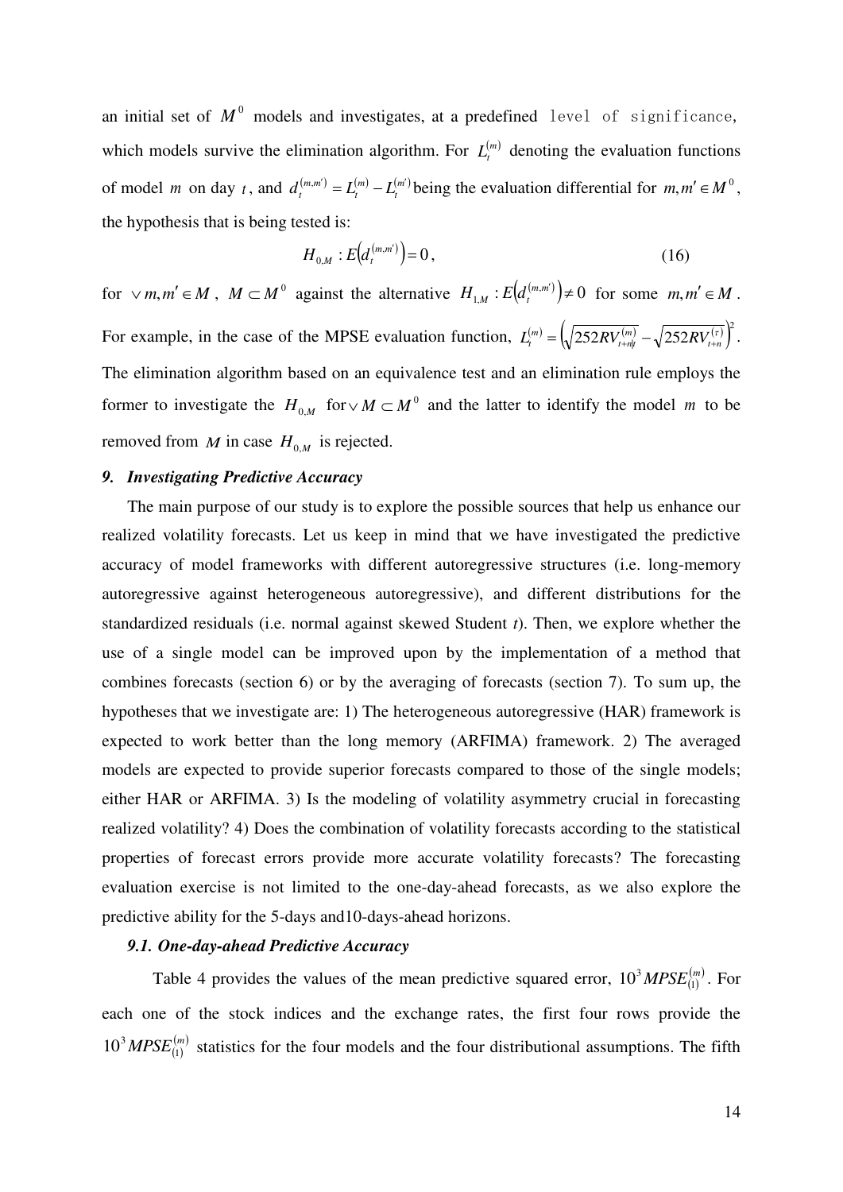an initial set of $M^0$ models and investigates, at a predefined level of significance, which models survive the elimination algorithm. For $L_t^{(m)}$ denoting the evaluation functions of model $m$ on day $t$, and $d_t^{(m,m')} = L_t^{(m)} - L_t^{(m')}$ being the evaluation differential for $m, m' \in M^0$, the hypothesis that is being tested is:

$$H_{0,M} : E\left(d_t^{(m,m')}\right) = 0, \tag{16}$$

for $\vee m, m' \in M$, $M \subset M^0$ against the alternative $H_{1,M} : E\left(d_t^{(m,m')}\right) \neq 0$ for some $m, m' \in M$. For example, in the case of the MPSE evaluation function, $L_t^{(m)} = \left(\sqrt{252 RV_{t+n|t}^{(m)}} - \sqrt{252 RV_{t+n}^{(\tau)}}\right)^2$. The elimination algorithm based on an equivalence test and an elimination rule employs the former to investigate the $H_{0,M}$ for $\vee M \subset M^0$ and the latter to identify the model $m$ to be removed from $M$ in case $H_{0,M}$ is rejected.

## 9. Investigating Predictive Accuracy

The main purpose of our study is to explore the possible sources that help us enhance our realized volatility forecasts. Let us keep in mind that we have investigated the predictive accuracy of model frameworks with different autoregressive structures (i.e. long-memory autoregressive against heterogeneous autoregressive), and different distributions for the standardized residuals (i.e. normal against skewed Student *t*). Then, we explore whether the use of a single model can be improved upon by the implementation of a method that combines forecasts (section 6) or by the averaging of forecasts (section 7). To sum up, the hypotheses that we investigate are: 1) The heterogeneous autoregressive (HAR) framework is expected to work better than the long memory (ARFIMA) framework. 2) The averaged models are expected to provide superior forecasts compared to those of the single models; either HAR or ARFIMA. 3) Is the modeling of volatility asymmetry crucial in forecasting realized volatility? 4) Does the combination of volatility forecasts according to the statistical properties of forecast errors provide more accurate volatility forecasts? The forecasting evaluation exercise is not limited to the one-day-ahead forecasts, as we also explore the predictive ability for the 5-days and10-days-ahead horizons.

### 9.1. One-day-ahead Predictive Accuracy

Table 4 provides the values of the mean predictive squared error, $10^3 MPSE_{(1)}^{(m)}$. For each one of the stock indices and the exchange rates, the first four rows provide the $10^3 MPSE_{(1)}^{(m)}$ statistics for the four models and the four distributional assumptions. The fifth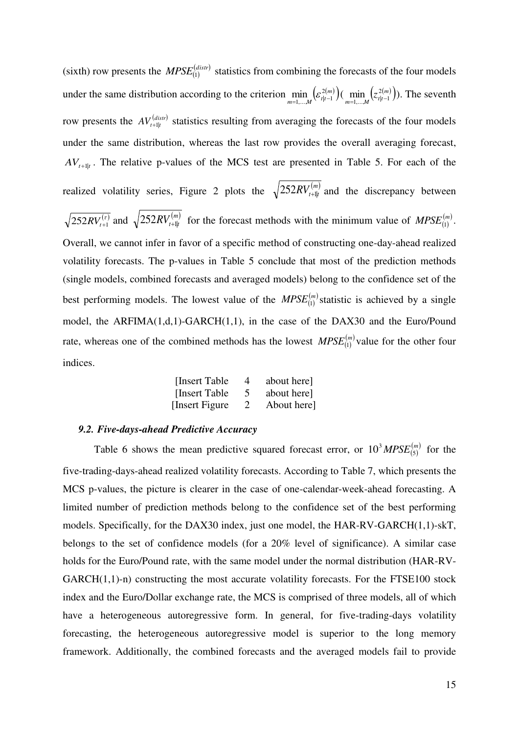(sixth) row presents the $MPSE_{(1)}^{(distr)}$ statistics from combining the forecasts of the four models under the same distribution according to the criterion $\min_{m=1,\ldots,M}\left(\varepsilon_{t|t-1}^{2(m)}\right)$( $\min_{m=1,\ldots,M}\left(z_{t|t-1}^{2(m)}\right)$). The seventh row presents the $AV_{t+1|t}^{(distr)}$ statistics resulting from averaging the forecasts of the four models under the same distribution, whereas the last row provides the overall averaging forecast, $AV_{t+1|t}$. The relative p-values of the MCS test are presented in Table 5. For each of the realized volatility series, Figure 2 plots the $\sqrt{252RV_{t+1|t}^{(m)}}$ and the discrepancy between $\sqrt{252RV_{t+1}^{(\tau)}}$ and $\sqrt{252RV_{t+1|t}^{(m)}}$ for the forecast methods with the minimum value of $MPSE_{(1)}^{(m)}$. Overall, we cannot infer in favor of a specific method of constructing one-day-ahead realized volatility forecasts. The p-values in Table 5 conclude that most of the prediction methods (single models, combined forecasts and averaged models) belong to the confidence set of the best performing models. The lowest value of the $MPSE_{(1)}^{(m)}$ statistic is achieved by a single model, the ARFIMA(1,d,1)-GARCH(1,1), in the case of the DAX30 and the Euro/Pound rate, whereas one of the combined methods has the lowest $MPSE_{(1)}^{(m)}$ value for the other four indices.

[Insert Table 4 about here]
[Insert Table 5 about here]
[Insert Figure 2 About here]

### *9.2. Five-days-ahead Predictive Accuracy*

Table 6 shows the mean predictive squared forecast error, or $10^3 MPSE_{(5)}^{(m)}$ for the five-trading-days-ahead realized volatility forecasts. According to Table 7, which presents the MCS p-values, the picture is clearer in the case of one-calendar-week-ahead forecasting. A limited number of prediction methods belong to the confidence set of the best performing models. Specifically, for the DAX30 index, just one model, the HAR-RV-GARCH(1,1)-skT, belongs to the set of confidence models (for a 20% level of significance). A similar case holds for the Euro/Pound rate, with the same model under the normal distribution (HAR-RV-GARCH(1,1)-n) constructing the most accurate volatility forecasts. For the FTSE100 stock index and the Euro/Dollar exchange rate, the MCS is comprised of three models, all of which have a heterogeneous autoregressive form. In general, for five-trading-days volatility forecasting, the heterogeneous autoregressive model is superior to the long memory framework. Additionally, the combined forecasts and the averaged models fail to provide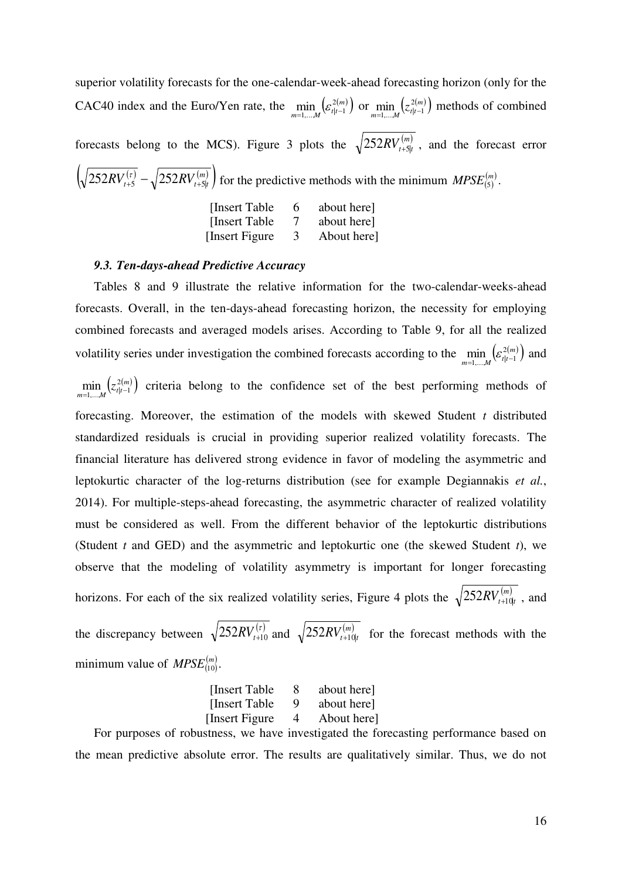superior volatility forecasts for the one-calendar-week-ahead forecasting horizon (only for the CAC40 index and the Euro/Yen rate, the $\min_{m=1,\ldots,M}\left(\varepsilon_{t|t-1}^{2(m)}\right)$ or $\min_{m=1,\ldots,M}\left(z_{t|t-1}^{2(m)}\right)$ methods of combined forecasts belong to the MCS). Figure 3 plots the $\sqrt{252RV_{t+5|t}^{(m)}}$ , and the forecast error $\left(\sqrt{252RV_{t+5}^{(\tau)}}-\sqrt{252RV_{t+5|t}^{(m)}}\right)$ for the predictive methods with the minimum $MPSE_{(5)}^{(m)}$.

[Insert Table 6 about here]
[Insert Table 7 about here]
[Insert Figure 3 About here]

### *9.3. Ten-days-ahead Predictive Accuracy*

Tables 8 and 9 illustrate the relative information for the two-calendar-weeks-ahead forecasts. Overall, in the ten-days-ahead forecasting horizon, the necessity for employing combined forecasts and averaged models arises. According to Table 9, for all the realized volatility series under investigation the combined forecasts according to the $\min_{m=1,\ldots,M}\left(\varepsilon_{t|t-1}^{2(m)}\right)$ and $\min_{m=1,\ldots,M}\left(z_{t|t-1}^{2(m)}\right)$ criteria belong to the confidence set of the best performing methods of forecasting. Moreover, the estimation of the models with skewed Student *t* distributed standardized residuals is crucial in providing superior realized volatility forecasts. The financial literature has delivered strong evidence in favor of modeling the asymmetric and leptokurtic character of the log-returns distribution (see for example Degiannakis *et al.*, 2014). For multiple-steps-ahead forecasting, the asymmetric character of realized volatility must be considered as well. From the different behavior of the leptokurtic distributions (Student *t* and GED) and the asymmetric and leptokurtic one (the skewed Student *t*), we observe that the modeling of volatility asymmetry is important for longer forecasting horizons. For each of the six realized volatility series, Figure 4 plots the $\sqrt{252RV_{t+10|t}^{(m)}}$ , and the discrepancy between $\sqrt{252RV_{t+10}^{(\tau)}}$ and $\sqrt{252RV_{t+10|t}^{(m)}}$ for the forecast methods with the minimum value of $MPSE_{(10)}^{(m)}$.

[Insert Table 8 about here]
[Insert Table 9 about here]
[Insert Figure 4 About here]

For purposes of robustness, we have investigated the forecasting performance based on the mean predictive absolute error. The results are qualitatively similar. Thus, we do not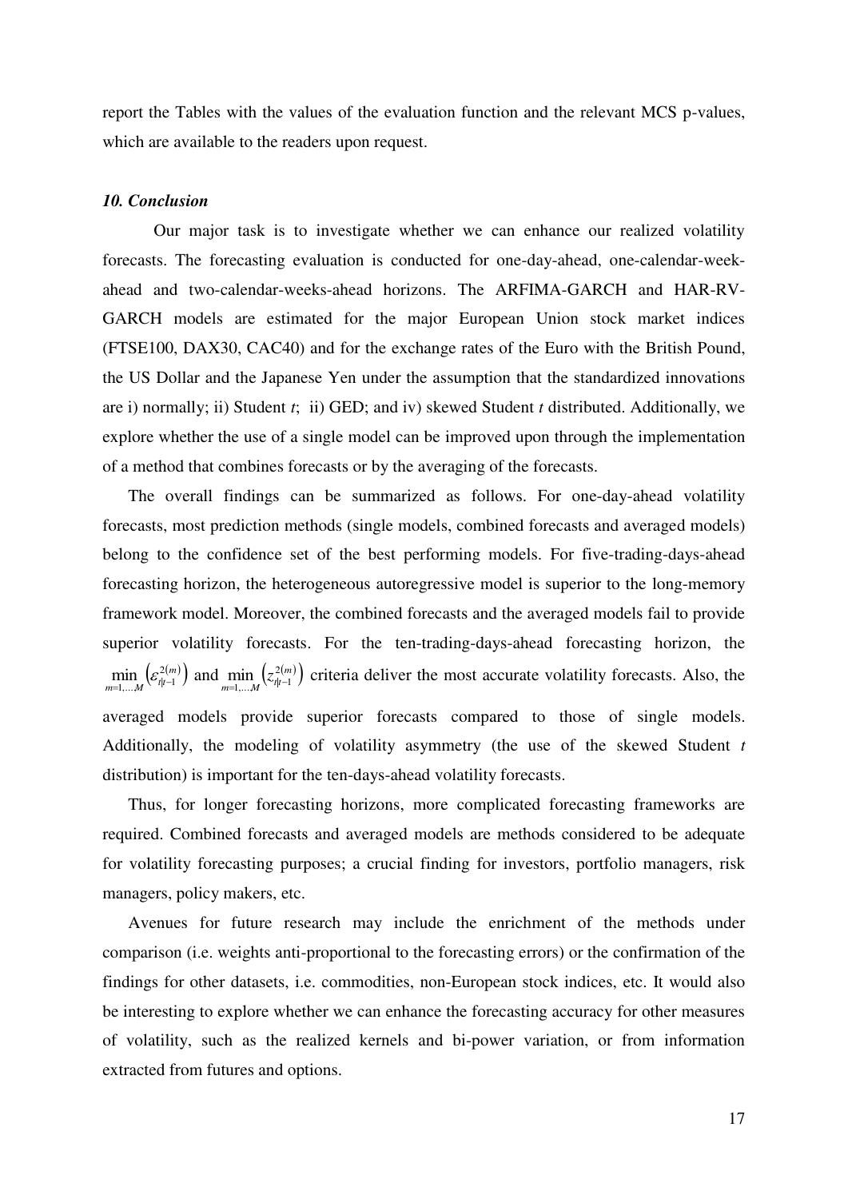report the Tables with the values of the evaluation function and the relevant MCS p-values, which are available to the readers upon request.

### *10. Conclusion*

Our major task is to investigate whether we can enhance our realized volatility forecasts. The forecasting evaluation is conducted for one-day-ahead, one-calendar-week-ahead and two-calendar-weeks-ahead horizons. The ARFIMA-GARCH and HAR-RV-GARCH models are estimated for the major European Union stock market indices (FTSE100, DAX30, CAC40) and for the exchange rates of the Euro with the British Pound, the US Dollar and the Japanese Yen under the assumption that the standardized innovations are i) normally; ii) Student *t*; ii) GED; and iv) skewed Student *t* distributed. Additionally, we explore whether the use of a single model can be improved upon through the implementation of a method that combines forecasts or by the averaging of the forecasts.

The overall findings can be summarized as follows. For one-day-ahead volatility forecasts, most prediction methods (single models, combined forecasts and averaged models) belong to the confidence set of the best performing models. For five-trading-days-ahead forecasting horizon, the heterogeneous autoregressive model is superior to the long-memory framework model. Moreover, the combined forecasts and the averaged models fail to provide superior volatility forecasts. For the ten-trading-days-ahead forecasting horizon, the $\min_{m=1,\dots,M}\left(\varepsilon_{t|t-1}^{2(m)}\right)$ and $\min_{m=1,\dots,M}\left(z_{t|t-1}^{2(m)}\right)$ criteria deliver the most accurate volatility forecasts. Also, the averaged models provide superior forecasts compared to those of single models. Additionally, the modeling of volatility asymmetry (the use of the skewed Student *t* distribution) is important for the ten-days-ahead volatility forecasts.

Thus, for longer forecasting horizons, more complicated forecasting frameworks are required. Combined forecasts and averaged models are methods considered to be adequate for volatility forecasting purposes; a crucial finding for investors, portfolio managers, risk managers, policy makers, etc.

Avenues for future research may include the enrichment of the methods under comparison (i.e. weights anti-proportional to the forecasting errors) or the confirmation of the findings for other datasets, i.e. commodities, non-European stock indices, etc. It would also be interesting to explore whether we can enhance the forecasting accuracy for other measures of volatility, such as the realized kernels and bi-power variation, or from information extracted from futures and options.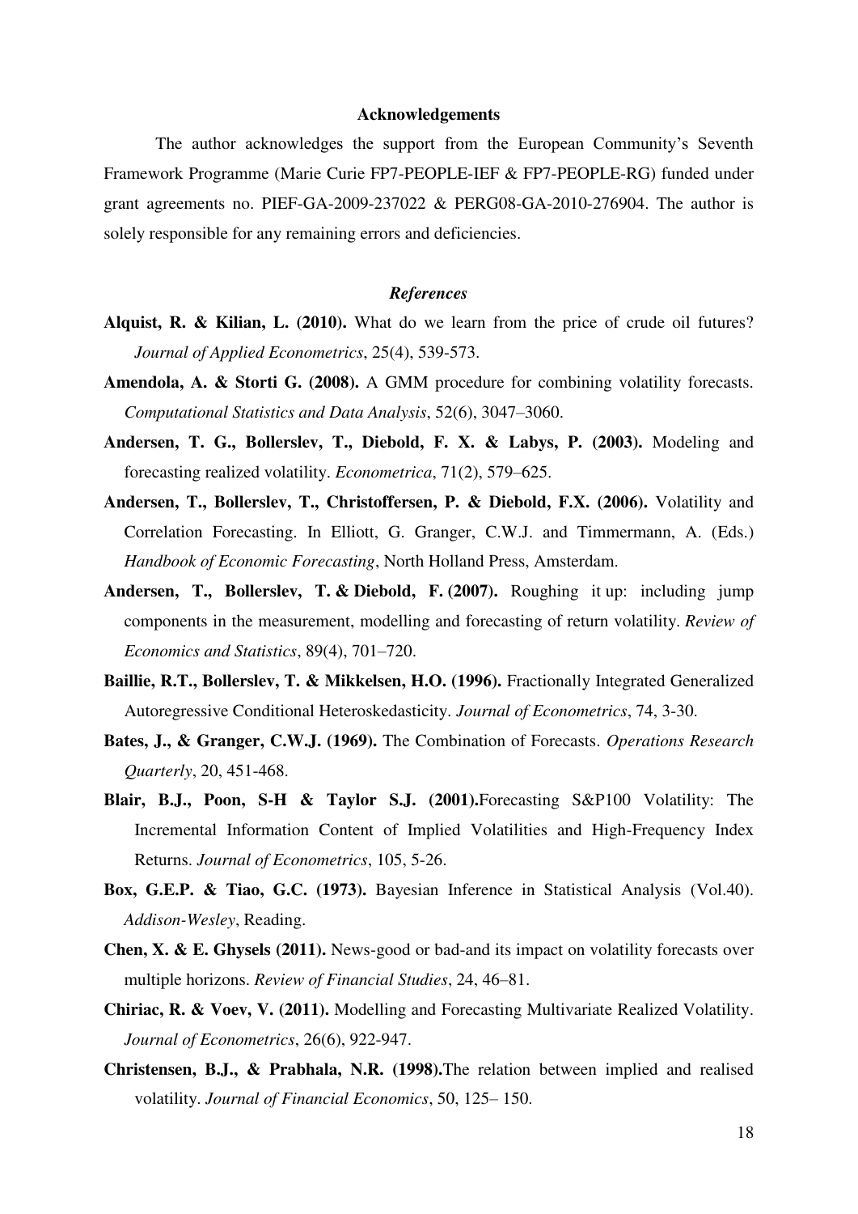**Acknowledgements**

The author acknowledges the support from the European Community's Seventh Framework Programme (Marie Curie FP7-PEOPLE-IEF & FP7-PEOPLE-RG) funded under grant agreements no. PIEF-GA-2009-237022 & PERG08-GA-2010-276904. The author is solely responsible for any remaining errors and deficiencies.

***References***

**Alquist, R. & Kilian, L. (2010).** What do we learn from the price of crude oil futures? *Journal of Applied Econometrics*, 25(4), 539-573.

**Amendola, A. & Storti G. (2008).** A GMM procedure for combining volatility forecasts. *Computational Statistics and Data Analysis*, 52(6), 3047–3060.

**Andersen, T. G., Bollerslev, T., Diebold, F. X. & Labys, P. (2003).** Modeling and forecasting realized volatility. *Econometrica*, 71(2), 579–625.

**Andersen, T., Bollerslev, T., Christoffersen, P. & Diebold, F.X. (2006).** Volatility and Correlation Forecasting. In Elliott, G. Granger, C.W.J. and Timmermann, A. (Eds.) *Handbook of Economic Forecasting*, North Holland Press, Amsterdam.

**Andersen, T., Bollerslev, T. & Diebold, F. (2007).** Roughing it up: including jump components in the measurement, modelling and forecasting of return volatility. *Review of Economics and Statistics*, 89(4), 701–720.

**Baillie, R.T., Bollerslev, T. & Mikkelsen, H.O. (1996).** Fractionally Integrated Generalized Autoregressive Conditional Heteroskedasticity. *Journal of Econometrics*, 74, 3-30.

**Bates, J., & Granger, C.W.J. (1969).** The Combination of Forecasts. *Operations Research Quarterly*, 20, 451-468.

**Blair, B.J., Poon, S-H & Taylor S.J. (2001).**Forecasting S&P100 Volatility: The Incremental Information Content of Implied Volatilities and High-Frequency Index Returns. *Journal of Econometrics*, 105, 5-26.

**Box, G.E.P. & Tiao, G.C. (1973).** Bayesian Inference in Statistical Analysis (Vol.40). *Addison-Wesley*, Reading.

**Chen, X. & E. Ghysels (2011).** News-good or bad-and its impact on volatility forecasts over multiple horizons. *Review of Financial Studies*, 24, 46–81.

**Chiriac, R. & Voev, V. (2011).** Modelling and Forecasting Multivariate Realized Volatility. *Journal of Econometrics*, 26(6), 922-947.

**Christensen, B.J., & Prabhala, N.R. (1998).**The relation between implied and realised volatility. *Journal of Financial Economics*, 50, 125– 150.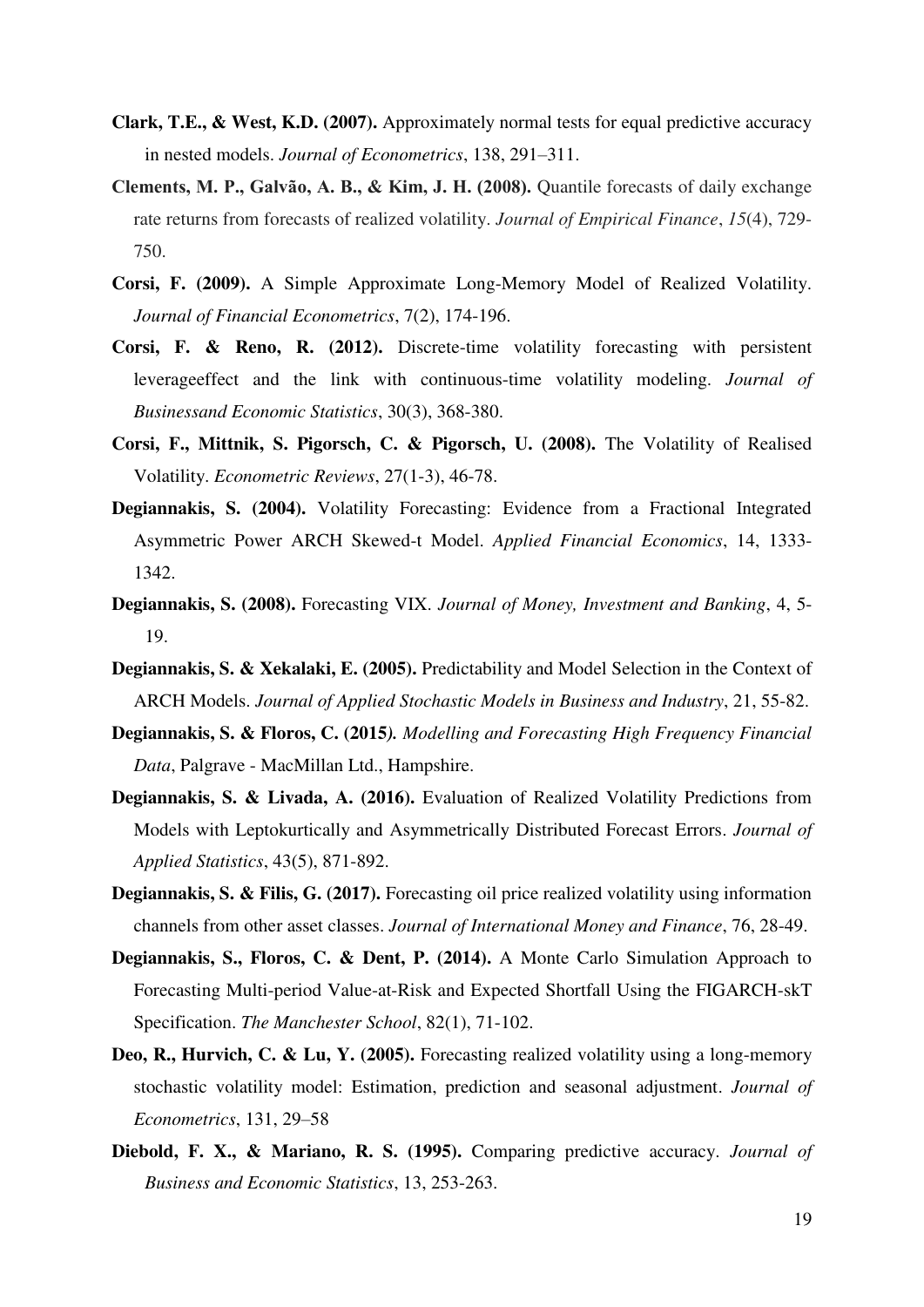**Clark, T.E., & West, K.D. (2007).** Approximately normal tests for equal predictive accuracy in nested models. *Journal of Econometrics*, 138, 291–311.

**Clements, M. P., Galvão, A. B., & Kim, J. H. (2008).** Quantile forecasts of daily exchange rate returns from forecasts of realized volatility. *Journal of Empirical Finance*, *15*(4), 729-750.

**Corsi, F. (2009).** A Simple Approximate Long-Memory Model of Realized Volatility. *Journal of Financial Econometrics*, 7(2), 174-196.

**Corsi, F. & Reno, R. (2012).** Discrete-time volatility forecasting with persistent leverageeffect and the link with continuous-time volatility modeling. *Journal of Businessand Economic Statistics*, 30(3), 368-380.

**Corsi, F., Mittnik, S. Pigorsch, C. & Pigorsch, U. (2008).** The Volatility of Realised Volatility. *Econometric Reviews*, 27(1-3), 46-78.

**Degiannakis, S. (2004).** Volatility Forecasting: Evidence from a Fractional Integrated Asymmetric Power ARCH Skewed-t Model. *Applied Financial Economics*, 14, 1333-1342.

**Degiannakis, S. (2008).** Forecasting VIX. *Journal of Money, Investment and Banking*, 4, 5-19.

**Degiannakis, S. & Xekalaki, E. (2005).** Predictability and Model Selection in the Context of ARCH Models. *Journal of Applied Stochastic Models in Business and Industry*, 21, 55-82.

**Degiannakis, S. & Floros, C. (2015*).*** *Modelling and Forecasting High Frequency Financial Data*, Palgrave - MacMillan Ltd., Hampshire.

**Degiannakis, S. & Livada, A. (2016).** Evaluation of Realized Volatility Predictions from Models with Leptokurtically and Asymmetrically Distributed Forecast Errors. *Journal of Applied Statistics*, 43(5), 871-892.

**Degiannakis, S. & Filis, G. (2017).** Forecasting oil price realized volatility using information channels from other asset classes. *Journal of International Money and Finance*, 76, 28-49.

**Degiannakis, S., Floros, C. & Dent, P. (2014).** A Monte Carlo Simulation Approach to Forecasting Multi-period Value-at-Risk and Expected Shortfall Using the FIGARCH-skT Specification. *The Manchester School*, 82(1), 71-102.

**Deo, R., Hurvich, C. & Lu, Y. (2005).** Forecasting realized volatility using a long-memory stochastic volatility model: Estimation, prediction and seasonal adjustment. *Journal of Econometrics*, 131, 29–58

**Diebold, F. X., & Mariano, R. S. (1995).** Comparing predictive accuracy. *Journal of Business and Economic Statistics*, 13, 253-263.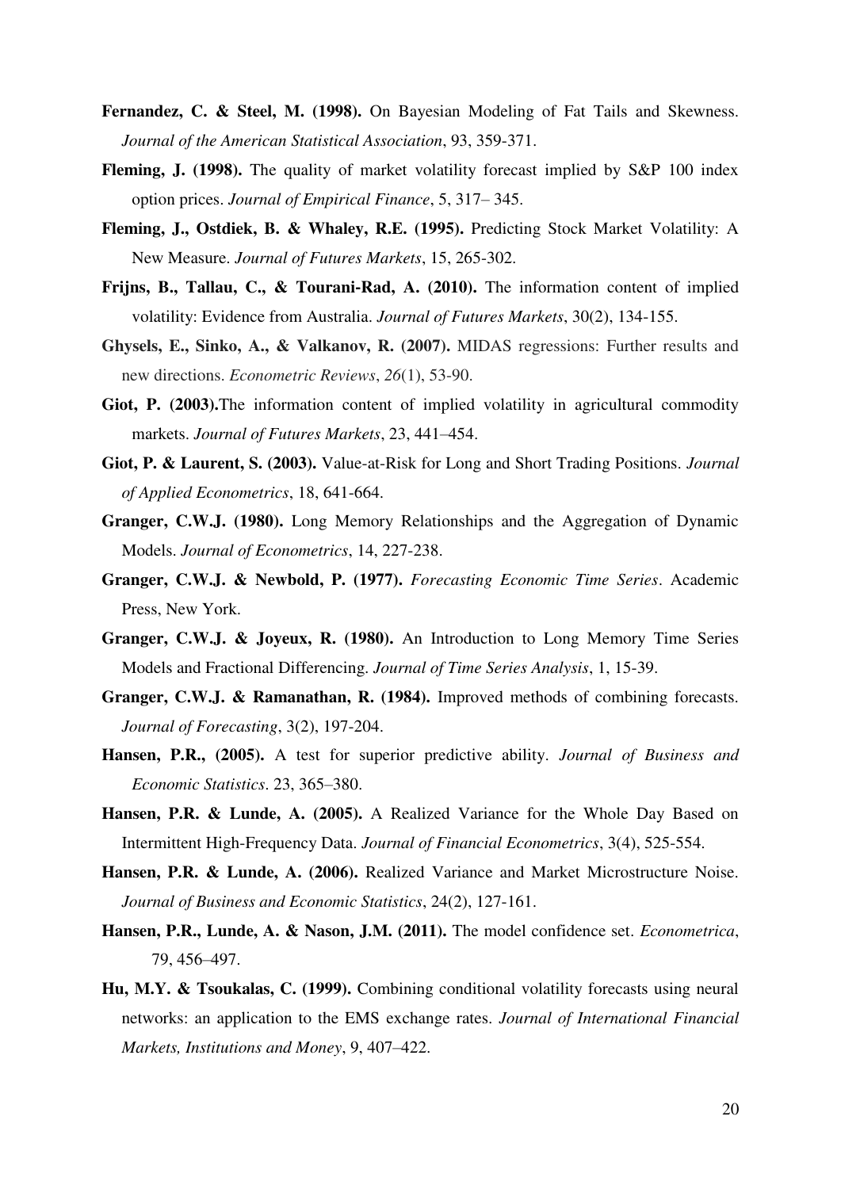**Fernandez, C. & Steel, M. (1998).** On Bayesian Modeling of Fat Tails and Skewness. *Journal of the American Statistical Association*, 93, 359-371.

**Fleming, J. (1998).** The quality of market volatility forecast implied by S&P 100 index option prices. *Journal of Empirical Finance*, 5, 317– 345.

**Fleming, J., Ostdiek, B. & Whaley, R.E. (1995).** Predicting Stock Market Volatility: A New Measure. *Journal of Futures Markets*, 15, 265-302.

**Frijns, B., Tallau, C., & Tourani-Rad, A. (2010).** The information content of implied volatility: Evidence from Australia. *Journal of Futures Markets*, 30(2), 134-155.

**Ghysels, E., Sinko, A., & Valkanov, R. (2007).** MIDAS regressions: Further results and new directions. *Econometric Reviews*, *26*(1), 53-90.

**Giot, P. (2003).**The information content of implied volatility in agricultural commodity markets. *Journal of Futures Markets*, 23, 441–454.

**Giot, P. & Laurent, S. (2003).** Value-at-Risk for Long and Short Trading Positions. *Journal of Applied Econometrics*, 18, 641-664.

**Granger, C.W.J. (1980).** Long Memory Relationships and the Aggregation of Dynamic Models. *Journal of Econometrics*, 14, 227-238.

**Granger, C.W.J. & Newbold, P. (1977).** *Forecasting Economic Time Series*. Academic Press, New York.

**Granger, C.W.J. & Joyeux, R. (1980).** An Introduction to Long Memory Time Series Models and Fractional Differencing. *Journal of Time Series Analysis*, 1, 15-39.

**Granger, C.W.J. & Ramanathan, R. (1984).** Improved methods of combining forecasts. *Journal of Forecasting*, 3(2), 197-204.

**Hansen, P.R., (2005).** A test for superior predictive ability. *Journal of Business and Economic Statistics*. 23, 365–380.

**Hansen, P.R. & Lunde, A. (2005).** A Realized Variance for the Whole Day Based on Intermittent High-Frequency Data. *Journal of Financial Econometrics*, 3(4), 525-554.

**Hansen, P.R. & Lunde, A. (2006).** Realized Variance and Market Microstructure Noise. *Journal of Business and Economic Statistics*, 24(2), 127-161.

**Hansen, P.R., Lunde, A. & Nason, J.M. (2011).** The model confidence set. *Econometrica*, 79, 456–497.

**Hu, M.Y. & Tsoukalas, C. (1999).** Combining conditional volatility forecasts using neural networks: an application to the EMS exchange rates. *Journal of International Financial Markets, Institutions and Money*, 9, 407–422.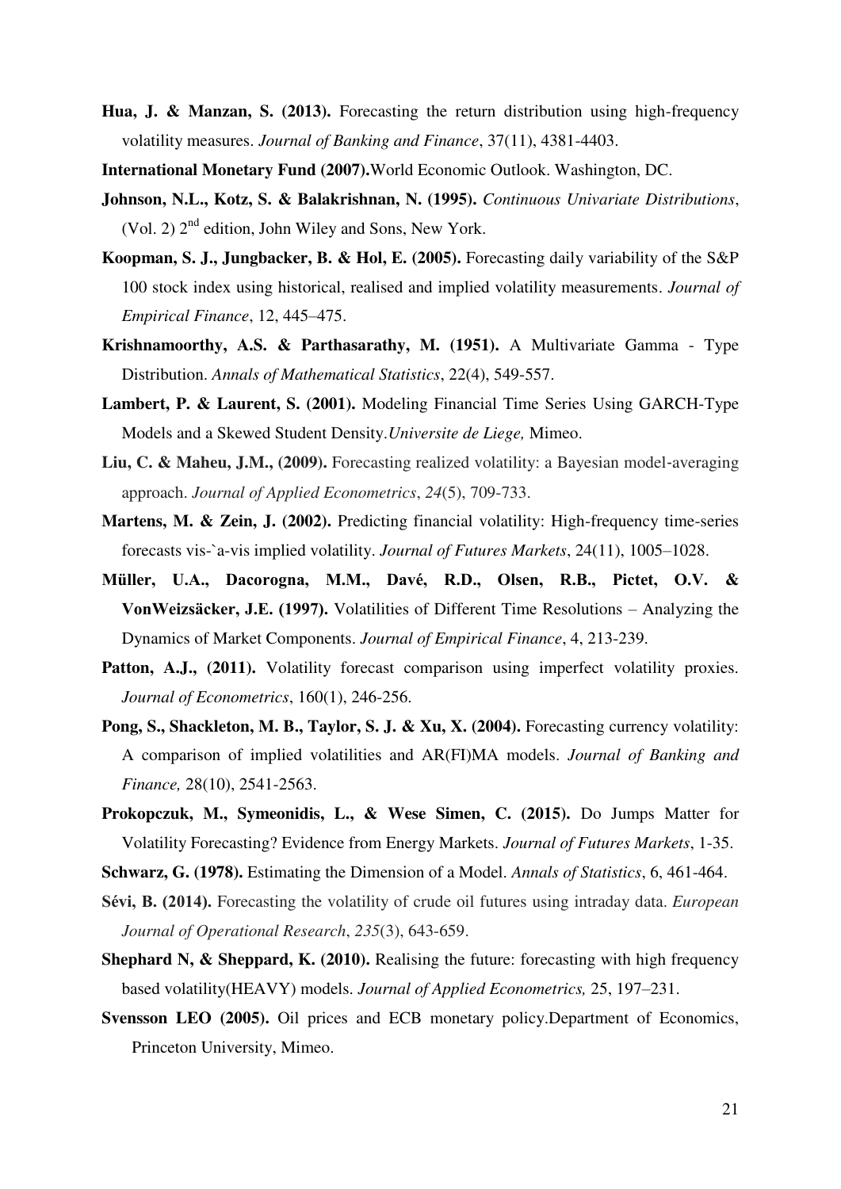**Hua, J. & Manzan, S. (2013).** Forecasting the return distribution using high-frequency volatility measures. *Journal of Banking and Finance*, 37(11), 4381-4403.

**International Monetary Fund (2007).**World Economic Outlook. Washington, DC.

**Johnson, N.L., Kotz, S. & Balakrishnan, N. (1995).** *Continuous Univariate Distributions*, (Vol. 2) 2nd edition, John Wiley and Sons, New York.

**Koopman, S. J., Jungbacker, B. & Hol, E. (2005).** Forecasting daily variability of the S&P 100 stock index using historical, realised and implied volatility measurements. *Journal of Empirical Finance*, 12, 445–475.

**Krishnamoorthy, A.S. & Parthasarathy, M. (1951).** A Multivariate Gamma - Type Distribution. *Annals of Mathematical Statistics*, 22(4), 549-557.

**Lambert, P. & Laurent, S. (2001).** Modeling Financial Time Series Using GARCH-Type Models and a Skewed Student Density.*Universite de Liege,* Mimeo.

**Liu, C. & Maheu, J.M., (2009).** Forecasting realized volatility: a Bayesian model-averaging approach. *Journal of Applied Econometrics*, *24*(5), 709-733.

**Martens, M. & Zein, J. (2002).** Predicting financial volatility: High-frequency time-series forecasts vis-`a-vis implied volatility. *Journal of Futures Markets*, 24(11), 1005–1028.

**Müller, U.A., Dacorogna, M.M., Davé, R.D., Olsen, R.B., Pictet, O.V. & VonWeizsäcker, J.E. (1997).** Volatilities of Different Time Resolutions – Analyzing the Dynamics of Market Components. *Journal of Empirical Finance*, 4, 213-239.

**Patton, A.J., (2011).** Volatility forecast comparison using imperfect volatility proxies. *Journal of Econometrics*, 160(1), 246-256.

**Pong, S., Shackleton, M. B., Taylor, S. J. & Xu, X. (2004).** Forecasting currency volatility: A comparison of implied volatilities and AR(FI)MA models. *Journal of Banking and Finance,* 28(10), 2541-2563.

**Prokopczuk, M., Symeonidis, L., & Wese Simen, C. (2015).** Do Jumps Matter for Volatility Forecasting? Evidence from Energy Markets. *Journal of Futures Markets*, 1-35.

**Schwarz, G. (1978).** Estimating the Dimension of a Model. *Annals of Statistics*, 6, 461-464.

**Sévi, B. (2014).** Forecasting the volatility of crude oil futures using intraday data. *European Journal of Operational Research*, *235*(3), 643-659.

**Shephard N, & Sheppard, K. (2010).** Realising the future: forecasting with high frequency based volatility(HEAVY) models. *Journal of Applied Econometrics,* 25, 197–231.

**Svensson LEO (2005).** Oil prices and ECB monetary policy.Department of Economics, Princeton University, Mimeo.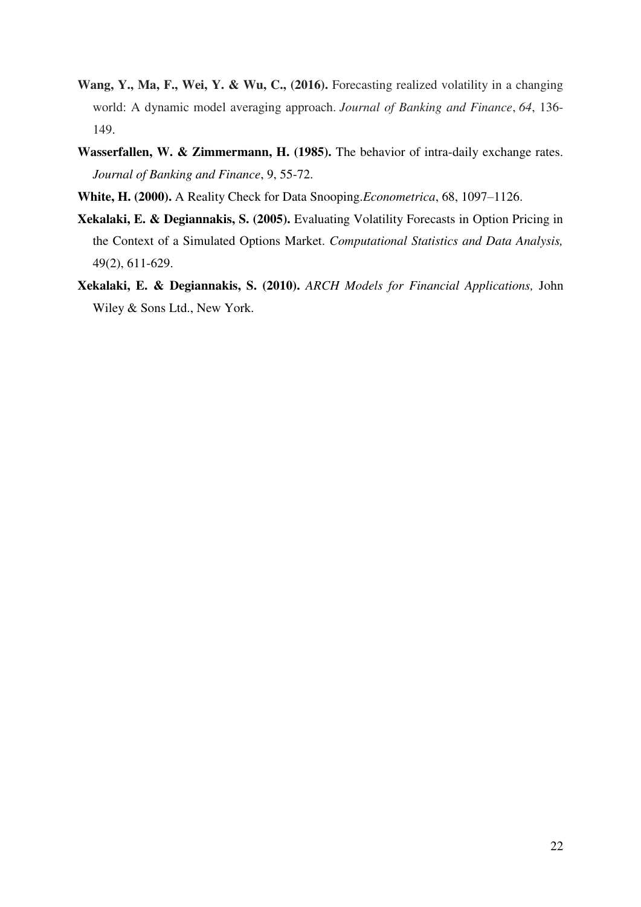**Wang, Y., Ma, F., Wei, Y. & Wu, C., (2016).** Forecasting realized volatility in a changing world: A dynamic model averaging approach. *Journal of Banking and Finance*, *64*, 136-149.

**Wasserfallen, W. & Zimmermann, H. (1985).** The behavior of intra-daily exchange rates. *Journal of Banking and Finance*, 9, 55-72.

**White, H. (2000).** A Reality Check for Data Snooping.*Econometrica*, 68, 1097–1126.

**Xekalaki, E. & Degiannakis, S. (2005).** Evaluating Volatility Forecasts in Option Pricing in the Context of a Simulated Options Market. *Computational Statistics and Data Analysis,* 49(2), 611-629.

**Xekalaki, E. & Degiannakis, S. (2010).** *ARCH Models for Financial Applications,* John Wiley & Sons Ltd., New York.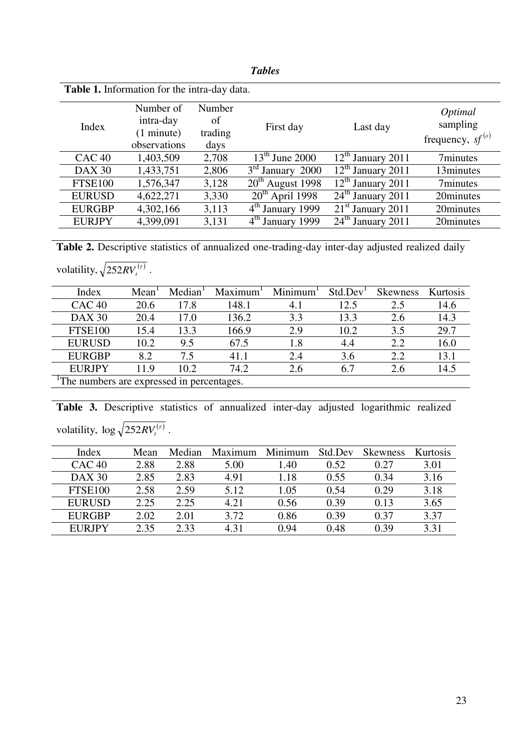***Tables***

**Table 1.** Information for the intra-day data.

| Index | Number of intra-day (1 minute) observations | Number of trading days | First day | Last day | *Optimal* sampling frequency, $sf^{(o)}$ |
|---|---|---|---|---|---|
| CAC 40 | 1,403,509 | 2,708 | 13[th] June 2000 | 12[th] January 2011 | 7minutes |
| DAX 30 | 1,433,751 | 2,806 | 3[rd] January 2000 | 12[th] January 2011 | 13minutes |
| FTSE100 | 1,576,347 | 3,128 | 20[th] August 1998 | 12[th] January 2011 | 7minutes |
| EURUSD | 4,622,271 | 3,330 | 20[th] April 1998 | 24[th] January 2011 | 20minutes |
| EURGBP | 4,302,166 | 3,113 | 4[th] January 1999 | 21[st] January 2011 | 20minutes |
| EURJPY | 4,399,091 | 3,131 | 4[th] January 1999 | 24[th] January 2011 | 20minutes |

**Table 2.** Descriptive statistics of annualized one-trading-day inter-day adjusted realized daily volatility, $\sqrt{252 RV_t^{(\tau)}}$.

| Index | Mean[1] | Median[1] | Maximum[1] | Minimum[1] | Std.Dev[1] | Skewness | Kurtosis |
|---|---|---|---|---|---|---|---|
| CAC 40 | 20.6 | 17.8 | 148.1 | 4.1 | 12.5 | 2.5 | 14.6 |
| DAX 30 | 20.4 | 17.0 | 136.2 | 3.3 | 13.3 | 2.6 | 14.3 |
| FTSE100 | 15.4 | 13.3 | 166.9 | 2.9 | 10.2 | 3.5 | 29.7 |
| EURUSD | 10.2 | 9.5 | 67.5 | 1.8 | 4.4 | 2.2 | 16.0 |
| EURGBP | 8.2 | 7.5 | 41.1 | 2.4 | 3.6 | 2.2 | 13.1 |
| EURJPY | 11.9 | 10.2 | 74.2 | 2.6 | 6.7 | 2.6 | 14.5 |

[1]The numbers are expressed in percentages.

**Table 3.** Descriptive statistics of annualized inter-day adjusted logarithmic realized volatility, $\log \sqrt{252 RV_t^{(\tau)}}$.

| Index | Mean | Median | Maximum | Minimum | Std.Dev | Skewness | Kurtosis |
|---|---|---|---|---|---|---|---|
| CAC 40 | 2.88 | 2.88 | 5.00 | 1.40 | 0.52 | 0.27 | 3.01 |
| DAX 30 | 2.85 | 2.83 | 4.91 | 1.18 | 0.55 | 0.34 | 3.16 |
| FTSE100 | 2.58 | 2.59 | 5.12 | 1.05 | 0.54 | 0.29 | 3.18 |
| EURUSD | 2.25 | 2.25 | 4.21 | 0.56 | 0.39 | 0.13 | 3.65 |
| EURGBP | 2.02 | 2.01 | 3.72 | 0.86 | 0.39 | 0.37 | 3.37 |
| EURJPY | 2.35 | 2.33 | 4.31 | 0.94 | 0.48 | 0.39 | 3.31 |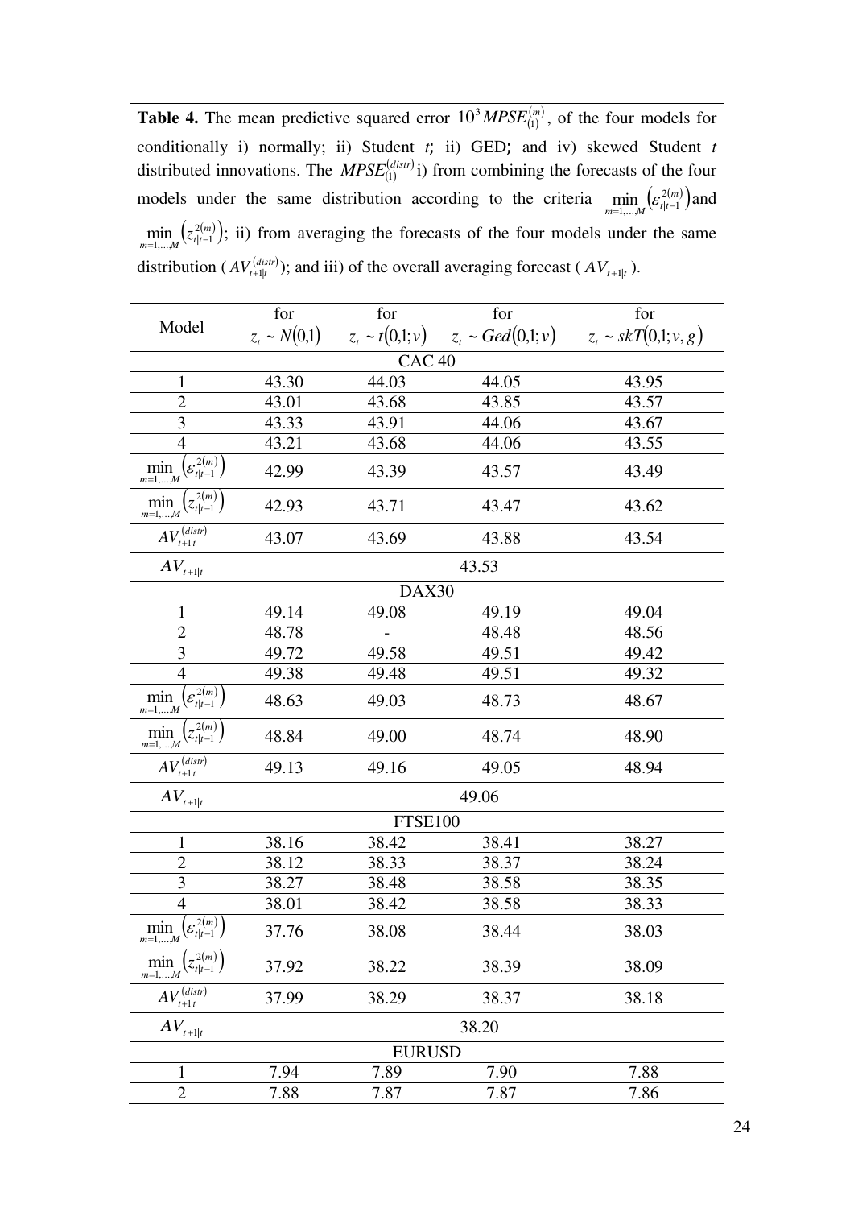**Table 4.** The mean predictive squared error $10^3 MPSE_{(1)}^{(m)}$, of the four models for conditionally i) normally; ii) Student *t*; ii) GED; and iv) skewed Student *t* distributed innovations. The $MPSE_{(1)}^{(distr)}$ i) from combining the forecasts of the four models under the same distribution according to the criteria $\min_{m=1,\ldots,M}\left(\varepsilon_{t|t-1}^{2(m)}\right)$ and $\min_{m=1,\ldots,M}\left(z_{t|t-1}^{2(m)}\right)$; ii) from averaging the forecasts of the four models under the same distribution ($AV_{t+1|t}^{(distr)}$); and iii) of the overall averaging forecast ($AV_{t+1|t}$).

| Model | for $z_t \sim N(0,1)$ | for $z_t \sim t(0,1;v)$ | for $z_t \sim Ged(0,1;v)$ | for $z_t \sim skT(0,1;v,g)$ |
|---|---|---|---|---|
| CAC 40 | | | | |
| 1 | 43.30 | 44.03 | 44.05 | 43.95 |
| 2 | 43.01 | 43.68 | 43.85 | 43.57 |
| 3 | 43.33 | 43.91 | 44.06 | 43.67 |
| 4 | 43.21 | 43.68 | 44.06 | 43.55 |
| $\min_{m=1,\ldots,M}\left(\varepsilon_{t\|t-1}^{2(m)}\right)$ | 42.99 | 43.39 | 43.57 | 43.49 |
| $\min_{m=1,\ldots,M}\left(z_{t\|t-1}^{2(m)}\right)$ | 42.93 | 43.71 | 43.47 | 43.62 |
| $AV_{t+1\|t}^{(distr)}$ | 43.07 | 43.69 | 43.88 | 43.54 |
| $AV_{t+1\|t}$ | | 43.53 | | |
| DAX30 | | | | |
| 1 | 49.14 | 49.08 | 49.19 | 49.04 |
| 2 | 48.78 | - | 48.48 | 48.56 |
| 3 | 49.72 | 49.58 | 49.51 | 49.42 |
| 4 | 49.38 | 49.48 | 49.51 | 49.32 |
| $\min_{m=1,\ldots,M}\left(\varepsilon_{t\|t-1}^{2(m)}\right)$ | 48.63 | 49.03 | 48.73 | 48.67 |
| $\min_{m=1,\ldots,M}\left(z_{t\|t-1}^{2(m)}\right)$ | 48.84 | 49.00 | 48.74 | 48.90 |
| $AV_{t+1\|t}^{(distr)}$ | 49.13 | 49.16 | 49.05 | 48.94 |
| $AV_{t+1\|t}$ | | 49.06 | | |
| FTSE100 | | | | |
| 1 | 38.16 | 38.42 | 38.41 | 38.27 |
| 2 | 38.12 | 38.33 | 38.37 | 38.24 |
| 3 | 38.27 | 38.48 | 38.58 | 38.35 |
| 4 | 38.01 | 38.42 | 38.58 | 38.33 |
| $\min_{m=1,\ldots,M}\left(\varepsilon_{t\|t-1}^{2(m)}\right)$ | 37.76 | 38.08 | 38.44 | 38.03 |
| $\min_{m=1,\ldots,M}\left(z_{t\|t-1}^{2(m)}\right)$ | 37.92 | 38.22 | 38.39 | 38.09 |
| $AV_{t+1\|t}^{(distr)}$ | 37.99 | 38.29 | 38.37 | 38.18 |
| $AV_{t+1\|t}$ | | 38.20 | | |
| EURUSD | | | | |
| 1 | 7.94 | 7.89 | 7.90 | 7.88 |
| 2 | 7.88 | 7.87 | 7.87 | 7.86 |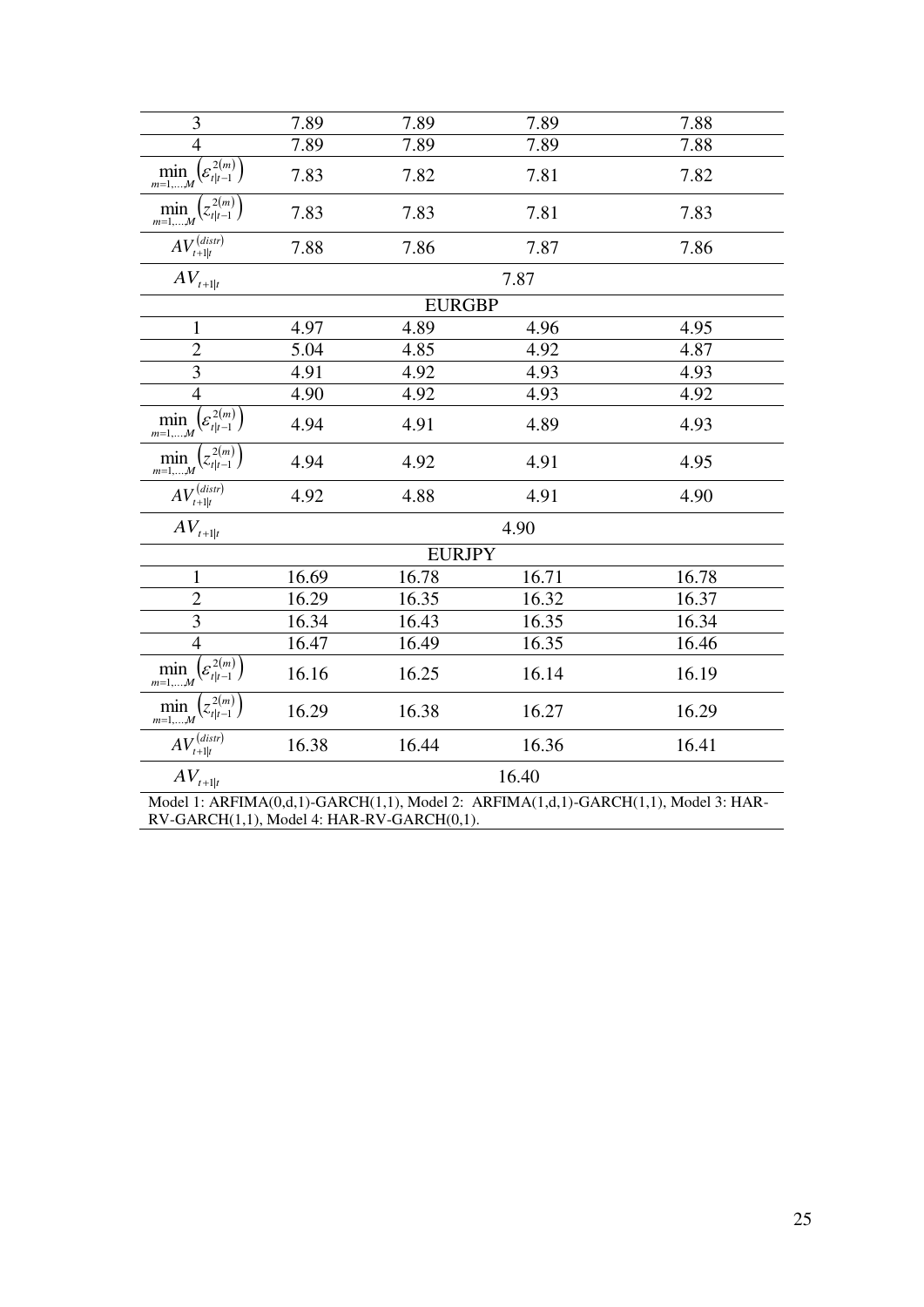| | | | | |
|---|---|---|---|---|
| 3 | 7.89 | 7.89 | 7.89 | 7.88 |
| 4 | 7.89 | 7.89 | 7.89 | 7.88 |
| $\min_{m=1,\dots,M}\left(\varepsilon_{t\mid t-1}^{2(m)}\right)$ | 7.83 | 7.82 | 7.81 | 7.82 |
| $\min_{m=1,\dots,M}\left(z_{t\mid t-1}^{2(m)}\right)$ | 7.83 | 7.83 | 7.81 | 7.83 |
| $AV_{t+1\mid t}^{(distr)}$ | 7.88 | 7.86 | 7.87 | 7.86 |
| $AV_{t+1\mid t}$ | | 7.87 | | |
| | | EURGBP | | |
| 1 | 4.97 | 4.89 | 4.96 | 4.95 |
| 2 | 5.04 | 4.85 | 4.92 | 4.87 |
| 3 | 4.91 | 4.92 | 4.93 | 4.93 |
| 4 | 4.90 | 4.92 | 4.93 | 4.92 |
| $\min_{m=1,\dots,M}\left(\varepsilon_{t\mid t-1}^{2(m)}\right)$ | 4.94 | 4.91 | 4.89 | 4.93 |
| $\min_{m=1,\dots,M}\left(z_{t\mid t-1}^{2(m)}\right)$ | 4.94 | 4.92 | 4.91 | 4.95 |
| $AV_{t+1\mid t}^{(distr)}$ | 4.92 | 4.88 | 4.91 | 4.90 |
| $AV_{t+1\mid t}$ | | 4.90 | | |
| | | EURJPY | | |
| 1 | 16.69 | 16.78 | 16.71 | 16.78 |
| 2 | 16.29 | 16.35 | 16.32 | 16.37 |
| 3 | 16.34 | 16.43 | 16.35 | 16.34 |
| 4 | 16.47 | 16.49 | 16.35 | 16.46 |
| $\min_{m=1,\dots,M}\left(\varepsilon_{t\mid t-1}^{2(m)}\right)$ | 16.16 | 16.25 | 16.14 | 16.19 |
| $\min_{m=1,\dots,M}\left(z_{t\mid t-1}^{2(m)}\right)$ | 16.29 | 16.38 | 16.27 | 16.29 |
| $AV_{t+1\mid t}^{(distr)}$ | 16.38 | 16.44 | 16.36 | 16.41 |
| $AV_{t+1\mid t}$ | | 16.40 | | |

Model 1: ARFIMA(0,d,1)-GARCH(1,1), Model 2: ARFIMA(1,d,1)-GARCH(1,1), Model 3: HAR-RV-GARCH(1,1), Model 4: HAR-RV-GARCH(0,1).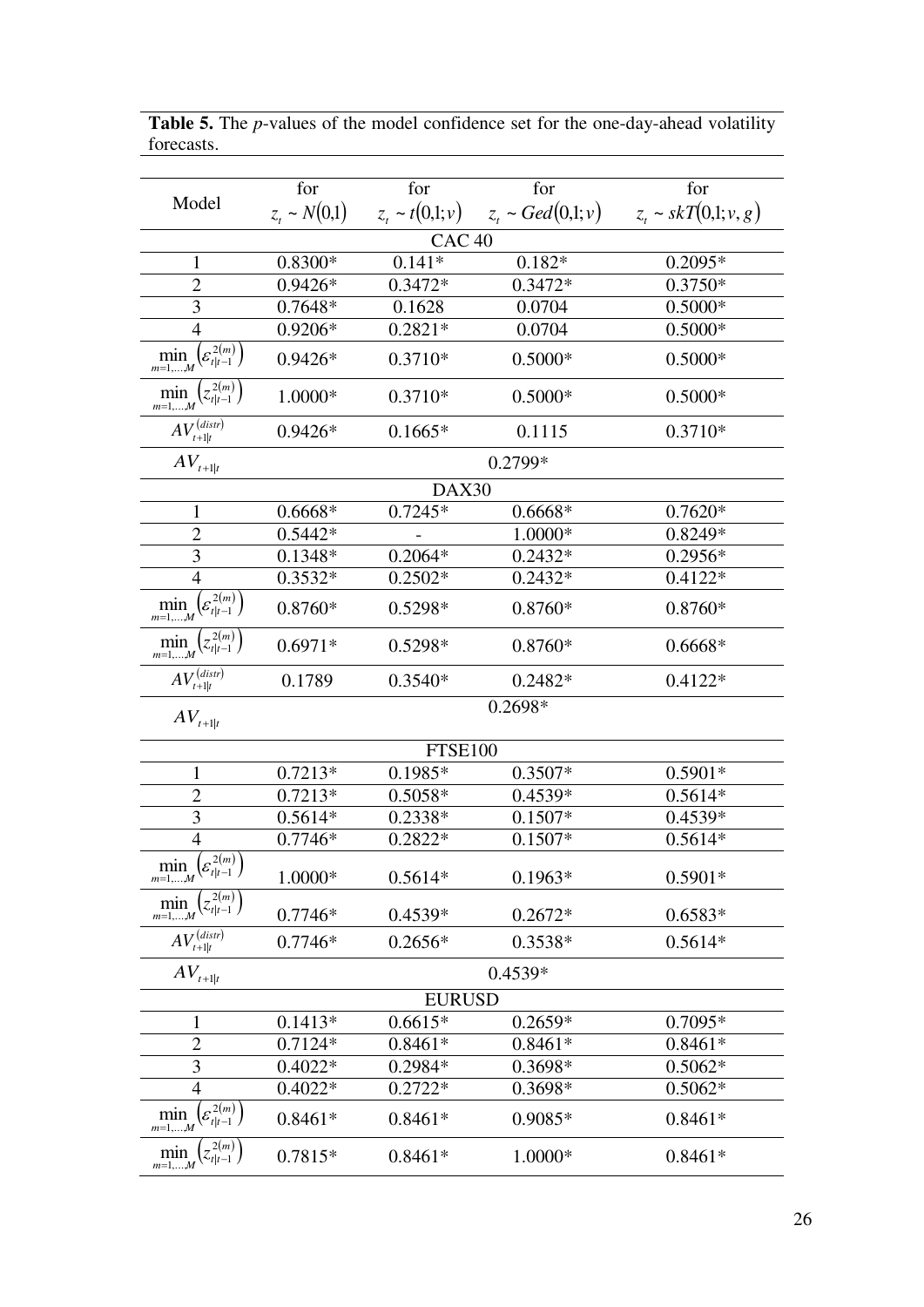**Table 5.** The *p*-values of the model confidence set for the one-day-ahead volatility forecasts.

| Model | for $z_t \sim N(0,1)$ | for $z_t \sim t(0,1;v)$ | for $z_t \sim Ged(0,1;v)$ | for $z_t \sim skT(0,1;v,g)$ |
|---|---|---|---|---|
| | | CAC 40 | | |
| 1 | 0.8300* | 0.141* | 0.182* | 0.2095* |
| 2 | 0.9426* | 0.3472* | 0.3472* | 0.3750* |
| 3 | 0.7648* | 0.1628 | 0.0704 | 0.5000* |
| 4 | 0.9206* | 0.2821* | 0.0704 | 0.5000* |
| $\min_{m=1,\ldots,M}\left(\varepsilon_{t\|t-1}^{2(m)}\right)$ | 0.9426* | 0.3710* | 0.5000* | 0.5000* |
| $\min_{m=1,\ldots,M}\left(z_{t\|t-1}^{2(m)}\right)$ | 1.0000* | 0.3710* | 0.5000* | 0.5000* |
| $AV_{t+1\|t}^{(distr)}$ | 0.9426* | 0.1665* | 0.1115 | 0.3710* |
| $AV_{t+1\|t}$ | | 0.2799* | | |
| | | DAX30 | | |
| 1 | 0.6668* | 0.7245* | 0.6668* | 0.7620* |
| 2 | 0.5442* | - | 1.0000* | 0.8249* |
| 3 | 0.1348* | 0.2064* | 0.2432* | 0.2956* |
| 4 | 0.3532* | 0.2502* | 0.2432* | 0.4122* |
| $\min_{m=1,\ldots,M}\left(\varepsilon_{t\|t-1}^{2(m)}\right)$ | 0.8760* | 0.5298* | 0.8760* | 0.8760* |
| $\min_{m=1,\ldots,M}\left(z_{t\|t-1}^{2(m)}\right)$ | 0.6971* | 0.5298* | 0.8760* | 0.6668* |
| $AV_{t+1\|t}^{(distr)}$ | 0.1789 | 0.3540* | 0.2482* | 0.4122* |
| $AV_{t+1\|t}$ | | 0.2698* | | |
| | | FTSE100 | | |
| 1 | 0.7213* | 0.1985* | 0.3507* | 0.5901* |
| 2 | 0.7213* | 0.5058* | 0.4539* | 0.5614* |
| 3 | 0.5614* | 0.2338* | 0.1507* | 0.4539* |
| 4 | 0.7746* | 0.2822* | 0.1507* | 0.5614* |
| $\min_{m=1,\ldots,M}\left(\varepsilon_{t\|t-1}^{2(m)}\right)$ | 1.0000* | 0.5614* | 0.1963* | 0.5901* |
| $\min_{m=1,\ldots,M}\left(z_{t\|t-1}^{2(m)}\right)$ | 0.7746* | 0.4539* | 0.2672* | 0.6583* |
| $AV_{t+1\|t}^{(distr)}$ | 0.7746* | 0.2656* | 0.3538* | 0.5614* |
| $AV_{t+1\|t}$ | | 0.4539* | | |
| | | EURUSD | | |
| 1 | 0.1413* | 0.6615* | 0.2659* | 0.7095* |
| 2 | 0.7124* | 0.8461* | 0.8461* | 0.8461* |
| 3 | 0.4022* | 0.2984* | 0.3698* | 0.5062* |
| 4 | 0.4022* | 0.2722* | 0.3698* | 0.5062* |
| $\min_{m=1,\ldots,M}\left(\varepsilon_{t\|t-1}^{2(m)}\right)$ | 0.8461* | 0.8461* | 0.9085* | 0.8461* |
| $\min_{m=1,\ldots,M}\left(z_{t\|t-1}^{2(m)}\right)$ | 0.7815* | 0.8461* | 1.0000* | 0.8461* |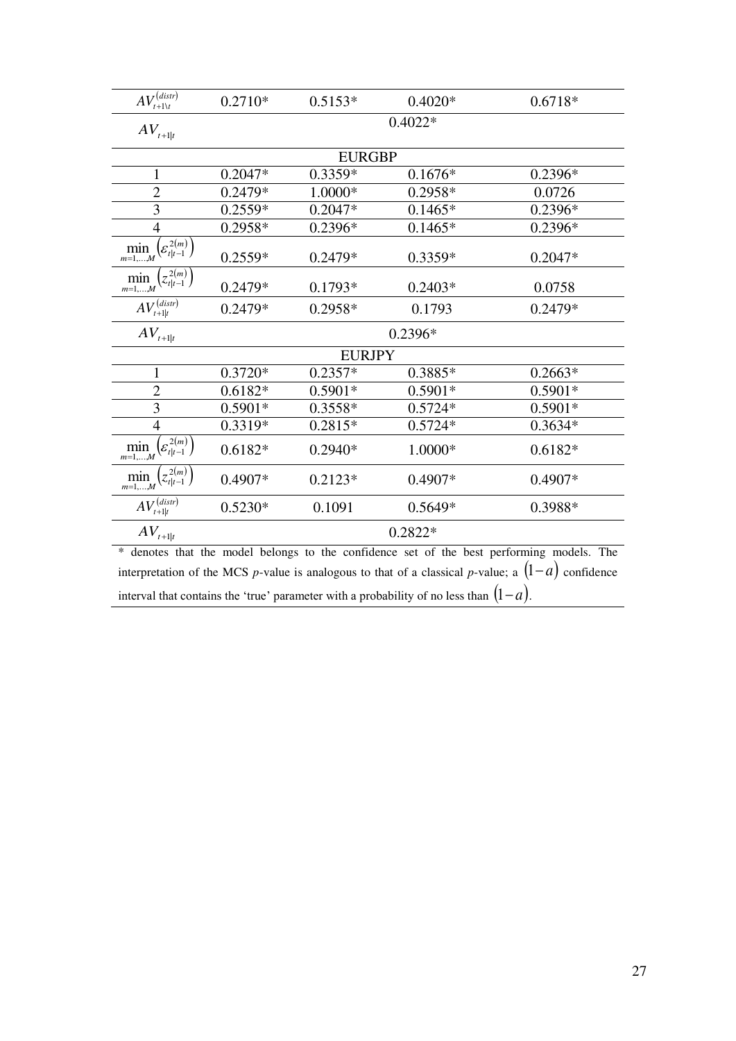| | | | | |
|---|---|---|---|---|
| $AV_{t+1\backslash t}^{(distr)}$ | 0.2710* | 0.5153* | 0.4020* | 0.6718* |
| $AV_{t+1\|t}$ | | | 0.4022* | |
| | | EURGBP | | |
| 1 | 0.2047* | 0.3359* | 0.1676* | 0.2396* |
| 2 | 0.2479* | 1.0000* | 0.2958* | 0.0726 |
| 3 | 0.2559* | 0.2047* | 0.1465* | 0.2396* |
| 4 | 0.2958* | 0.2396* | 0.1465* | 0.2396* |
| $\min_{m=1,\ldots,M}\left(\varepsilon_{t\|t-1}^{2(m)}\right)$ | 0.2559* | 0.2479* | 0.3359* | 0.2047* |
| $\min_{m=1,\ldots,M}\left(z_{t\|t-1}^{2(m)}\right)$ | 0.2479* | 0.1793* | 0.2403* | 0.0758 |
| $AV_{t+1\|t}^{(distr)}$ | 0.2479* | 0.2958* | 0.1793 | 0.2479* |
| $AV_{t+1\|t}$ | | | 0.2396* | |
| | | EURJPY | | |
| 1 | 0.3720* | 0.2357* | 0.3885* | 0.2663* |
| 2 | 0.6182* | 0.5901* | 0.5901* | 0.5901* |
| 3 | 0.5901* | 0.3558* | 0.5724* | 0.5901* |
| 4 | 0.3319* | 0.2815* | 0.5724* | 0.3634* |
| $\min_{m=1,\ldots,M}\left(\varepsilon_{t\|t-1}^{2(m)}\right)$ | 0.6182* | 0.2940* | 1.0000* | 0.6182* |
| $\min_{m=1,\ldots,M}\left(z_{t\|t-1}^{2(m)}\right)$ | 0.4907* | 0.2123* | 0.4907* | 0.4907* |
| $AV_{t+1\|t}^{(distr)}$ | 0.5230* | 0.1091 | 0.5649* | 0.3988* |
| $AV_{t+1\|t}$ | | | 0.2822* | |

* denotes that the model belongs to the confidence set of the best performing models. The interpretation of the MCS *p*-value is analogous to that of a classical *p*-value; a $(1-a)$ confidence interval that contains the 'true' parameter with a probability of no less than $(1-a)$.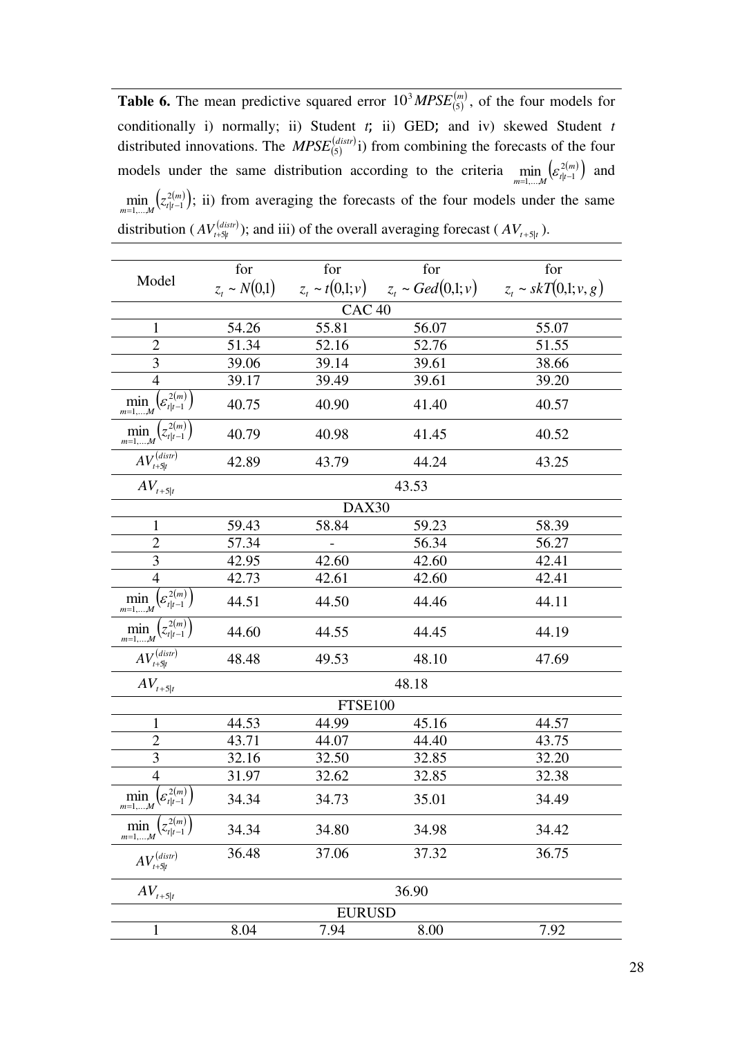**Table 6.** The mean predictive squared error $10^3 MPSE_{(5)}^{(m)}$, of the four models for conditionally i) normally; ii) Student *t*; ii) GED; and iv) skewed Student *t* distributed innovations. The $MPSE_{(5)}^{(distr)}$ i) from combining the forecasts of the four models under the same distribution according to the criteria $\min_{m=1,\ldots,M}\left(\varepsilon_{t|t-1}^{2(m)}\right)$ and $\min_{m=1,\ldots,M}\left(z_{t|t-1}^{2(m)}\right)$; ii) from averaging the forecasts of the four models under the same distribution ($AV_{t+5|t}^{(distr)}$); and iii) of the overall averaging forecast ($AV_{t+5|t}$).

| Model | for $z_t \sim N(0,1)$ | for $z_t \sim t(0,1;v)$ | for $z_t \sim Ged(0,1;v)$ | for $z_t \sim skT(0,1;v,g)$ |
|---|---|---|---|---|
| | | CAC 40 | | |
| 1 | 54.26 | 55.81 | 56.07 | 55.07 |
| 2 | 51.34 | 52.16 | 52.76 | 51.55 |
| 3 | 39.06 | 39.14 | 39.61 | 38.66 |
| 4 | 39.17 | 39.49 | 39.61 | 39.20 |
| $\min_{m=1,\ldots,M}\left(\varepsilon_{t\|t-1}^{2(m)}\right)$ | 40.75 | 40.90 | 41.40 | 40.57 |
| $\min_{m=1,\ldots,M}\left(z_{t\|t-1}^{2(m)}\right)$ | 40.79 | 40.98 | 41.45 | 40.52 |
| $AV_{t+5\|t}^{(distr)}$ | 42.89 | 43.79 | 44.24 | 43.25 |
| $AV_{t+5\|t}$ | | 43.53 | | |
| | | DAX30 | | |
| 1 | 59.43 | 58.84 | 59.23 | 58.39 |
| 2 | 57.34 | - | 56.34 | 56.27 |
| 3 | 42.95 | 42.60 | 42.60 | 42.41 |
| 4 | 42.73 | 42.61 | 42.60 | 42.41 |
| $\min_{m=1,\ldots,M}\left(\varepsilon_{t\|t-1}^{2(m)}\right)$ | 44.51 | 44.50 | 44.46 | 44.11 |
| $\min_{m=1,\ldots,M}\left(z_{t\|t-1}^{2(m)}\right)$ | 44.60 | 44.55 | 44.45 | 44.19 |
| $AV_{t+5\|t}^{(distr)}$ | 48.48 | 49.53 | 48.10 | 47.69 |
| $AV_{t+5\|t}$ | | 48.18 | | |
| | | FTSE100 | | |
| 1 | 44.53 | 44.99 | 45.16 | 44.57 |
| 2 | 43.71 | 44.07 | 44.40 | 43.75 |
| 3 | 32.16 | 32.50 | 32.85 | 32.20 |
| 4 | 31.97 | 32.62 | 32.85 | 32.38 |
| $\min_{m=1,\ldots,M}\left(\varepsilon_{t\|t-1}^{2(m)}\right)$ | 34.34 | 34.73 | 35.01 | 34.49 |
| $\min_{m=1,\ldots,M}\left(z_{t\|t-1}^{2(m)}\right)$ | 34.34 | 34.80 | 34.98 | 34.42 |
| $AV_{t+5\|t}^{(distr)}$ | 36.48 | 37.06 | 37.32 | 36.75 |
| $AV_{t+5\|t}$ | | 36.90 | | |
| | | EURUSD | | |
| 1 | 8.04 | 7.94 | 8.00 | 7.92 |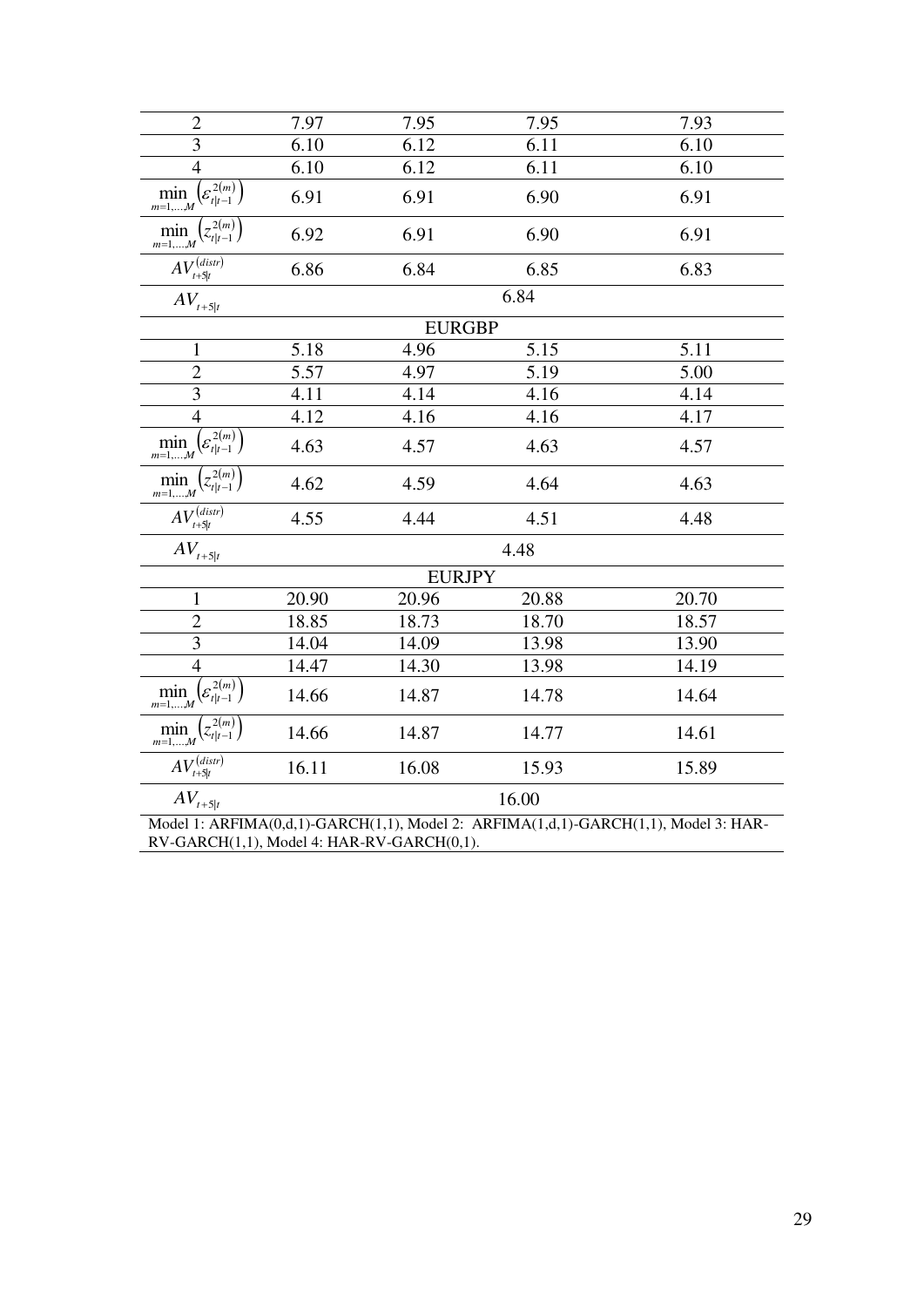| | | | | |
|---|---|---|---|---|
| 2 | 7.97 | 7.95 | 7.95 | 7.93 |
| 3 | 6.10 | 6.12 | 6.11 | 6.10 |
| 4 | 6.10 | 6.12 | 6.11 | 6.10 |
| $\min_{m=1,\ldots,M}\left(\varepsilon_{t\|t-1}^{2(m)}\right)$ | 6.91 | 6.91 | 6.90 | 6.91 |
| $\min_{m=1,\ldots,M}\left(z_{t\|t-1}^{2(m)}\right)$ | 6.92 | 6.91 | 6.90 | 6.91 |
| $AV_{t+5\|t}^{(distr)}$ | 6.86 | 6.84 | 6.85 | 6.83 |
| $AV_{t+5\|t}$ | | | 6.84 | |
| | | EURGBP | | |
| 1 | 5.18 | 4.96 | 5.15 | 5.11 |
| 2 | 5.57 | 4.97 | 5.19 | 5.00 |
| 3 | 4.11 | 4.14 | 4.16 | 4.14 |
| 4 | 4.12 | 4.16 | 4.16 | 4.17 |
| $\min_{m=1,\ldots,M}\left(\varepsilon_{t\|t-1}^{2(m)}\right)$ | 4.63 | 4.57 | 4.63 | 4.57 |
| $\min_{m=1,\ldots,M}\left(z_{t\|t-1}^{2(m)}\right)$ | 4.62 | 4.59 | 4.64 | 4.63 |
| $AV_{t+5\|t}^{(distr)}$ | 4.55 | 4.44 | 4.51 | 4.48 |
| $AV_{t+5\|t}$ | | | 4.48 | |
| | | EURJPY | | |
| 1 | 20.90 | 20.96 | 20.88 | 20.70 |
| 2 | 18.85 | 18.73 | 18.70 | 18.57 |
| 3 | 14.04 | 14.09 | 13.98 | 13.90 |
| 4 | 14.47 | 14.30 | 13.98 | 14.19 |
| $\min_{m=1,\ldots,M}\left(\varepsilon_{t\|t-1}^{2(m)}\right)$ | 14.66 | 14.87 | 14.78 | 14.64 |
| $\min_{m=1,\ldots,M}\left(z_{t\|t-1}^{2(m)}\right)$ | 14.66 | 14.87 | 14.77 | 14.61 |
| $AV_{t+5\|t}^{(distr)}$ | 16.11 | 16.08 | 15.93 | 15.89 |
| $AV_{t+5\|t}$ | | | 16.00 | |

Model 1: ARFIMA(0,d,1)-GARCH(1,1), Model 2: ARFIMA(1,d,1)-GARCH(1,1), Model 3: HAR-RV-GARCH(1,1), Model 4: HAR-RV-GARCH(0,1).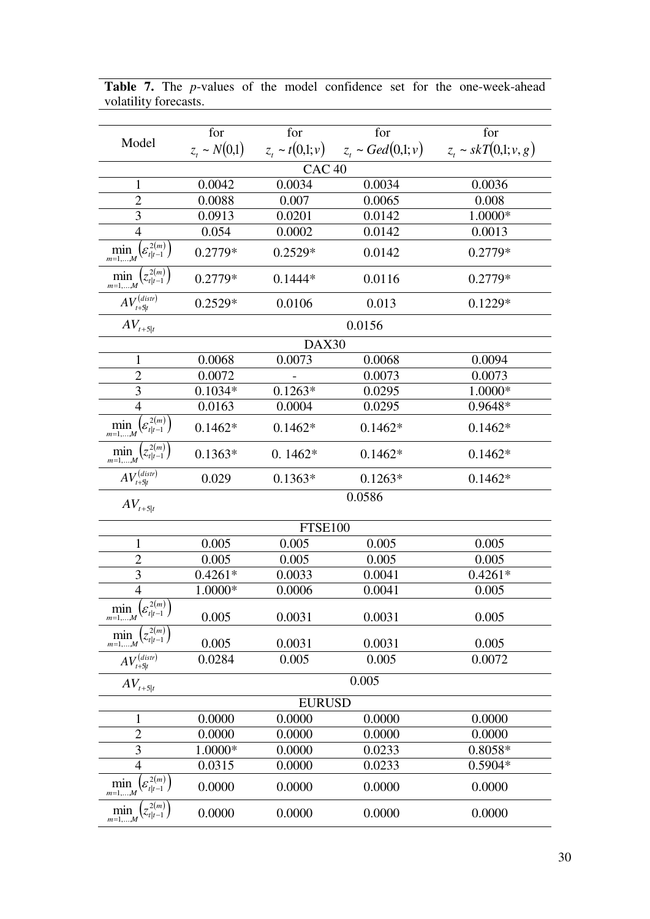**Table 7.** The *p*-values of the model confidence set for the one-week-ahead volatility forecasts.

| Model | for $z_t \sim N(0,1)$ | for $z_t \sim t(0,1;v)$ | for $z_t \sim Ged(0,1;v)$ | for $z_t \sim skT(0,1;v,g)$ |
|---|---|---|---|---|
| CAC 40 | | | | |
| 1 | 0.0042 | 0.0034 | 0.0034 | 0.0036 |
| 2 | 0.0088 | 0.007 | 0.0065 | 0.008 |
| 3 | 0.0913 | 0.0201 | 0.0142 | 1.0000* |
| 4 | 0.054 | 0.0002 | 0.0142 | 0.0013 |
| $\min_{m=1,\ldots,M}\left(\varepsilon_{t\vert t-1}^{2(m)}\right)$ | 0.2779* | 0.2529* | 0.0142 | 0.2779* |
| $\min_{m=1,\ldots,M}\left(z_{t\vert t-1}^{2(m)}\right)$ | 0.2779* | 0.1444* | 0.0116 | 0.2779* |
| $AV_{t+5\vert t}^{(distr)}$ | 0.2529* | 0.0106 | 0.013 | 0.1229* |
| $AV_{t+5\vert t}$ | | 0.0156 | | |
| DAX30 | | | | |
| 1 | 0.0068 | 0.0073 | 0.0068 | 0.0094 |
| 2 | 0.0072 | - | 0.0073 | 0.0073 |
| 3 | 0.1034* | 0.1263* | 0.0295 | 1.0000* |
| 4 | 0.0163 | 0.0004 | 0.0295 | 0.9648* |
| $\min_{m=1,\ldots,M}\left(\varepsilon_{t\vert t-1}^{2(m)}\right)$ | 0.1462* | 0.1462* | 0.1462* | 0.1462* |
| $\min_{m=1,\ldots,M}\left(z_{t\vert t-1}^{2(m)}\right)$ | 0.1363* | 0. 1462* | 0.1462* | 0.1462* |
| $AV_{t+5\vert t}^{(distr)}$ | 0.029 | 0.1363* | 0.1263* | 0.1462* |
| $AV_{t+5\vert t}$ | | 0.0586 | | |
| FTSE100 | | | | |
| 1 | 0.005 | 0.005 | 0.005 | 0.005 |
| 2 | 0.005 | 0.005 | 0.005 | 0.005 |
| 3 | 0.4261* | 0.0033 | 0.0041 | 0.4261* |
| 4 | 1.0000* | 0.0006 | 0.0041 | 0.005 |
| $\min_{m=1,\ldots,M}\left(\varepsilon_{t\vert t-1}^{2(m)}\right)$ | 0.005 | 0.0031 | 0.0031 | 0.005 |
| $\min_{m=1,\ldots,M}\left(z_{t\vert t-1}^{2(m)}\right)$ | 0.005 | 0.0031 | 0.0031 | 0.005 |
| $AV_{t+5\vert t}^{(distr)}$ | 0.0284 | 0.005 | 0.005 | 0.0072 |
| $AV_{t+5\vert t}$ | | 0.005 | | |
| EURUSD | | | | |
| 1 | 0.0000 | 0.0000 | 0.0000 | 0.0000 |
| 2 | 0.0000 | 0.0000 | 0.0000 | 0.0000 |
| 3 | 1.0000* | 0.0000 | 0.0233 | 0.8058* |
| 4 | 0.0315 | 0.0000 | 0.0233 | 0.5904* |
| $\min_{m=1,\ldots,M}\left(\varepsilon_{t\vert t-1}^{2(m)}\right)$ | 0.0000 | 0.0000 | 0.0000 | 0.0000 |
| $\min_{m=1,\ldots,M}\left(z_{t\vert t-1}^{2(m)}\right)$ | 0.0000 | 0.0000 | 0.0000 | 0.0000 |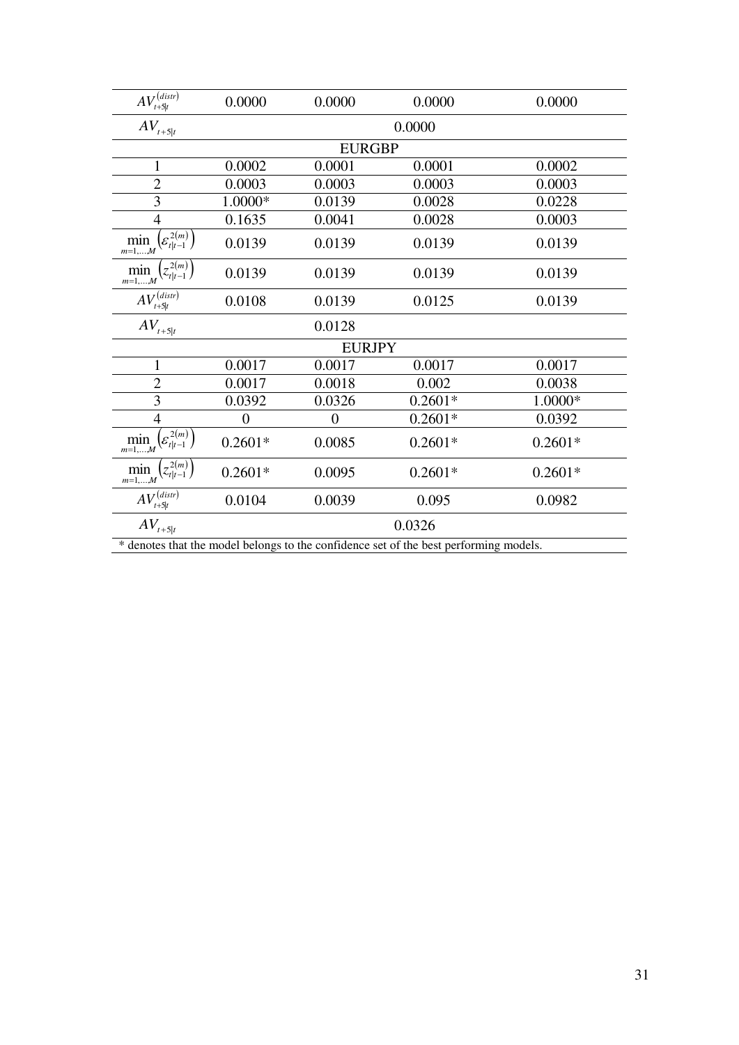| | | | | |
|---|---|---|---|---|
| $AV_{t+5\|t}^{(distr)}$ | 0.0000 | 0.0000 | 0.0000 | 0.0000 |
| $AV_{t+5\|t}$ | | | 0.0000 | |
| | | EURGBP | | |
| 1 | 0.0002 | 0.0001 | 0.0001 | 0.0002 |
| 2 | 0.0003 | 0.0003 | 0.0003 | 0.0003 |
| 3 | 1.0000* | 0.0139 | 0.0028 | 0.0228 |
| 4 | 0.1635 | 0.0041 | 0.0028 | 0.0003 |
| $\min_{m=1,\ldots,M}\left(\varepsilon_{t\|t-1}^{2(m)}\right)$ | 0.0139 | 0.0139 | 0.0139 | 0.0139 |
| $\min_{m=1,\ldots,M}\left(z_{t\|t-1}^{2(m)}\right)$ | 0.0139 | 0.0139 | 0.0139 | 0.0139 |
| $AV_{t+5\|t}^{(distr)}$ | 0.0108 | 0.0139 | 0.0125 | 0.0139 |
| $AV_{t+5\|t}$ | | 0.0128 | | |
| | | EURJPY | | |
| 1 | 0.0017 | 0.0017 | 0.0017 | 0.0017 |
| 2 | 0.0017 | 0.0018 | 0.002 | 0.0038 |
| 3 | 0.0392 | 0.0326 | 0.2601* | 1.0000* |
| 4 | 0 | 0 | 0.2601* | 0.0392 |
| $\min_{m=1,\ldots,M}\left(\varepsilon_{t\|t-1}^{2(m)}\right)$ | 0.2601* | 0.0085 | 0.2601* | 0.2601* |
| $\min_{m=1,\ldots,M}\left(z_{t\|t-1}^{2(m)}\right)$ | 0.2601* | 0.0095 | 0.2601* | 0.2601* |
| $AV_{t+5\|t}^{(distr)}$ | 0.0104 | 0.0039 | 0.095 | 0.0982 |
| $AV_{t+5\|t}$ | | | 0.0326 | |

* denotes that the model belongs to the confidence set of the best performing models.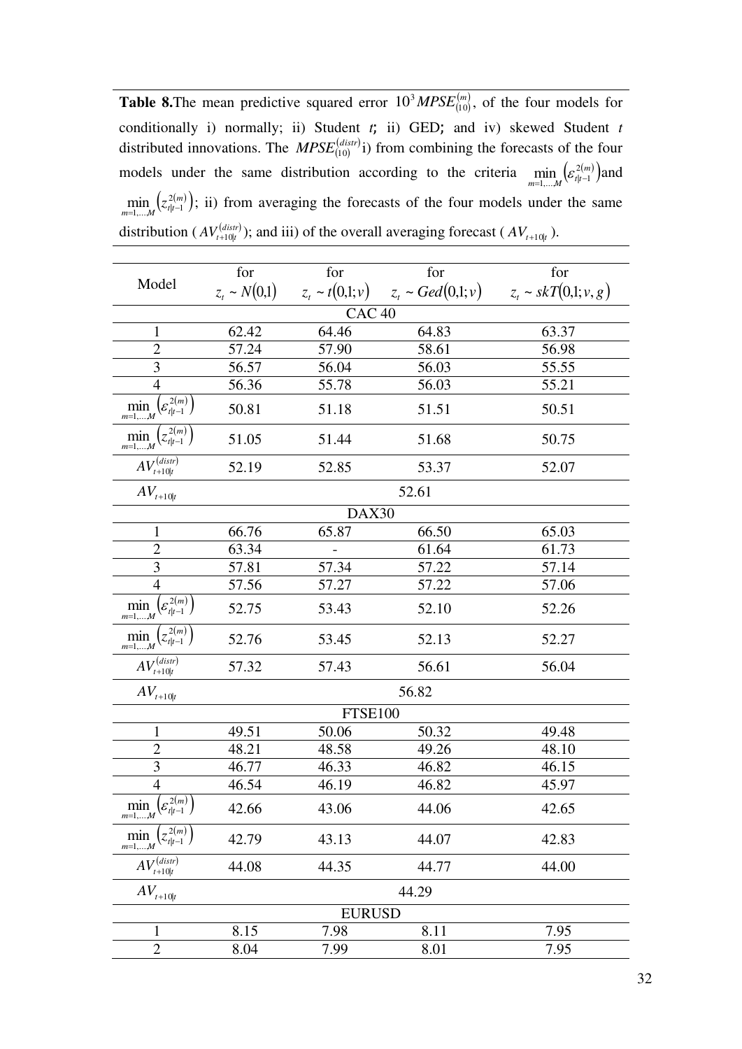**Table 8.**The mean predictive squared error $10^3 MPSE_{(10)}^{(m)}$, of the four models for conditionally i) normally; ii) Student *t*; ii) GED; and iv) skewed Student *t* distributed innovations. The $MPSE_{(10)}^{(distr)}$ i) from combining the forecasts of the four models under the same distribution according to the criteria $\min_{m=1,...,M}\left(\varepsilon_{t|t-1}^{2(m)}\right)$ and $\min_{m=1,...,M}\left(z_{t|t-1}^{2(m)}\right)$; ii) from averaging the forecasts of the four models under the same distribution ($AV_{t+10|t}^{(distr)}$); and iii) of the overall averaging forecast ($AV_{t+10|t}$).

| Model | for $z_t \sim N(0,1)$ | for $z_t \sim t(0,1;v)$ | for $z_t \sim Ged(0,1;v)$ | for $z_t \sim skT(0,1;v,g)$ |
|---|---|---|---|---|
| | | CAC 40 | | |
| 1 | 62.42 | 64.46 | 64.83 | 63.37 |
| 2 | 57.24 | 57.90 | 58.61 | 56.98 |
| 3 | 56.57 | 56.04 | 56.03 | 55.55 |
| 4 | 56.36 | 55.78 | 56.03 | 55.21 |
| $\min_{m=1,...,M}\left(\varepsilon_{t\|t-1}^{2(m)}\right)$ | 50.81 | 51.18 | 51.51 | 50.51 |
| $\min_{m=1,...,M}\left(z_{t\|t-1}^{2(m)}\right)$ | 51.05 | 51.44 | 51.68 | 50.75 |
| $AV_{t+10\|t}^{(distr)}$ | 52.19 | 52.85 | 53.37 | 52.07 |
| $AV_{t+10\|t}$ | | 52.61 | | |
| | | DAX30 | | |
| 1 | 66.76 | 65.87 | 66.50 | 65.03 |
| 2 | 63.34 | - | 61.64 | 61.73 |
| 3 | 57.81 | 57.34 | 57.22 | 57.14 |
| 4 | 57.56 | 57.27 | 57.22 | 57.06 |
| $\min_{m=1,...,M}\left(\varepsilon_{t\|t-1}^{2(m)}\right)$ | 52.75 | 53.43 | 52.10 | 52.26 |
| $\min_{m=1,...,M}\left(z_{t\|t-1}^{2(m)}\right)$ | 52.76 | 53.45 | 52.13 | 52.27 |
| $AV_{t+10\|t}^{(distr)}$ | 57.32 | 57.43 | 56.61 | 56.04 |
| $AV_{t+10\|t}$ | | 56.82 | | |
| | | FTSE100 | | |
| 1 | 49.51 | 50.06 | 50.32 | 49.48 |
| 2 | 48.21 | 48.58 | 49.26 | 48.10 |
| 3 | 46.77 | 46.33 | 46.82 | 46.15 |
| 4 | 46.54 | 46.19 | 46.82 | 45.97 |
| $\min_{m=1,...,M}\left(\varepsilon_{t\|t-1}^{2(m)}\right)$ | 42.66 | 43.06 | 44.06 | 42.65 |
| $\min_{m=1,...,M}\left(z_{t\|t-1}^{2(m)}\right)$ | 42.79 | 43.13 | 44.07 | 42.83 |
| $AV_{t+10\|t}^{(distr)}$ | 44.08 | 44.35 | 44.77 | 44.00 |
| $AV_{t+10\|t}$ | | 44.29 | | |
| | | EURUSD | | |
| 1 | 8.15 | 7.98 | 8.11 | 7.95 |
| 2 | 8.04 | 7.99 | 8.01 | 7.95 |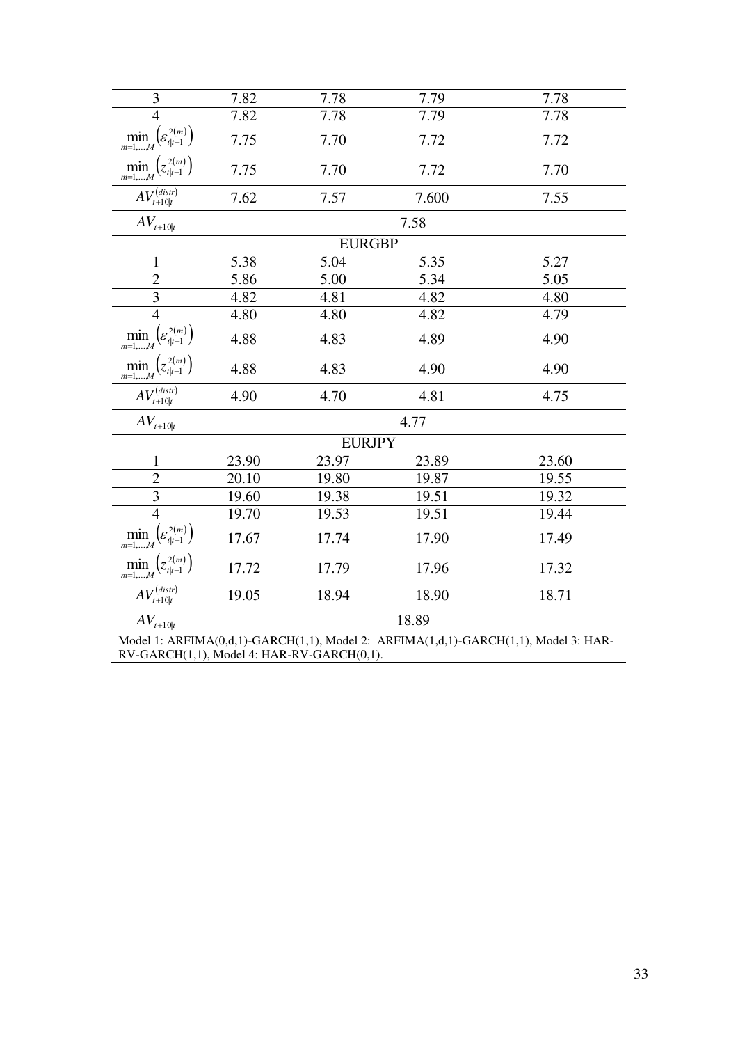| | | | | |
|---|---|---|---|---|
| 3 | 7.82 | 7.78 | 7.79 | 7.78 |
| 4 | 7.82 | 7.78 | 7.79 | 7.78 |
| $\min_{m=1,\ldots,M}\left(\varepsilon_{t\|t-1}^{2(m)}\right)$ | 7.75 | 7.70 | 7.72 | 7.72 |
| $\min_{m=1,\ldots,M}\left(z_{t\|t-1}^{2(m)}\right)$ | 7.75 | 7.70 | 7.72 | 7.70 |
| $AV_{t+10\|t}^{(distr)}$ | 7.62 | 7.57 | 7.600 | 7.55 |
| $AV_{t+10\|t}$ | | | 7.58 | |
| | | EURGBP | | |
| 1 | 5.38 | 5.04 | 5.35 | 5.27 |
| 2 | 5.86 | 5.00 | 5.34 | 5.05 |
| 3 | 4.82 | 4.81 | 4.82 | 4.80 |
| 4 | 4.80 | 4.80 | 4.82 | 4.79 |
| $\min_{m=1,\ldots,M}\left(\varepsilon_{t\|t-1}^{2(m)}\right)$ | 4.88 | 4.83 | 4.89 | 4.90 |
| $\min_{m=1,\ldots,M}\left(z_{t\|t-1}^{2(m)}\right)$ | 4.88 | 4.83 | 4.90 | 4.90 |
| $AV_{t+10\|t}^{(distr)}$ | 4.90 | 4.70 | 4.81 | 4.75 |
| $AV_{t+10\|t}$ | | | 4.77 | |
| | | EURJPY | | |
| 1 | 23.90 | 23.97 | 23.89 | 23.60 |
| 2 | 20.10 | 19.80 | 19.87 | 19.55 |
| 3 | 19.60 | 19.38 | 19.51 | 19.32 |
| 4 | 19.70 | 19.53 | 19.51 | 19.44 |
| $\min_{m=1,\ldots,M}\left(\varepsilon_{t\|t-1}^{2(m)}\right)$ | 17.67 | 17.74 | 17.90 | 17.49 |
| $\min_{m=1,\ldots,M}\left(z_{t\|t-1}^{2(m)}\right)$ | 17.72 | 17.79 | 17.96 | 17.32 |
| $AV_{t+10\|t}^{(distr)}$ | 19.05 | 18.94 | 18.90 | 18.71 |
| $AV_{t+10\|t}$ | | | 18.89 | |

Model 1: ARFIMA(0,d,1)-GARCH(1,1), Model 2: ARFIMA(1,d,1)-GARCH(1,1), Model 3: HAR-RV-GARCH(1,1), Model 4: HAR-RV-GARCH(0,1).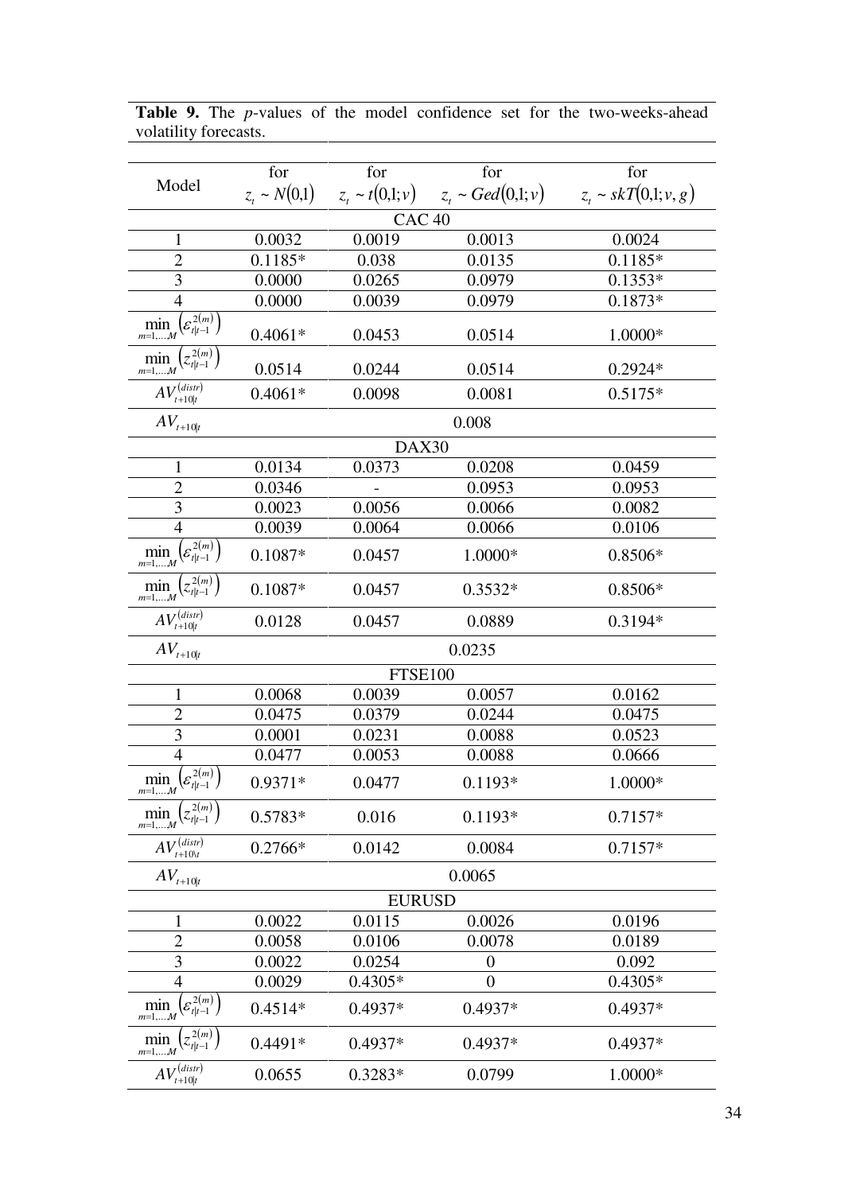**Table 9.** The *p*-values of the model confidence set for the two-weeks-ahead volatility forecasts.

| Model | for $z_t \sim N(0,1)$ | for $z_t \sim t(0,1;v)$ | for $z_t \sim Ged(0,1;v)$ | for $z_t \sim skT(0,1;v,g)$ |
|---|---|---|---|---|
| **CAC 40** | | | | |
| 1 | 0.0032 | 0.0019 | 0.0013 | 0.0024 |
| 2 | 0.1185* | 0.038 | 0.0135 | 0.1185* |
| 3 | 0.0000 | 0.0265 | 0.0979 | 0.1353* |
| 4 | 0.0000 | 0.0039 | 0.0979 | 0.1873* |
| $\min_{m=1,\dots,M}\left(\varepsilon_{t\vert t-1}^{2(m)}\right)$ | 0.4061* | 0.0453 | 0.0514 | 1.0000* |
| $\min_{m=1,\dots,M}\left(z_{t\vert t-1}^{2(m)}\right)$ | 0.0514 | 0.0244 | 0.0514 | 0.2924* |
| $AV_{t+10\vert t}^{(distr)}$ | 0.4061* | 0.0098 | 0.0081 | 0.5175* |
| $AV_{t+10\vert t}$ | | 0.008 | | |
| **DAX30** | | | | |
| 1 | 0.0134 | 0.0373 | 0.0208 | 0.0459 |
| 2 | 0.0346 | - | 0.0953 | 0.0953 |
| 3 | 0.0023 | 0.0056 | 0.0066 | 0.0082 |
| 4 | 0.0039 | 0.0064 | 0.0066 | 0.0106 |
| $\min_{m=1,\dots,M}\left(\varepsilon_{t\vert t-1}^{2(m)}\right)$ | 0.1087* | 0.0457 | 1.0000* | 0.8506* |
| $\min_{m=1,\dots,M}\left(z_{t\vert t-1}^{2(m)}\right)$ | 0.1087* | 0.0457 | 0.3532* | 0.8506* |
| $AV_{t+10\vert t}^{(distr)}$ | 0.0128 | 0.0457 | 0.0889 | 0.3194* |
| $AV_{t+10\vert t}$ | | 0.0235 | | |
| **FTSE100** | | | | |
| 1 | 0.0068 | 0.0039 | 0.0057 | 0.0162 |
| 2 | 0.0475 | 0.0379 | 0.0244 | 0.0475 |
| 3 | 0.0001 | 0.0231 | 0.0088 | 0.0523 |
| 4 | 0.0477 | 0.0053 | 0.0088 | 0.0666 |
| $\min_{m=1,\dots,M}\left(\varepsilon_{t\vert t-1}^{2(m)}\right)$ | 0.9371* | 0.0477 | 0.1193* | 1.0000* |
| $\min_{m=1,\dots,M}\left(z_{t\vert t-1}^{2(m)}\right)$ | 0.5783* | 0.016 | 0.1193* | 0.7157* |
| $AV_{t+10\backslash t}^{(distr)}$ | 0.2766* | 0.0142 | 0.0084 | 0.7157* |
| $AV_{t+10\vert t}$ | | 0.0065 | | |
| **EURUSD** | | | | |
| 1 | 0.0022 | 0.0115 | 0.0026 | 0.0196 |
| 2 | 0.0058 | 0.0106 | 0.0078 | 0.0189 |
| 3 | 0.0022 | 0.0254 | 0 | 0.092 |
| 4 | 0.0029 | 0.4305* | 0 | 0.4305* |
| $\min_{m=1,\dots,M}\left(\varepsilon_{t\vert t-1}^{2(m)}\right)$ | 0.4514* | 0.4937* | 0.4937* | 0.4937* |
| $\min_{m=1,\dots,M}\left(z_{t\vert t-1}^{2(m)}\right)$ | 0.4491* | 0.4937* | 0.4937* | 0.4937* |
| $AV_{t+10\vert t}^{(distr)}$ | 0.0655 | 0.3283* | 0.0799 | 1.0000* |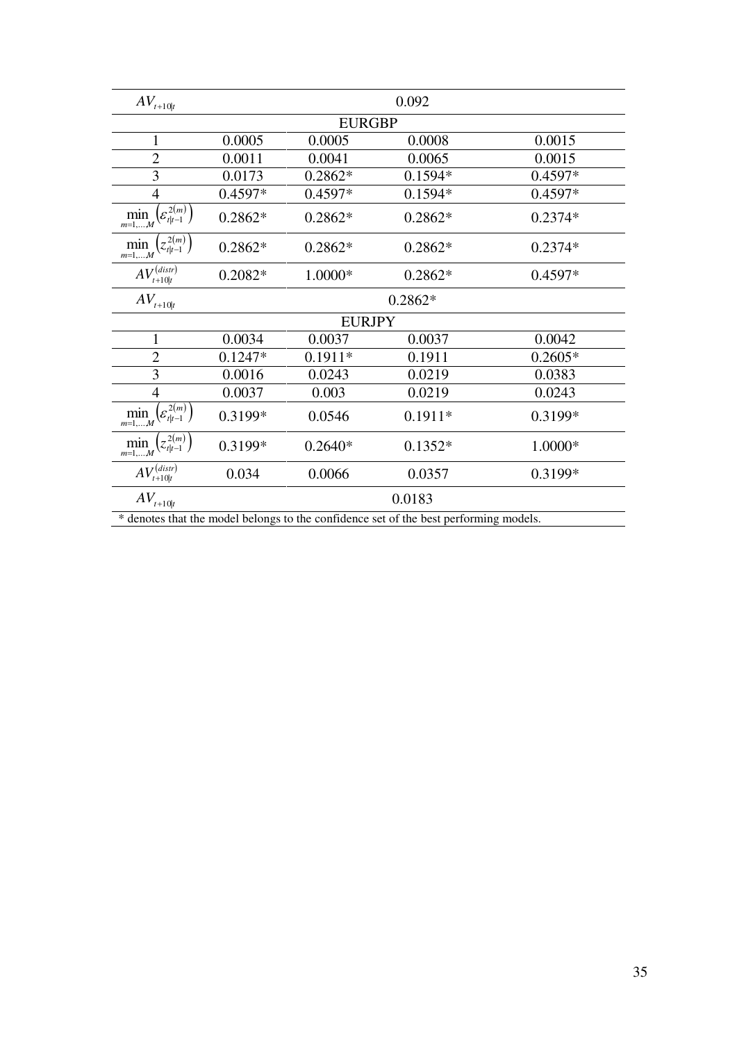| | | | | |
|---|---|---|---|---|
| $AV_{t+10\|t}$ | | 0.092 | | |
| **EURGBP** | | | | |
| 1 | 0.0005 | 0.0005 | 0.0008 | 0.0015 |
| 2 | 0.0011 | 0.0041 | 0.0065 | 0.0015 |
| 3 | 0.0173 | 0.2862* | 0.1594* | 0.4597* |
| 4 | 0.4597* | 0.4597* | 0.1594* | 0.4597* |
| $\min\limits_{m=1,\ldots,M}\left(\varepsilon_{t\|t-1}^{2(m)}\right)$ | 0.2862* | 0.2862* | 0.2862* | 0.2374* |
| $\min\limits_{m=1,\ldots,M}\left(z_{t\|t-1}^{2(m)}\right)$ | 0.2862* | 0.2862* | 0.2862* | 0.2374* |
| $AV_{t+10\|t}^{(distr)}$ | 0.2082* | 1.0000* | 0.2862* | 0.4597* |
| $AV_{t+10\|t}$ | | 0.2862* | | |
| **EURJPY** | | | | |
| 1 | 0.0034 | 0.0037 | 0.0037 | 0.0042 |
| 2 | 0.1247* | 0.1911* | 0.1911 | 0.2605* |
| 3 | 0.0016 | 0.0243 | 0.0219 | 0.0383 |
| 4 | 0.0037 | 0.003 | 0.0219 | 0.0243 |
| $\min\limits_{m=1,\ldots,M}\left(\varepsilon_{t\|t-1}^{2(m)}\right)$ | 0.3199* | 0.0546 | 0.1911* | 0.3199* |
| $\min\limits_{m=1,\ldots,M}\left(z_{t\|t-1}^{2(m)}\right)$ | 0.3199* | 0.2640* | 0.1352* | 1.0000* |
| $AV_{t+10\|t}^{(distr)}$ | 0.034 | 0.0066 | 0.0357 | 0.3199* |
| $AV_{t+10\|t}$ | | 0.0183 | | |

* denotes that the model belongs to the confidence set of the best performing models.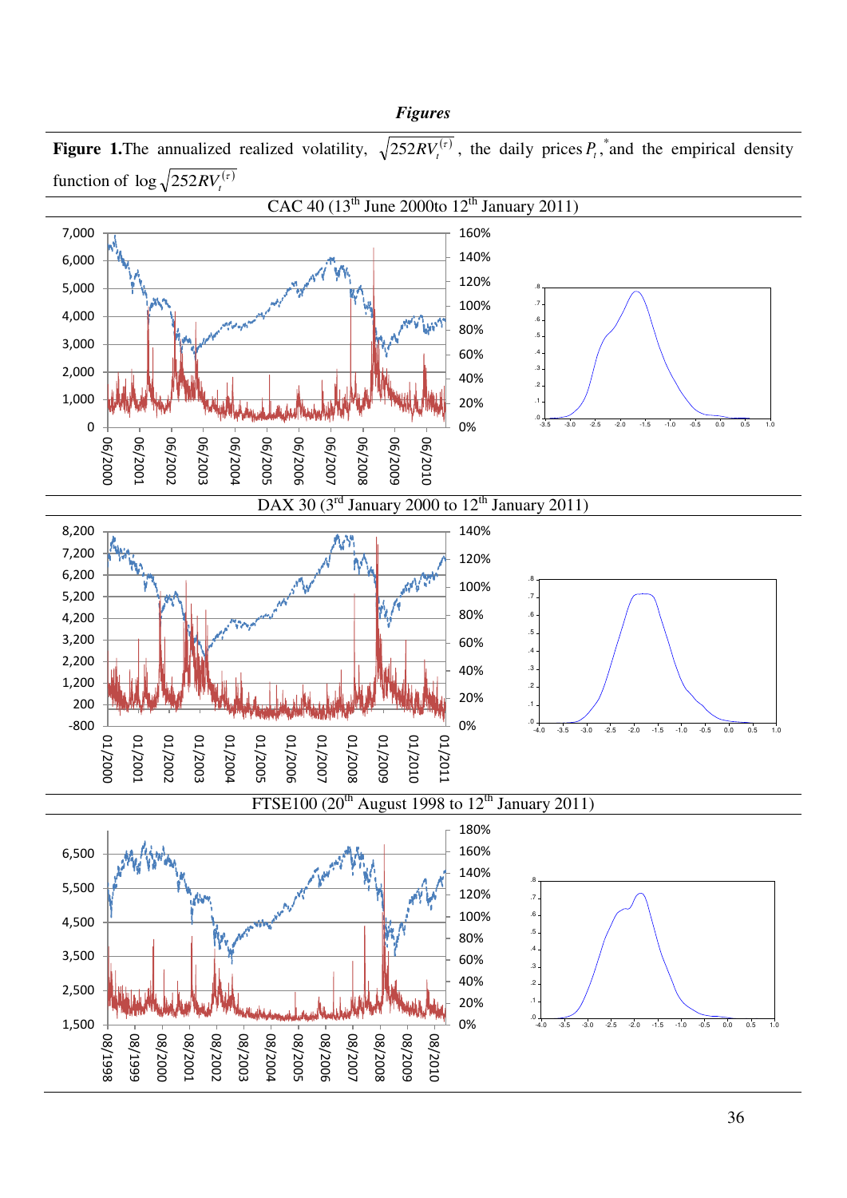# *Figures*

**Figure 1.** The annualized realized volatility, $\sqrt{252RV_t^{(\tau)}}$, the daily prices $P_t$,*and the empirical density function of $\log\sqrt{252RV_t^{(\tau)}}$

CAC 40 (13th June 2000to 12th January 2011)

DAX 30 (3rd January 2000 to 12th January 2011)

FTSE100 (20th August 1998 to 12th January 2011)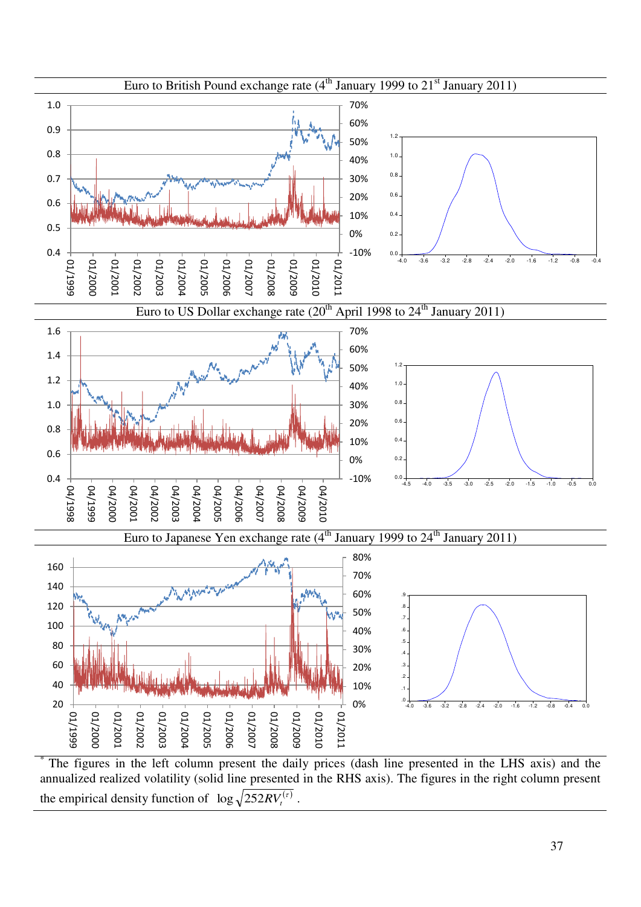Euro to British Pound exchange rate (4th January 1999 to 21st January 2011)

Euro to US Dollar exchange rate (20th April 1998 to 24th January 2011)

Euro to Japanese Yen exchange rate (4th January 1999 to 24th January 2011)

[*] The figures in the left column present the daily prices (dash line presented in the LHS axis) and the annualized realized volatility (solid line presented in the RHS axis). The figures in the right column present the empirical density function of $\log\sqrt{252RV_t^{(\tau)}}$.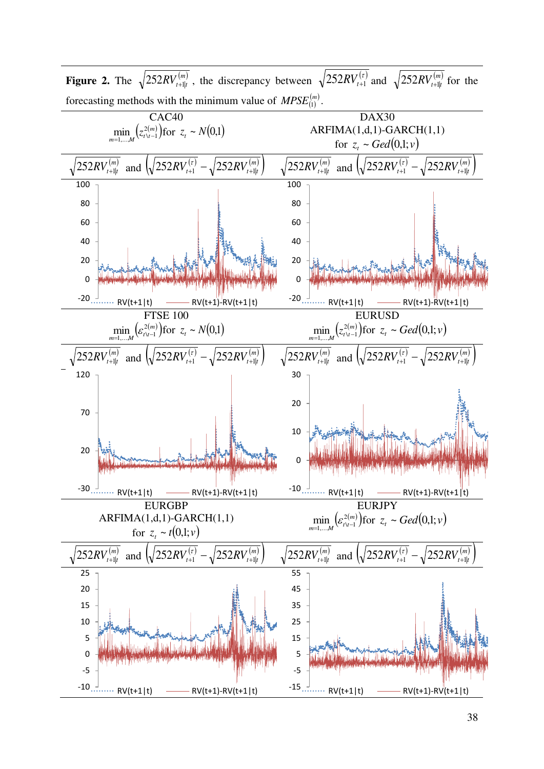**Figure 2.** The $\sqrt{252RV_{t+1|t}^{(m)}}$, the discrepancy between $\sqrt{252RV_{t+1}^{(\tau)}}$ and $\sqrt{252RV_{t+1|t}^{(m)}}$ for the forecasting methods with the minimum value of $MPSE_{(1)}^{(m)}$.

| CAC40 | DAX30 |
|---|---|
| $\min_{m=1,\ldots,M}\left(z_{t\setminus t-1}^{2(m)}\right)$ for $z_t \sim N(0,1)$ | ARFIMA(1,d,1)-GARCH(1,1) for $z_t \sim Ged(0,1;v)$ |
| $\sqrt{252RV_{t+1\|t}^{(m)}}$ and $\left(\sqrt{252RV_{t+1}^{(\tau)}}-\sqrt{252RV_{t+1\|t}^{(m)}}\right)$ | $\sqrt{252RV_{t+1\|t}^{(m)}}$ and $\left(\sqrt{252RV_{t+1}^{(\tau)}}-\sqrt{252RV_{t+1\|t}^{(m)}}\right)$ |
| RV(t+1\|t) / RV(t+1)-RV(t+1\|t) | RV(t+1\|t) / RV(t+1)-RV(t+1\|t) |
| **FTSE 100** | **EURUSD** |
| $\min_{m=1,\ldots,M}\left(\varepsilon_{t\setminus t-1}^{2(m)}\right)$ for $z_t \sim N(0,1)$ | $\min_{m=1,\ldots,M}\left(z_{t\setminus t-1}^{2(m)}\right)$ for $z_t \sim Ged(0,1;v)$ |
| $\sqrt{252RV_{t+1\|t}^{(m)}}$ and $\left(\sqrt{252RV_{t+1}^{(\tau)}}-\sqrt{252RV_{t+1\|t}^{(m)}}\right)$ | $\sqrt{252RV_{t+1\|t}^{(m)}}$ and $\left(\sqrt{252RV_{t+1}^{(\tau)}}-\sqrt{252RV_{t+1\|t}^{(m)}}\right)$ |
| RV(t+1\|t) / RV(t+1)-RV(t+1\|t) | RV(t+1\|t) / RV(t+1)-RV(t+1\|t) |
| **EURGBP** | **EURJPY** |
| ARFIMA(1,d,1)-GARCH(1,1) for $z_t \sim t(0,1;v)$ | $\min_{m=1,\ldots,M}\left(\varepsilon_{t\setminus t-1}^{2(m)}\right)$ for $z_t \sim Ged(0,1;v)$ |
| $\sqrt{252RV_{t+1\|t}^{(m)}}$ and $\left(\sqrt{252RV_{t+1}^{(\tau)}}-\sqrt{252RV_{t+1\|t}^{(m)}}\right)$ | $\sqrt{252RV_{t+1\|t}^{(m)}}$ and $\left(\sqrt{252RV_{t+1}^{(\tau)}}-\sqrt{252RV_{t+1\|t}^{(m)}}\right)$ |
| RV(t+1\|t) / RV(t+1)-RV(t+1\|t) | RV(t+1\|t) / RV(t+1)-RV(t+1\|t) |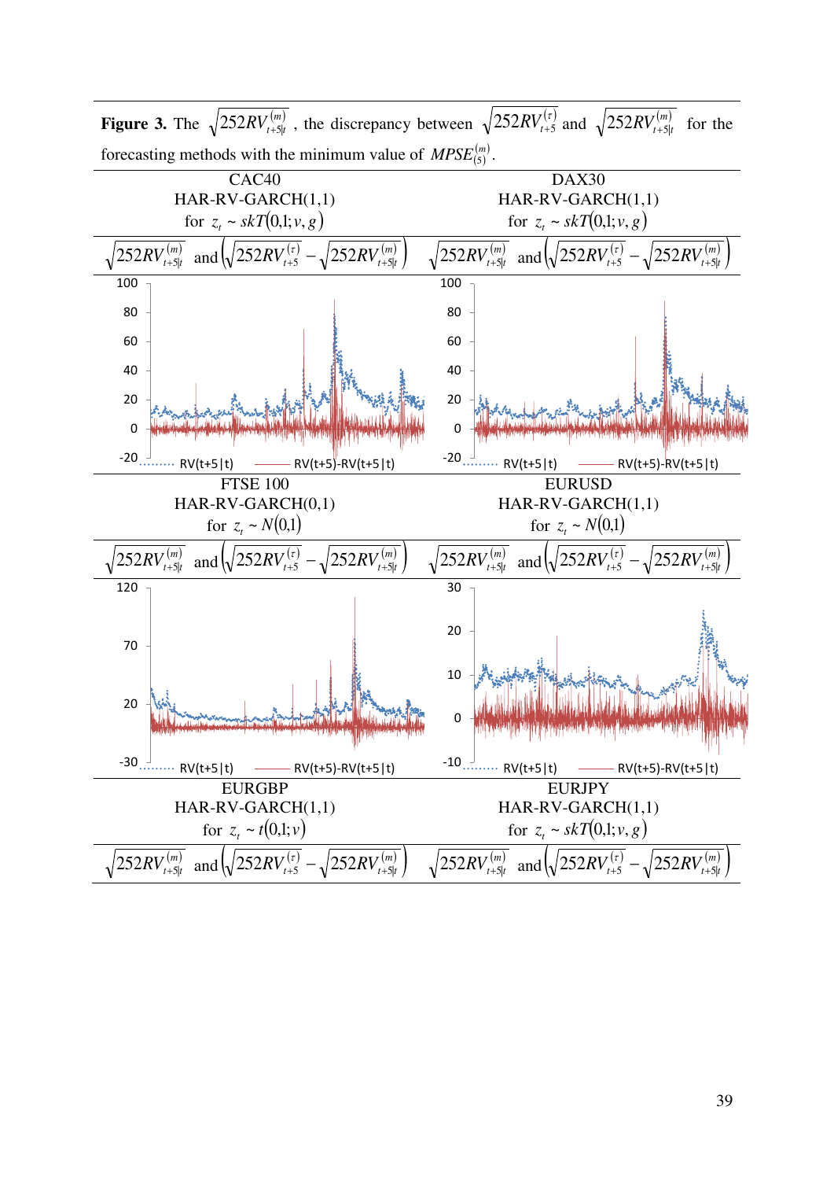**Figure 3.** The $\sqrt{252RV_{t+5|t}^{(m)}}$ , the discrepancy between $\sqrt{252RV_{t+5}^{(\tau)}}$ and $\sqrt{252RV_{t+5|t}^{(m)}}$ for the forecasting methods with the minimum value of $MPSE_{(5)}^{(m)}$.

| CAC40<br>HAR-RV-GARCH(1,1)<br>for $z_t \sim skT(0,1;v,g)$ | DAX30<br>HAR-RV-GARCH(1,1)<br>for $z_t \sim skT(0,1;v,g)$ |
|---|---|
| $\sqrt{252RV_{t+5\|t}^{(m)}}$ and $\left(\sqrt{252RV_{t+5}^{(\tau)}} - \sqrt{252RV_{t+5\|t}^{(m)}}\right)$ | $\sqrt{252RV_{t+5\|t}^{(m)}}$ and $\left(\sqrt{252RV_{t+5}^{(\tau)}} - \sqrt{252RV_{t+5\|t}^{(m)}}\right)$ |
| FTSE 100<br>HAR-RV-GARCH(0,1)<br>for $z_t \sim N(0,1)$ | EURUSD<br>HAR-RV-GARCH(1,1)<br>for $z_t \sim N(0,1)$ |
| $\sqrt{252RV_{t+5\|t}^{(m)}}$ and $\left(\sqrt{252RV_{t+5}^{(\tau)}} - \sqrt{252RV_{t+5\|t}^{(m)}}\right)$ | $\sqrt{252RV_{t+5\|t}^{(m)}}$ and $\left(\sqrt{252RV_{t+5}^{(\tau)}} - \sqrt{252RV_{t+5\|t}^{(m)}}\right)$ |
| EURGBP<br>HAR-RV-GARCH(1,1)<br>for $z_t \sim t(0,1;v)$ | EURJPY<br>HAR-RV-GARCH(1,1)<br>for $z_t \sim skT(0,1;v,g)$ |
| $\sqrt{252RV_{t+5\|t}^{(m)}}$ and $\left(\sqrt{252RV_{t+5}^{(\tau)}} - \sqrt{252RV_{t+5\|t}^{(m)}}\right)$ | $\sqrt{252RV_{t+5\|t}^{(m)}}$ and $\left(\sqrt{252RV_{t+5}^{(\tau)}} - \sqrt{252RV_{t+5\|t}^{(m)}}\right)$ |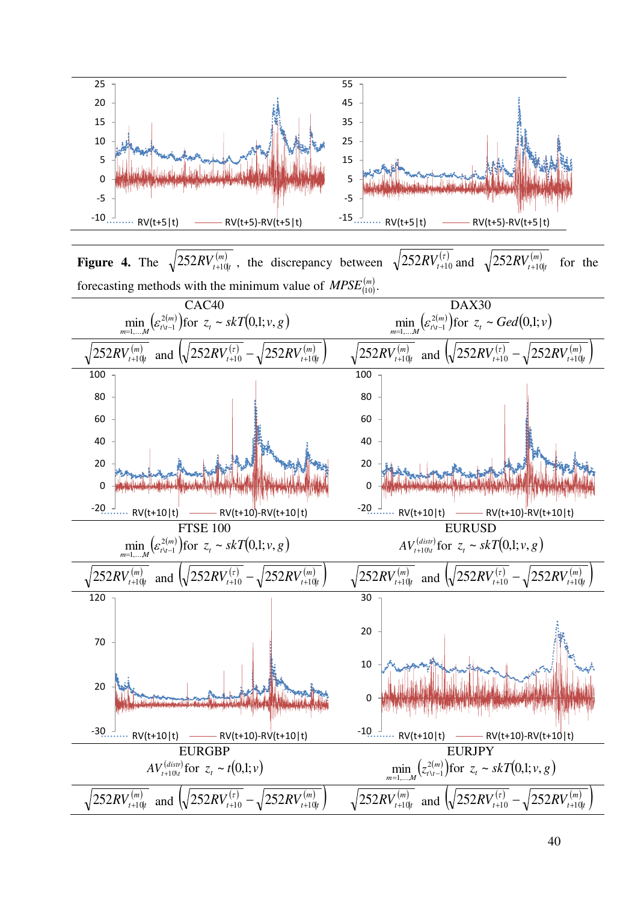**Figure 4.** The $\sqrt{252RV^{(m)}_{t+10|t}}$, the discrepancy between $\sqrt{252RV^{(\tau)}_{t+10}}$ and $\sqrt{252RV^{(m)}_{t+10|t}}$ for the forecasting methods with the minimum value of $MPSE^{(m)}_{(10)}$.

| CAC40 | DAX30 |
|---|---|
| $\min_{m=1,\dots,M}\left(\varepsilon^{2(m)}_{t\setminus t-1}\right)$ for $z_t \sim skT(0,1;v,g)$ | $\min_{m=1,\dots,M}\left(\varepsilon^{2(m)}_{t\setminus t-1}\right)$ for $z_t \sim Ged(0,1;v)$ |
| $\sqrt{252RV^{(m)}_{t+10\vert t}}$ and $\left(\sqrt{252RV^{(\tau)}_{t+10}}-\sqrt{252RV^{(m)}_{t+10\vert t}}\right)$ | $\sqrt{252RV^{(m)}_{t+10\vert t}}$ and $\left(\sqrt{252RV^{(\tau)}_{t+10}}-\sqrt{252RV^{(m)}_{t+10\vert t}}\right)$ |
| FTSE 100 | EURUSD |
| $\min_{m=1,\dots,M}\left(\varepsilon^{2(m)}_{t\setminus t-1}\right)$ for $z_t \sim skT(0,1;v,g)$ | $AV^{(distr)}_{t+10\setminus t}$ for $z_t \sim skT(0,1;v,g)$ |
| $\sqrt{252RV^{(m)}_{t+10\vert t}}$ and $\left(\sqrt{252RV^{(\tau)}_{t+10}}-\sqrt{252RV^{(m)}_{t+10\vert t}}\right)$ | $\sqrt{252RV^{(m)}_{t+10\vert t}}$ and $\left(\sqrt{252RV^{(\tau)}_{t+10}}-\sqrt{252RV^{(m)}_{t+10\vert t}}\right)$ |
| EURGBP | EURJPY |
| $AV^{(distr)}_{t+10\setminus t}$ for $z_t \sim t(0,1;v)$ | $\min_{m=1,\dots,M}\left(z^{2(m)}_{t\setminus t-1}\right)$ for $z_t \sim skT(0,1;v,g)$ |
| $\sqrt{252RV^{(m)}_{t+10\vert t}}$ and $\left(\sqrt{252RV^{(\tau)}_{t+10}}-\sqrt{252RV^{(m)}_{t+10\vert t}}\right)$ | $\sqrt{252RV^{(m)}_{t+10\vert t}}$ and $\left(\sqrt{252RV^{(\tau)}_{t+10}}-\sqrt{252RV^{(m)}_{t+10\vert t}}\right)$ |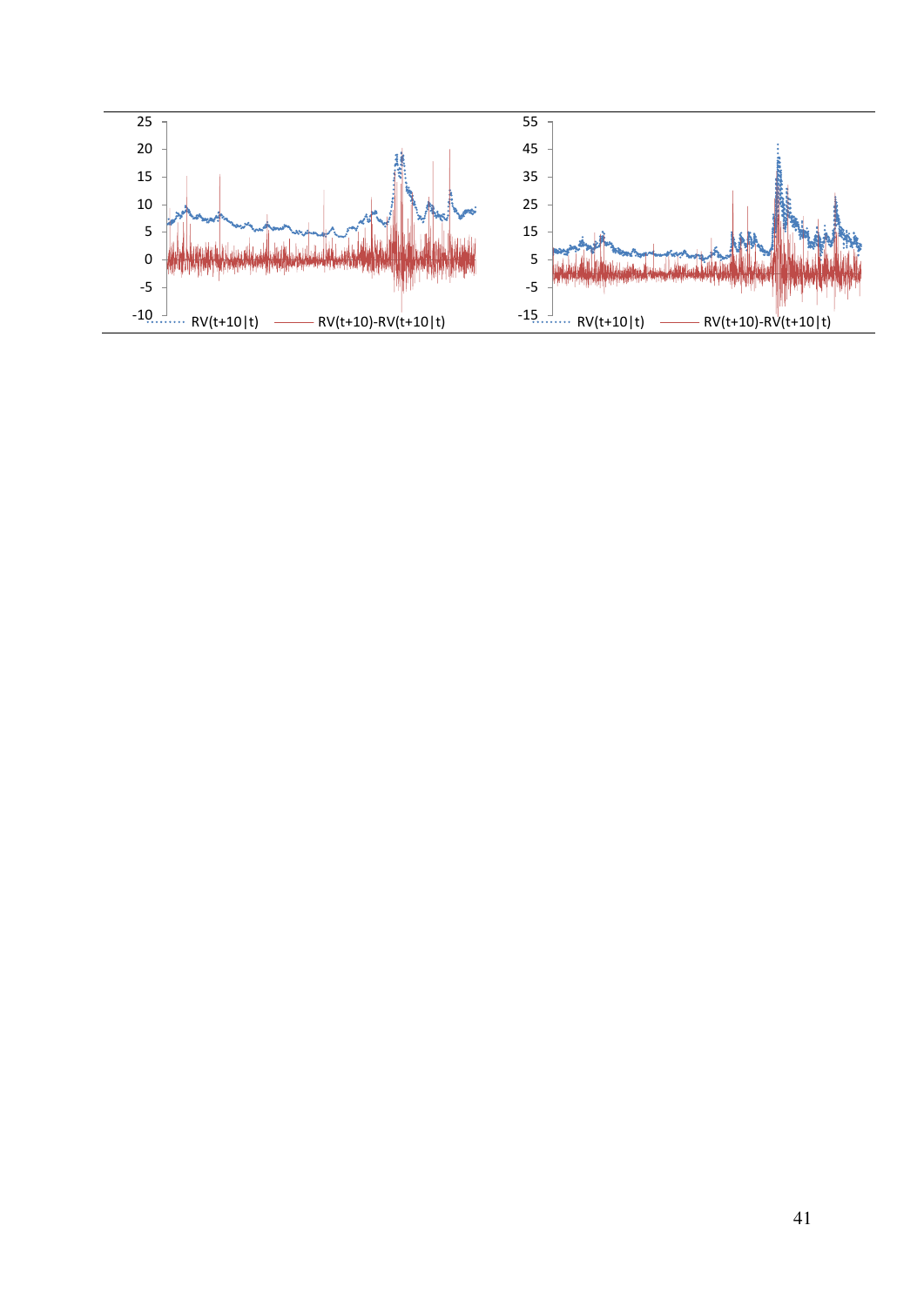25
20
15
10
5
0
-5
-10

RV(t+10|t)   RV(t+10)-RV(t+10|t)

55
45
35
25
15
5
-5
-15

RV(t+10|t)   RV(t+10)-RV(t+10|t)